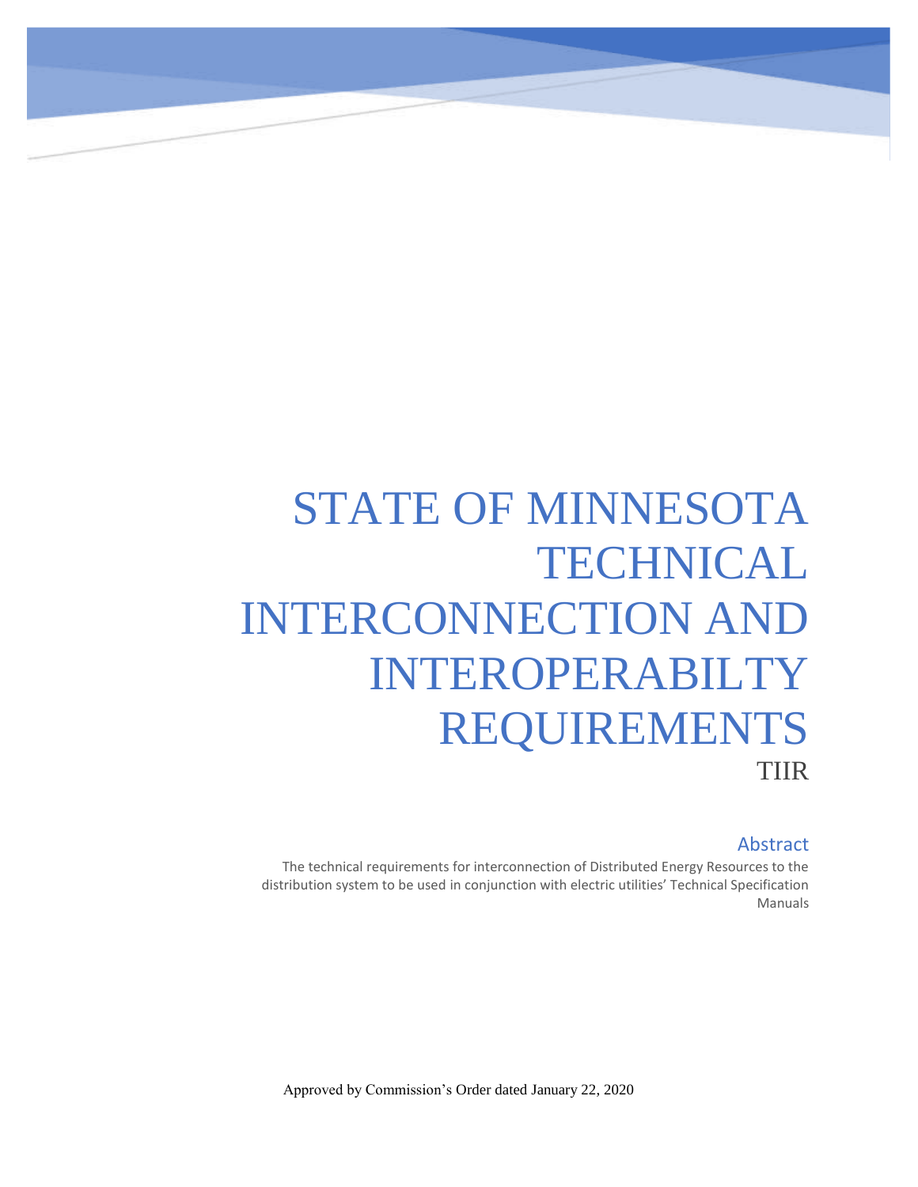# STATE OF MINNESOTA TECHNICAL INTERCONNECTION AND INTEROPERABILTY REQUIREMENTS

TIIR

## Abstract

The technical requirements for interconnection of Distributed Energy Resources to the distribution system to be used in conjunction with electric utilities' Technical Specification Manuals

Approved by Commission's Order dated January 22, 2020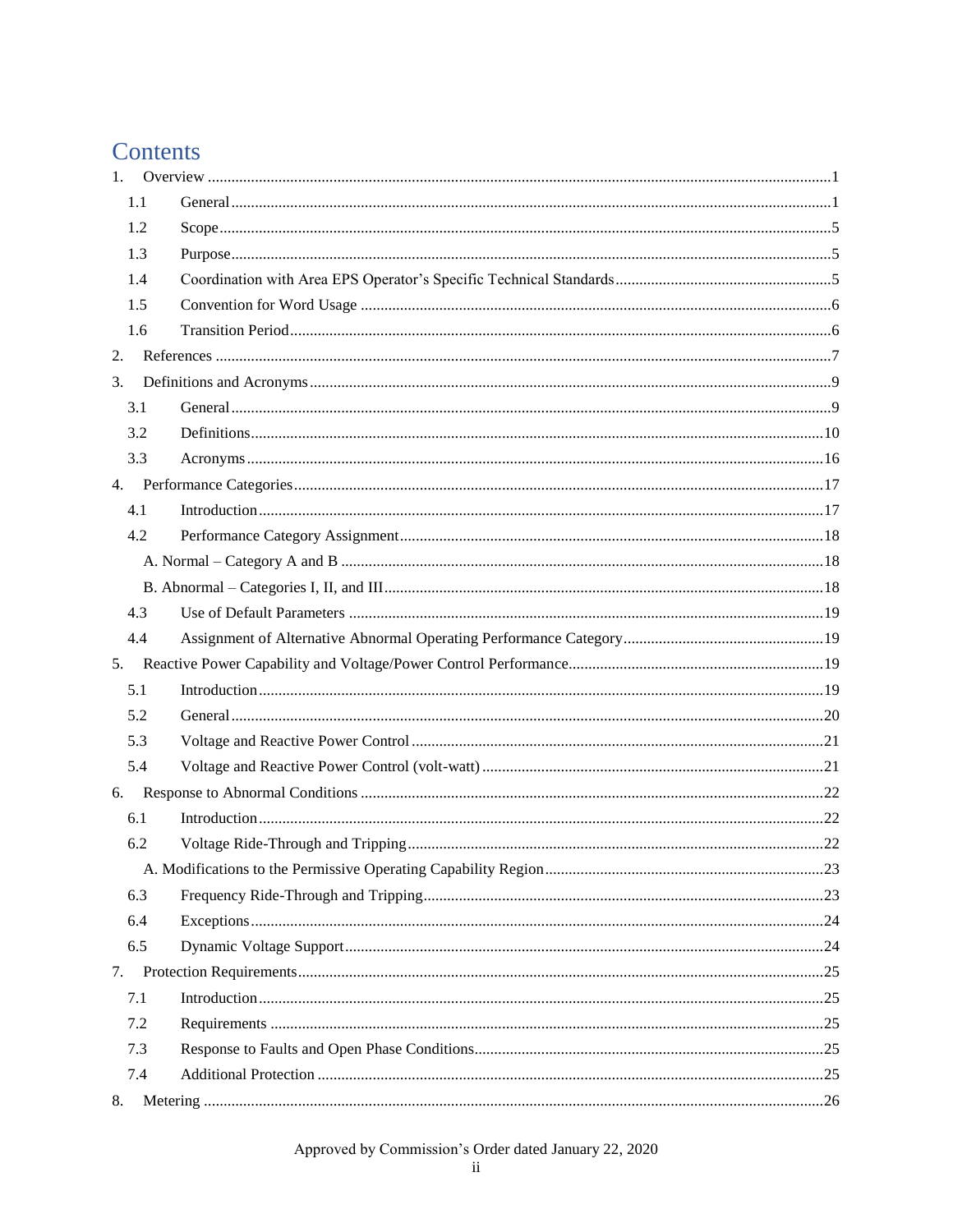# Contents

1. Overview ....................................................................................................................................1
   - 1.1 General ......................................................................................................................................1
   - 1.2 Scope .........................................................................................................................................5
   - 1.3 Purpose ......................................................................................................................................5
   - 1.4 Coordination with Area EPS Operator's Specific Technical Standards .......................................5
   - 1.5 Convention for Word Usage .......................................................................................................6
   - 1.6 Transition Period ........................................................................................................................6
2. References ..................................................................................................................................7
3. Definitions and Acronyms ..........................................................................................................9
   - 3.1 General ......................................................................................................................................9
   - 3.2 Definitions ................................................................................................................................10
   - 3.3 Acronyms .................................................................................................................................16
4. Performance Categories ...........................................................................................................17
   - 4.1 Introduction ..............................................................................................................................17
   - 4.2 Performance Category Assignment ...........................................................................................18
     - A. Normal – Category A and B ..................................................................................................18
     - B. Abnormal – Categories I, II, and III .......................................................................................18
   - 4.3 Use of Default Parameters ........................................................................................................19
   - 4.4 Assignment of Alternative Abnormal Operating Performance Category ...................................19
5. Reactive Power Capability and Voltage/Power Control Performance ........................................19
   - 5.1 Introduction ..............................................................................................................................19
   - 5.2 General .....................................................................................................................................20
   - 5.3 Voltage and Reactive Power Control .........................................................................................21
   - 5.4 Voltage and Reactive Power Control (volt-watt) .......................................................................21
6. Response to Abnormal Conditions ............................................................................................22
   - 6.1 Introduction ..............................................................................................................................22
   - 6.2 Voltage Ride-Through and Tripping .........................................................................................22
     - A. Modifications to the Permissive Operating Capability Region ...............................................23
   - 6.3 Frequency Ride-Through and Tripping .....................................................................................23
   - 6.4 Exceptions ................................................................................................................................24
   - 6.5 Dynamic Voltage Support .........................................................................................................24
7. Protection Requirements ...........................................................................................................25
   - 7.1 Introduction ..............................................................................................................................25
   - 7.2 Requirements ...........................................................................................................................25
   - 7.3 Response to Faults and Open Phase Conditions .......................................................................25
   - 7.4 Additional Protection ...............................................................................................................25
8. Metering ...................................................................................................................................26

Approved by Commission's Order dated January 22, 2020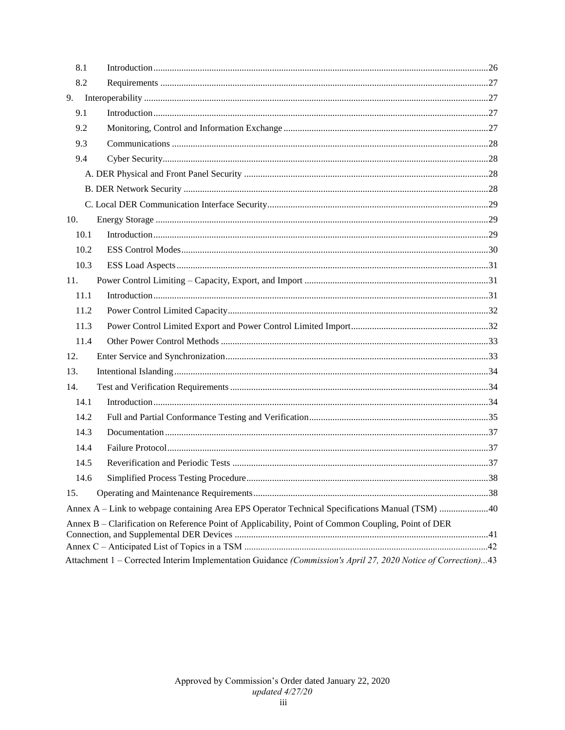8.1 Introduction ..... 26

8.2 Requirements ..... 27

9. Interoperability ..... 27

9.1 Introduction ..... 27

9.2 Monitoring, Control and Information Exchange ..... 27

9.3 Communications ..... 28

9.4 Cyber Security ..... 28

A. DER Physical and Front Panel Security ..... 28

B. DER Network Security ..... 28

C. Local DER Communication Interface Security ..... 29

10. Energy Storage ..... 29

10.1 Introduction ..... 29

10.2 ESS Control Modes ..... 30

10.3 ESS Load Aspects ..... 31

11. Power Control Limiting – Capacity, Export, and Import ..... 31

11.1 Introduction ..... 31

11.2 Power Control Limited Capacity ..... 32

11.3 Power Control Limited Export and Power Control Limited Import ..... 32

11.4 Other Power Control Methods ..... 33

12. Enter Service and Synchronization ..... 33

13. Intentional Islanding ..... 34

14. Test and Verification Requirements ..... 34

14.1 Introduction ..... 34

14.2 Full and Partial Conformance Testing and Verification ..... 35

14.3 Documentation ..... 37

14.4 Failure Protocol ..... 37

14.5 Reverification and Periodic Tests ..... 37

14.6 Simplified Process Testing Procedure ..... 38

15. Operating and Maintenance Requirements ..... 38

Annex A – Link to webpage containing Area EPS Operator Technical Specifications Manual (TSM) ..... 40

Annex B – Clarification on Reference Point of Applicability, Point of Common Coupling, Point of DER Connection, and Supplemental DER Devices ..... 41

Annex C – Anticipated List of Topics in a TSM ..... 42

Attachment 1 – Corrected Interim Implementation Guidance *(Commission's April 27, 2020 Notice of Correction)* ..... 43

Approved by Commission's Order dated January 22, 2020
*updated 4/27/20*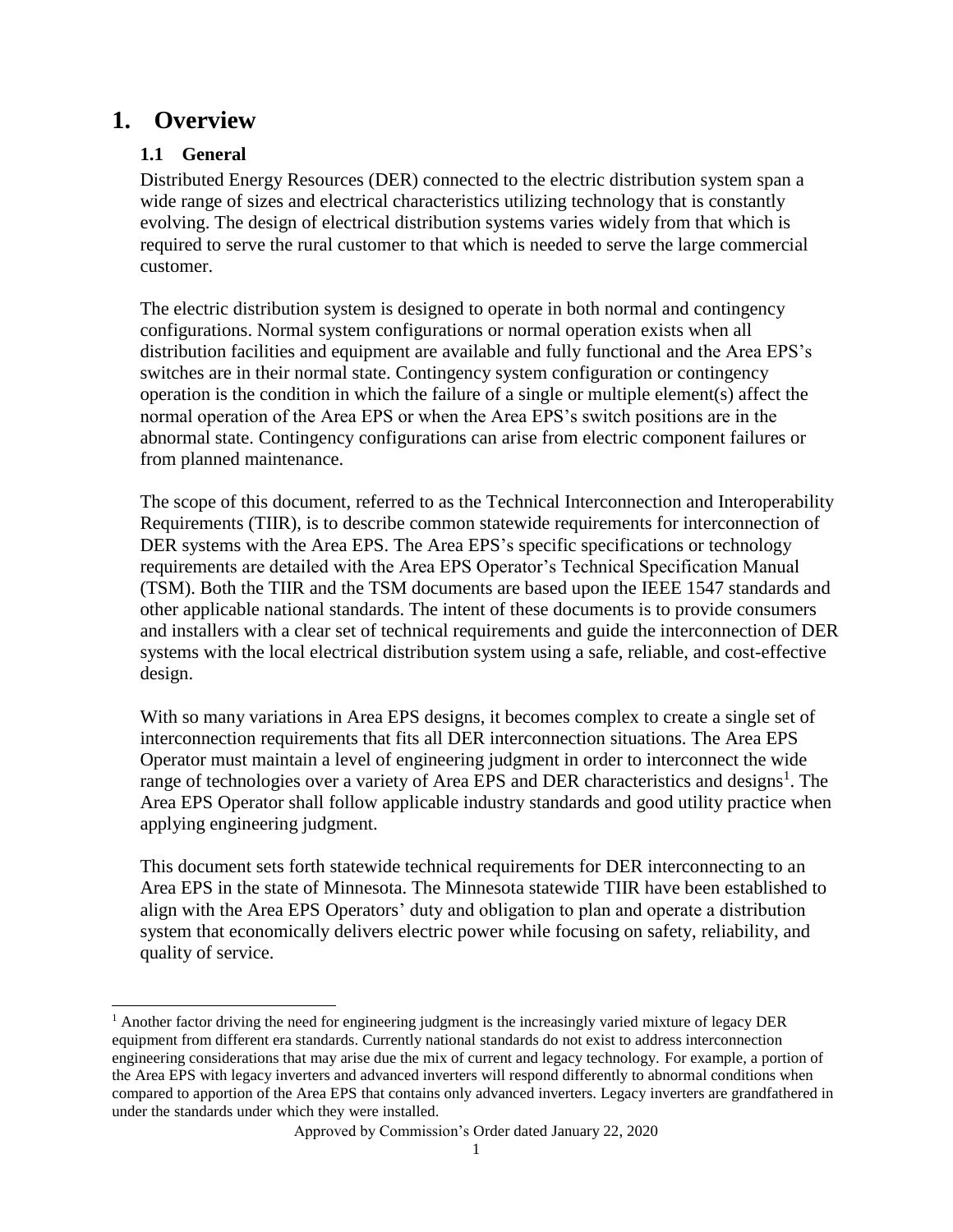# 1. Overview

## 1.1 General

Distributed Energy Resources (DER) connected to the electric distribution system span a wide range of sizes and electrical characteristics utilizing technology that is constantly evolving. The design of electrical distribution systems varies widely from that which is required to serve the rural customer to that which is needed to serve the large commercial customer.

The electric distribution system is designed to operate in both normal and contingency configurations. Normal system configurations or normal operation exists when all distribution facilities and equipment are available and fully functional and the Area EPS's switches are in their normal state. Contingency system configuration or contingency operation is the condition in which the failure of a single or multiple element(s) affect the normal operation of the Area EPS or when the Area EPS's switch positions are in the abnormal state. Contingency configurations can arise from electric component failures or from planned maintenance.

The scope of this document, referred to as the Technical Interconnection and Interoperability Requirements (TIIR), is to describe common statewide requirements for interconnection of DER systems with the Area EPS. The Area EPS's specific specifications or technology requirements are detailed with the Area EPS Operator's Technical Specification Manual (TSM). Both the TIIR and the TSM documents are based upon the IEEE 1547 standards and other applicable national standards. The intent of these documents is to provide consumers and installers with a clear set of technical requirements and guide the interconnection of DER systems with the local electrical distribution system using a safe, reliable, and cost-effective design.

With so many variations in Area EPS designs, it becomes complex to create a single set of interconnection requirements that fits all DER interconnection situations. The Area EPS Operator must maintain a level of engineering judgment in order to interconnect the wide range of technologies over a variety of Area EPS and DER characteristics and designs[1]. The Area EPS Operator shall follow applicable industry standards and good utility practice when applying engineering judgment.

This document sets forth statewide technical requirements for DER interconnecting to an Area EPS in the state of Minnesota. The Minnesota statewide TIIR have been established to align with the Area EPS Operators' duty and obligation to plan and operate a distribution system that economically delivers electric power while focusing on safety, reliability, and quality of service.

[1] Another factor driving the need for engineering judgment is the increasingly varied mixture of legacy DER equipment from different era standards. Currently national standards do not exist to address interconnection engineering considerations that may arise due the mix of current and legacy technology. For example, a portion of the Area EPS with legacy inverters and advanced inverters will respond differently to abnormal conditions when compared to apportion of the Area EPS that contains only advanced inverters. Legacy inverters are grandfathered in under the standards under which they were installed.

Approved by Commission's Order dated January 22, 2020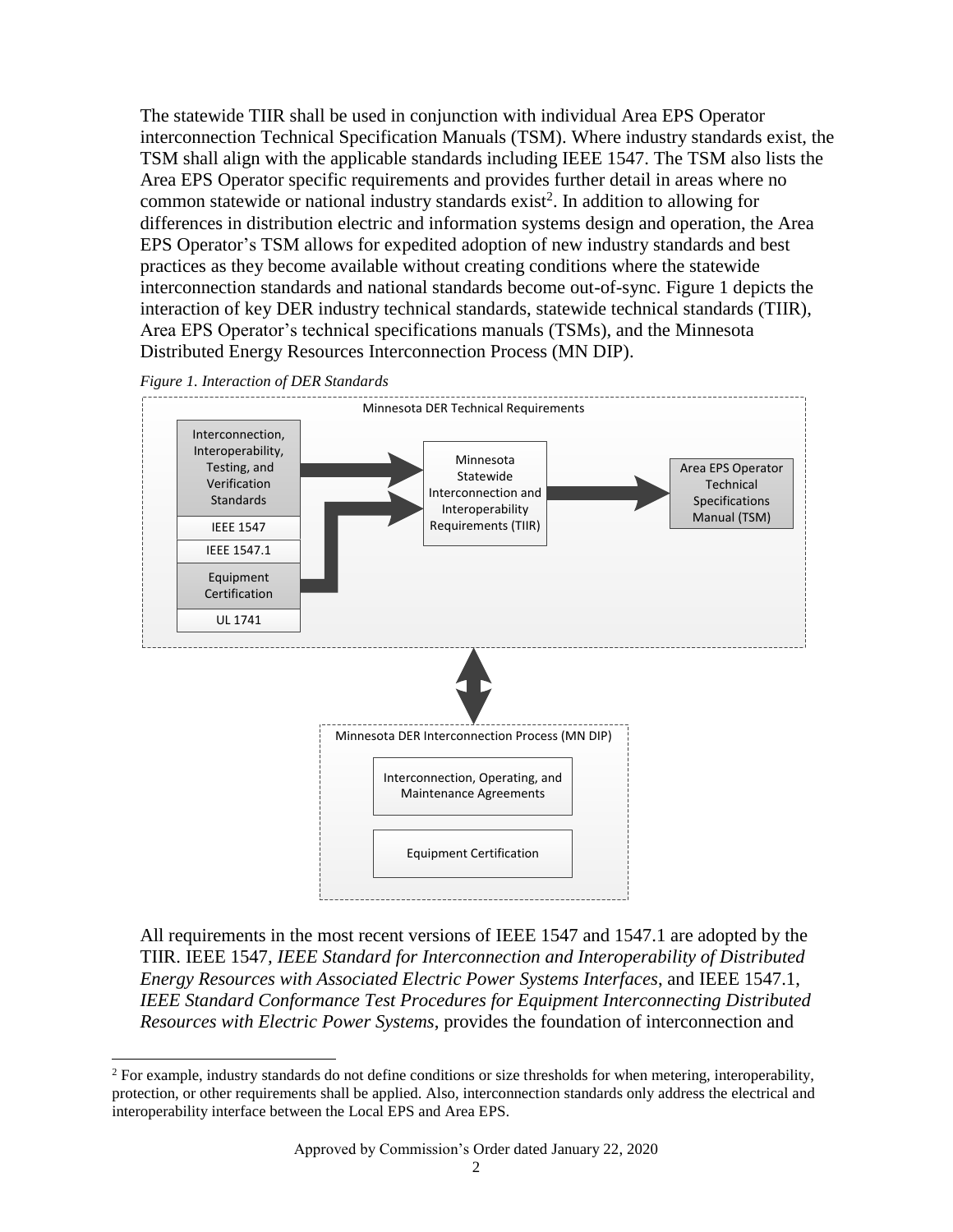The statewide TIIR shall be used in conjunction with individual Area EPS Operator interconnection Technical Specification Manuals (TSM). Where industry standards exist, the TSM shall align with the applicable standards including IEEE 1547. The TSM also lists the Area EPS Operator specific requirements and provides further detail in areas where no common statewide or national industry standards exist[2]. In addition to allowing for differences in distribution electric and information systems design and operation, the Area EPS Operator's TSM allows for expedited adoption of new industry standards and best practices as they become available without creating conditions where the statewide interconnection standards and national standards become out-of-sync. Figure 1 depicts the interaction of key DER industry technical standards, statewide technical standards (TIIR), Area EPS Operator's technical specifications manuals (TSMs), and the Minnesota Distributed Energy Resources Interconnection Process (MN DIP).

*Figure 1. Interaction of DER Standards*

All requirements in the most recent versions of IEEE 1547 and 1547.1 are adopted by the TIIR. IEEE 1547, *IEEE Standard for Interconnection and Interoperability of Distributed Energy Resources with Associated Electric Power Systems Interfaces*, and IEEE 1547.1, *IEEE Standard Conformance Test Procedures for Equipment Interconnecting Distributed Resources with Electric Power Systems*, provides the foundation of interconnection and

[2] For example, industry standards do not define conditions or size thresholds for when metering, interoperability, protection, or other requirements shall be applied. Also, interconnection standards only address the electrical and interoperability interface between the Local EPS and Area EPS.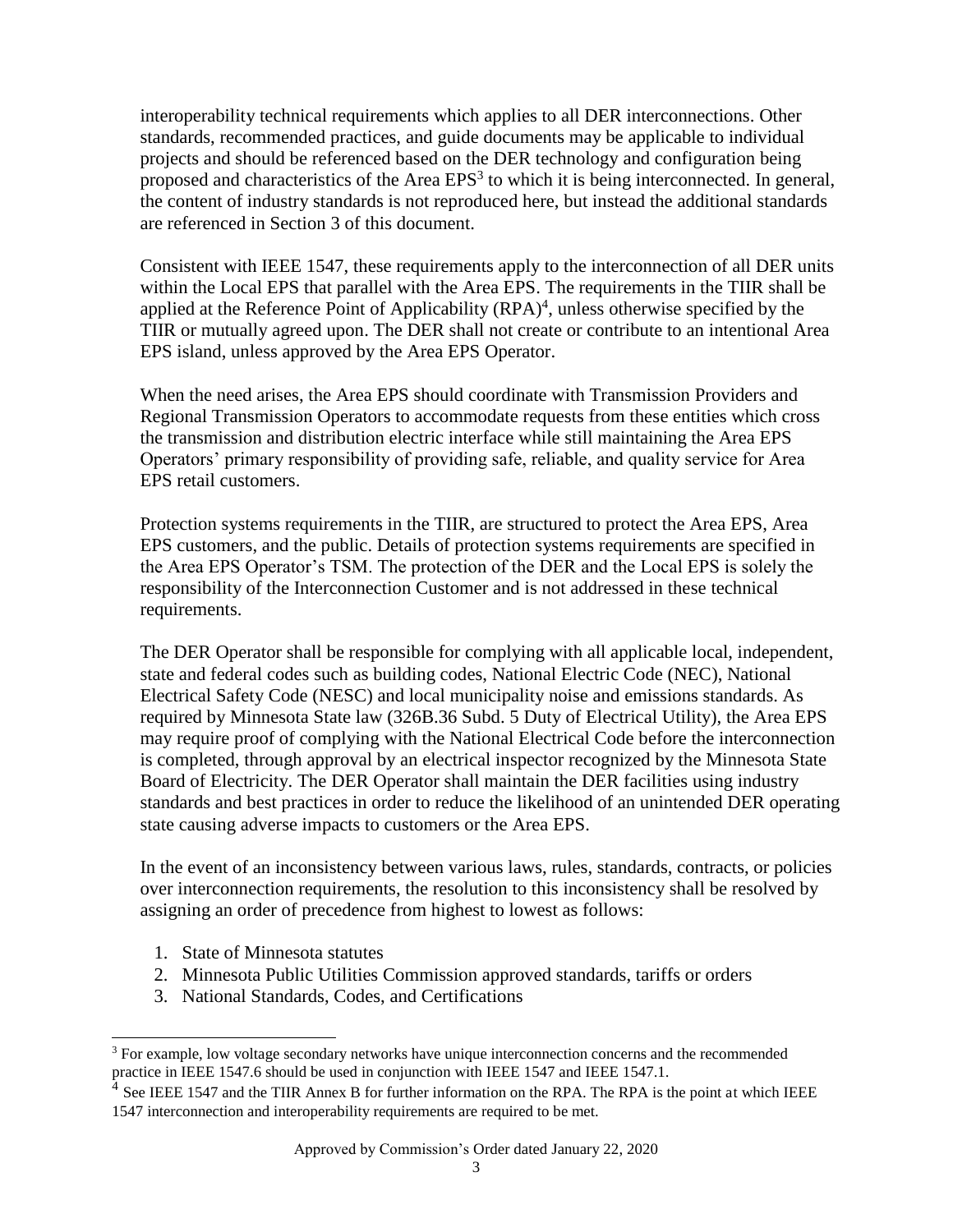interoperability technical requirements which applies to all DER interconnections. Other standards, recommended practices, and guide documents may be applicable to individual projects and should be referenced based on the DER technology and configuration being proposed and characteristics of the Area EPS[3] to which it is being interconnected. In general, the content of industry standards is not reproduced here, but instead the additional standards are referenced in Section 3 of this document.

Consistent with IEEE 1547, these requirements apply to the interconnection of all DER units within the Local EPS that parallel with the Area EPS. The requirements in the TIIR shall be applied at the Reference Point of Applicability (RPA)[4], unless otherwise specified by the TIIR or mutually agreed upon. The DER shall not create or contribute to an intentional Area EPS island, unless approved by the Area EPS Operator.

When the need arises, the Area EPS should coordinate with Transmission Providers and Regional Transmission Operators to accommodate requests from these entities which cross the transmission and distribution electric interface while still maintaining the Area EPS Operators' primary responsibility of providing safe, reliable, and quality service for Area EPS retail customers.

Protection systems requirements in the TIIR, are structured to protect the Area EPS, Area EPS customers, and the public. Details of protection systems requirements are specified in the Area EPS Operator's TSM. The protection of the DER and the Local EPS is solely the responsibility of the Interconnection Customer and is not addressed in these technical requirements.

The DER Operator shall be responsible for complying with all applicable local, independent, state and federal codes such as building codes, National Electric Code (NEC), National Electrical Safety Code (NESC) and local municipality noise and emissions standards. As required by Minnesota State law (326B.36 Subd. 5 Duty of Electrical Utility), the Area EPS may require proof of complying with the National Electrical Code before the interconnection is completed, through approval by an electrical inspector recognized by the Minnesota State Board of Electricity. The DER Operator shall maintain the DER facilities using industry standards and best practices in order to reduce the likelihood of an unintended DER operating state causing adverse impacts to customers or the Area EPS.

In the event of an inconsistency between various laws, rules, standards, contracts, or policies over interconnection requirements, the resolution to this inconsistency shall be resolved by assigning an order of precedence from highest to lowest as follows:

1. State of Minnesota statutes
2. Minnesota Public Utilities Commission approved standards, tariffs or orders
3. National Standards, Codes, and Certifications

---

[3] For example, low voltage secondary networks have unique interconnection concerns and the recommended practice in IEEE 1547.6 should be used in conjunction with IEEE 1547 and IEEE 1547.1.

[4] See IEEE 1547 and the TIIR Annex B for further information on the RPA. The RPA is the point at which IEEE 1547 interconnection and interoperability requirements are required to be met.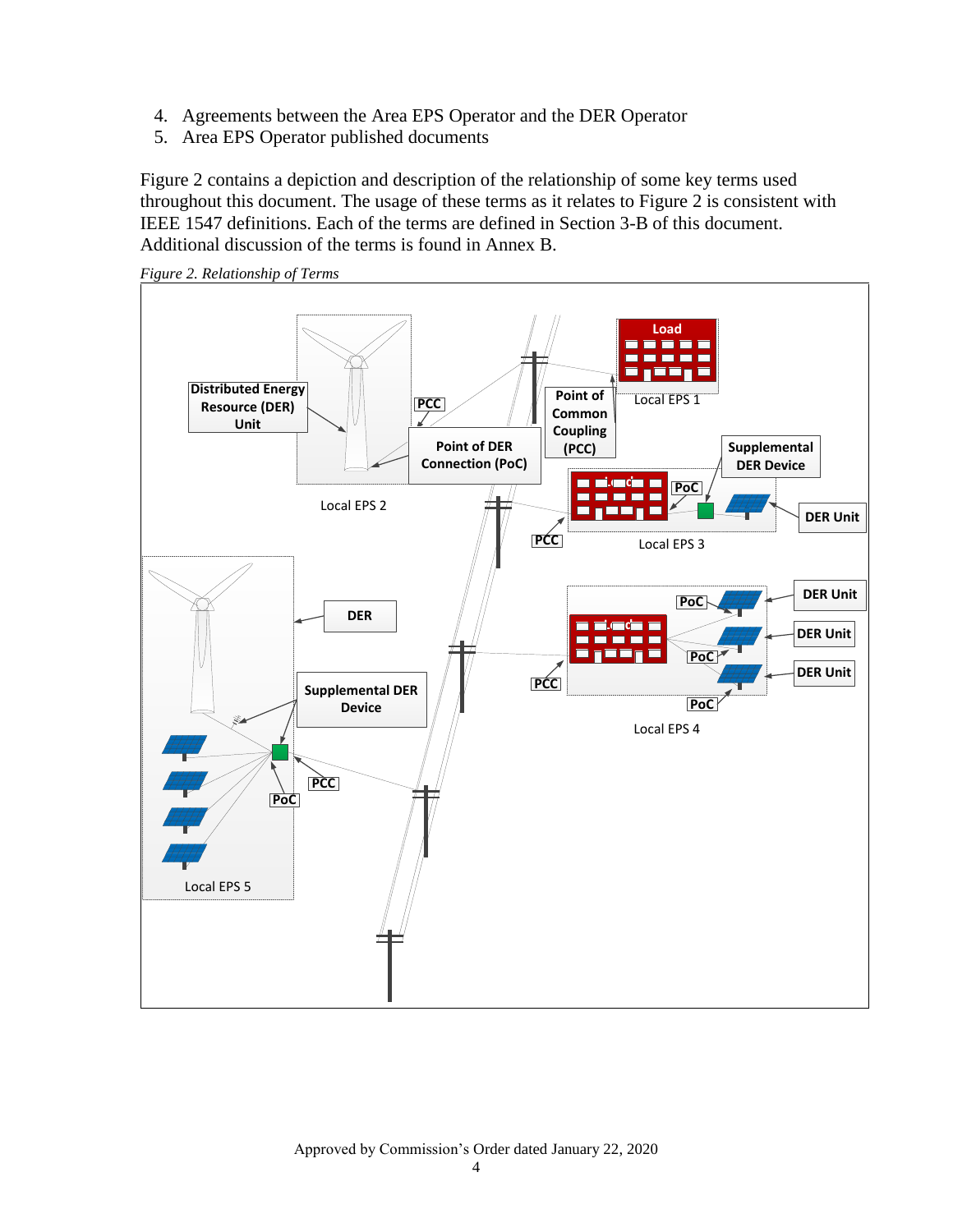4. Agreements between the Area EPS Operator and the DER Operator
5. Area EPS Operator published documents

Figure 2 contains a depiction and description of the relationship of some key terms used throughout this document. The usage of these terms as it relates to Figure 2 is consistent with IEEE 1547 definitions. Each of the terms are defined in Section 3-B of this document. Additional discussion of the terms is found in Annex B.

*Figure 2. Relationship of Terms*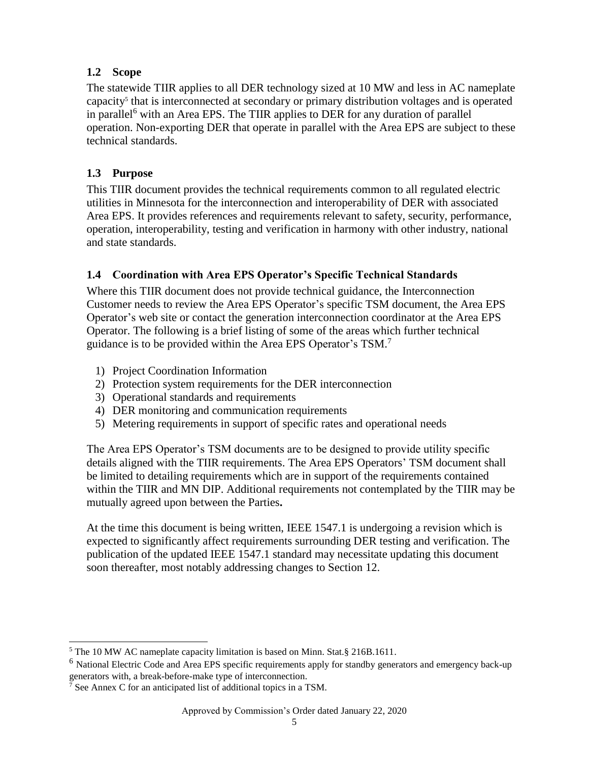## 1.2 Scope

The statewide TIIR applies to all DER technology sized at 10 MW and less in AC nameplate capacity[5] that is interconnected at secondary or primary distribution voltages and is operated in parallel[6] with an Area EPS. The TIIR applies to DER for any duration of parallel operation. Non-exporting DER that operate in parallel with the Area EPS are subject to these technical standards.

## 1.3 Purpose

This TIIR document provides the technical requirements common to all regulated electric utilities in Minnesota for the interconnection and interoperability of DER with associated Area EPS. It provides references and requirements relevant to safety, security, performance, operation, interoperability, testing and verification in harmony with other industry, national and state standards.

## 1.4 Coordination with Area EPS Operator's Specific Technical Standards

Where this TIIR document does not provide technical guidance, the Interconnection Customer needs to review the Area EPS Operator's specific TSM document, the Area EPS Operator's web site or contact the generation interconnection coordinator at the Area EPS Operator. The following is a brief listing of some of the areas which further technical guidance is to be provided within the Area EPS Operator's TSM.[7]

1) Project Coordination Information
2) Protection system requirements for the DER interconnection
3) Operational standards and requirements
4) DER monitoring and communication requirements
5) Metering requirements in support of specific rates and operational needs

The Area EPS Operator's TSM documents are to be designed to provide utility specific details aligned with the TIIR requirements. The Area EPS Operators' TSM document shall be limited to detailing requirements which are in support of the requirements contained within the TIIR and MN DIP. Additional requirements not contemplated by the TIIR may be mutually agreed upon between the Parties**.**

At the time this document is being written, IEEE 1547.1 is undergoing a revision which is expected to significantly affect requirements surrounding DER testing and verification. The publication of the updated IEEE 1547.1 standard may necessitate updating this document soon thereafter, most notably addressing changes to Section 12.

---

[5] The 10 MW AC nameplate capacity limitation is based on Minn. Stat.§ 216B.1611.

[6] National Electric Code and Area EPS specific requirements apply for standby generators and emergency back-up generators with, a break-before-make type of interconnection.

[7] See Annex C for an anticipated list of additional topics in a TSM.

Approved by Commission's Order dated January 22, 2020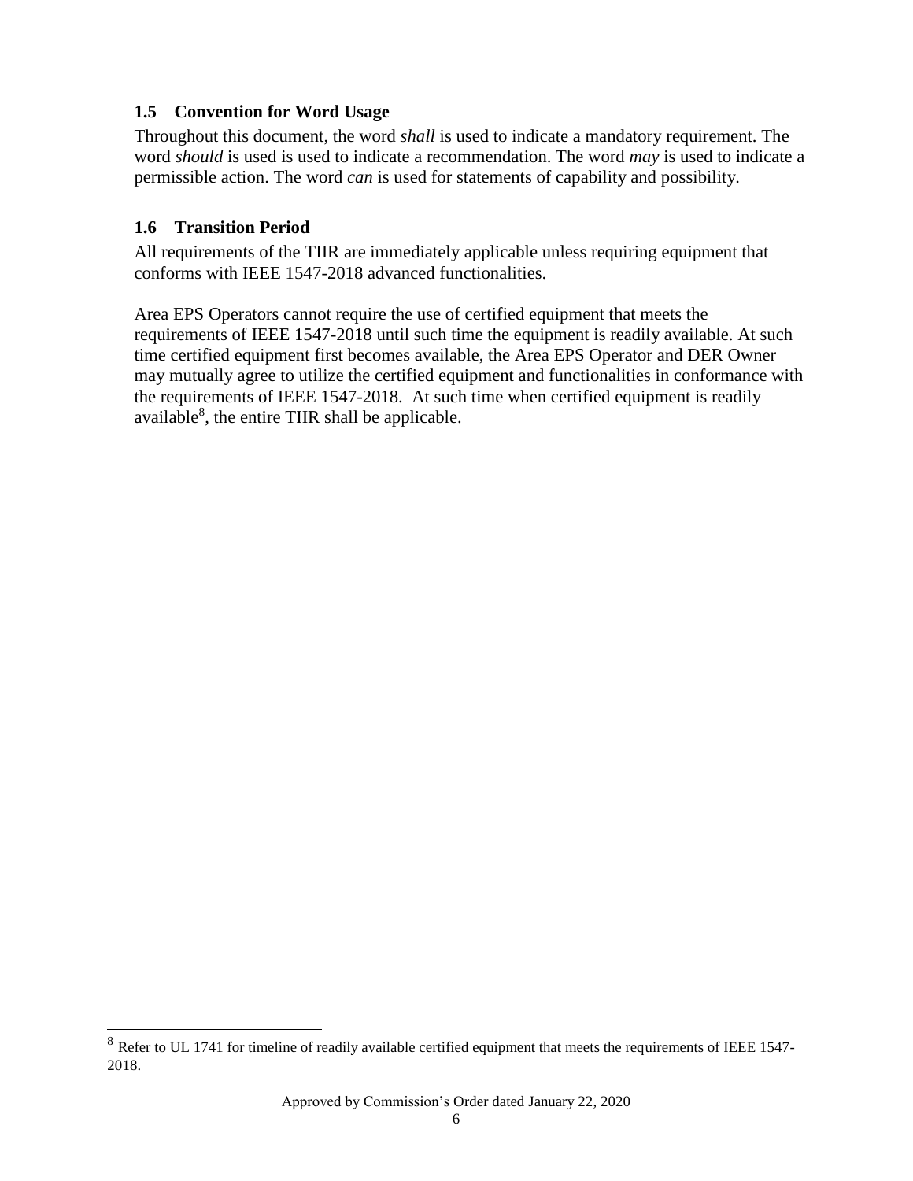### 1.5 Convention for Word Usage

Throughout this document, the word *shall* is used to indicate a mandatory requirement. The word *should* is used is used to indicate a recommendation. The word *may* is used to indicate a permissible action. The word *can* is used for statements of capability and possibility.

### 1.6 Transition Period

All requirements of the TIIR are immediately applicable unless requiring equipment that conforms with IEEE 1547-2018 advanced functionalities.

Area EPS Operators cannot require the use of certified equipment that meets the requirements of IEEE 1547-2018 until such time the equipment is readily available. At such time certified equipment first becomes available, the Area EPS Operator and DER Owner may mutually agree to utilize the certified equipment and functionalities in conformance with the requirements of IEEE 1547-2018. At such time when certified equipment is readily available[8], the entire TIIR shall be applicable.

[8] Refer to UL 1741 for timeline of readily available certified equipment that meets the requirements of IEEE 1547-2018.

Approved by Commission's Order dated January 22, 2020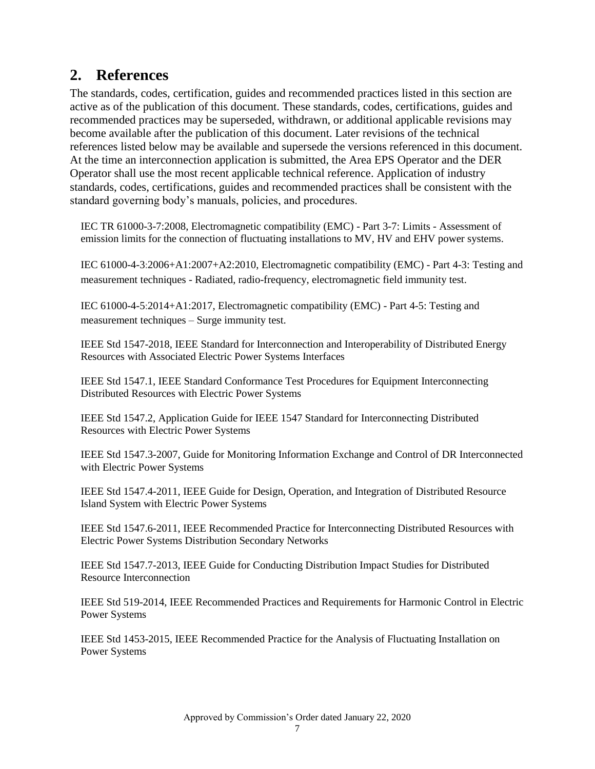## 2. References

The standards, codes, certification, guides and recommended practices listed in this section are active as of the publication of this document. These standards, codes, certifications, guides and recommended practices may be superseded, withdrawn, or additional applicable revisions may become available after the publication of this document. Later revisions of the technical references listed below may be available and supersede the versions referenced in this document. At the time an interconnection application is submitted, the Area EPS Operator and the DER Operator shall use the most recent applicable technical reference. Application of industry standards, codes, certifications, guides and recommended practices shall be consistent with the standard governing body's manuals, policies, and procedures.

IEC TR 61000-3-7:2008, Electromagnetic compatibility (EMC) - Part 3-7: Limits - Assessment of emission limits for the connection of fluctuating installations to MV, HV and EHV power systems.

IEC 61000-4-3:2006+A1:2007+A2:2010, Electromagnetic compatibility (EMC) - Part 4-3: Testing and measurement techniques - Radiated, radio-frequency, electromagnetic field immunity test.

IEC 61000-4-5:2014+A1:2017, Electromagnetic compatibility (EMC) - Part 4-5: Testing and measurement techniques – Surge immunity test.

IEEE Std 1547-2018, IEEE Standard for Interconnection and Interoperability of Distributed Energy Resources with Associated Electric Power Systems Interfaces

IEEE Std 1547.1, IEEE Standard Conformance Test Procedures for Equipment Interconnecting Distributed Resources with Electric Power Systems

IEEE Std 1547.2, Application Guide for IEEE 1547 Standard for Interconnecting Distributed Resources with Electric Power Systems

IEEE Std 1547.3-2007, Guide for Monitoring Information Exchange and Control of DR Interconnected with Electric Power Systems

IEEE Std 1547.4-2011, IEEE Guide for Design, Operation, and Integration of Distributed Resource Island System with Electric Power Systems

IEEE Std 1547.6-2011, IEEE Recommended Practice for Interconnecting Distributed Resources with Electric Power Systems Distribution Secondary Networks

IEEE Std 1547.7-2013, IEEE Guide for Conducting Distribution Impact Studies for Distributed Resource Interconnection

IEEE Std 519-2014, IEEE Recommended Practices and Requirements for Harmonic Control in Electric Power Systems

IEEE Std 1453-2015, IEEE Recommended Practice for the Analysis of Fluctuating Installation on Power Systems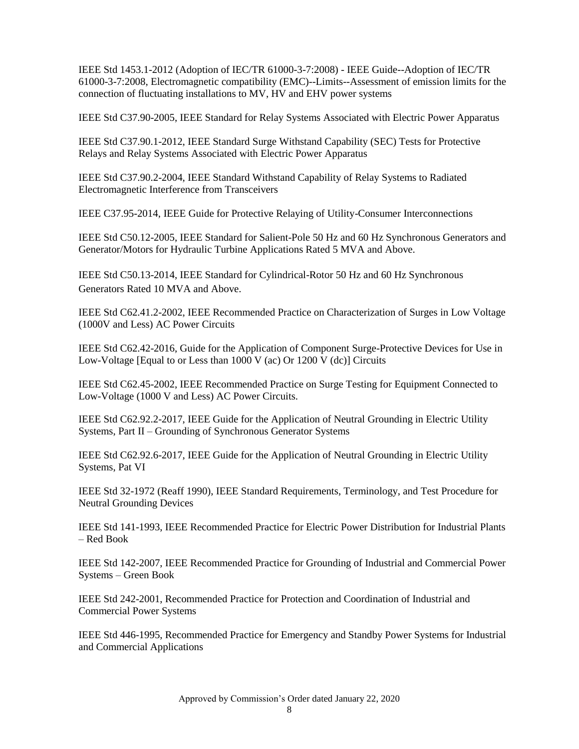IEEE Std 1453.1-2012 (Adoption of IEC/TR 61000-3-7:2008) - IEEE Guide--Adoption of IEC/TR 61000-3-7:2008, Electromagnetic compatibility (EMC)--Limits--Assessment of emission limits for the connection of fluctuating installations to MV, HV and EHV power systems

IEEE Std C37.90-2005, IEEE Standard for Relay Systems Associated with Electric Power Apparatus

IEEE Std C37.90.1-2012, IEEE Standard Surge Withstand Capability (SEC) Tests for Protective Relays and Relay Systems Associated with Electric Power Apparatus

IEEE Std C37.90.2-2004, IEEE Standard Withstand Capability of Relay Systems to Radiated Electromagnetic Interference from Transceivers

IEEE C37.95-2014, IEEE Guide for Protective Relaying of Utility-Consumer Interconnections

IEEE Std C50.12-2005, IEEE Standard for Salient-Pole 50 Hz and 60 Hz Synchronous Generators and Generator/Motors for Hydraulic Turbine Applications Rated 5 MVA and Above.

IEEE Std C50.13-2014, IEEE Standard for Cylindrical-Rotor 50 Hz and 60 Hz Synchronous Generators Rated 10 MVA and Above.

IEEE Std C62.41.2-2002, IEEE Recommended Practice on Characterization of Surges in Low Voltage (1000V and Less) AC Power Circuits

IEEE Std C62.42-2016, Guide for the Application of Component Surge-Protective Devices for Use in Low-Voltage [Equal to or Less than 1000 V (ac) Or 1200 V (dc)] Circuits

IEEE Std C62.45-2002, IEEE Recommended Practice on Surge Testing for Equipment Connected to Low-Voltage (1000 V and Less) AC Power Circuits.

IEEE Std C62.92.2-2017, IEEE Guide for the Application of Neutral Grounding in Electric Utility Systems, Part II – Grounding of Synchronous Generator Systems

IEEE Std C62.92.6-2017, IEEE Guide for the Application of Neutral Grounding in Electric Utility Systems, Pat VI

IEEE Std 32-1972 (Reaff 1990), IEEE Standard Requirements, Terminology, and Test Procedure for Neutral Grounding Devices

IEEE Std 141-1993, IEEE Recommended Practice for Electric Power Distribution for Industrial Plants – Red Book

IEEE Std 142-2007, IEEE Recommended Practice for Grounding of Industrial and Commercial Power Systems – Green Book

IEEE Std 242-2001, Recommended Practice for Protection and Coordination of Industrial and Commercial Power Systems

IEEE Std 446-1995, Recommended Practice for Emergency and Standby Power Systems for Industrial and Commercial Applications

Approved by Commission's Order dated January 22, 2020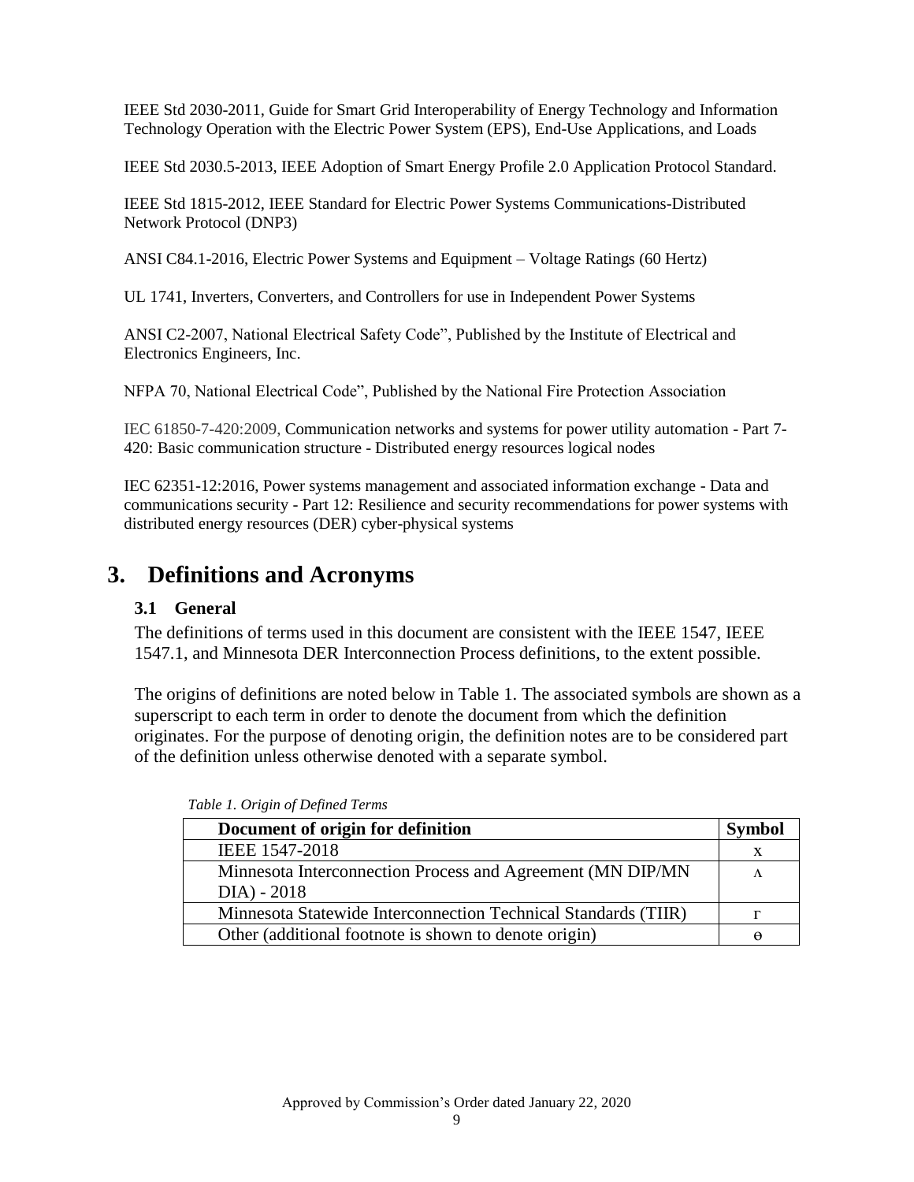IEEE Std 2030-2011, Guide for Smart Grid Interoperability of Energy Technology and Information Technology Operation with the Electric Power System (EPS), End-Use Applications, and Loads

IEEE Std 2030.5-2013, IEEE Adoption of Smart Energy Profile 2.0 Application Protocol Standard.

IEEE Std 1815-2012, IEEE Standard for Electric Power Systems Communications-Distributed Network Protocol (DNP3)

ANSI C84.1-2016, Electric Power Systems and Equipment – Voltage Ratings (60 Hertz)

UL 1741, Inverters, Converters, and Controllers for use in Independent Power Systems

ANSI C2-2007, National Electrical Safety Code", Published by the Institute of Electrical and Electronics Engineers, Inc.

NFPA 70, National Electrical Code", Published by the National Fire Protection Association

IEC 61850-7-420:2009, Communication networks and systems for power utility automation - Part 7-420: Basic communication structure - Distributed energy resources logical nodes

IEC 62351-12:2016, Power systems management and associated information exchange - Data and communications security - Part 12: Resilience and security recommendations for power systems with distributed energy resources (DER) cyber-physical systems

# 3. Definitions and Acronyms

## 3.1 General

The definitions of terms used in this document are consistent with the IEEE 1547, IEEE 1547.1, and Minnesota DER Interconnection Process definitions, to the extent possible.

The origins of definitions are noted below in Table 1. The associated symbols are shown as a superscript to each term in order to denote the document from which the definition originates. For the purpose of denoting origin, the definition notes are to be considered part of the definition unless otherwise denoted with a separate symbol.

*Table 1. Origin of Defined Terms*

| Document of origin for definition | Symbol |
|---|---|
| IEEE 1547-2018 | x |
| Minnesota Interconnection Process and Agreement (MN DIP/MN DIA) - 2018 | ʌ |
| Minnesota Statewide Interconnection Technical Standards (TIIR) | г |
| Other (additional footnote is shown to denote origin) | ɵ |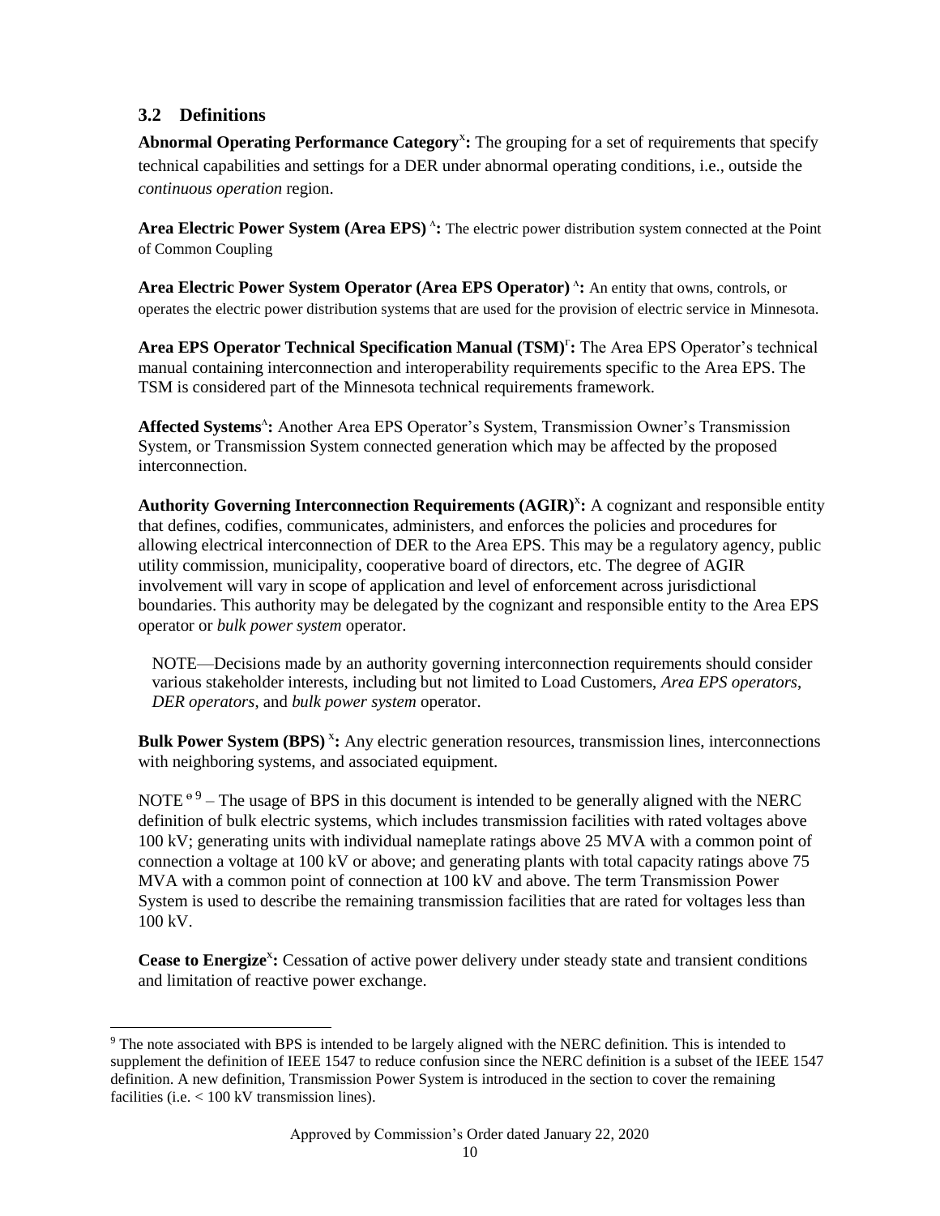## 3.2 Definitions

**Abnormal Operating Performance Category[x]:** The grouping for a set of requirements that specify technical capabilities and settings for a DER under abnormal operating conditions, i.e., outside the *continuous operation* region.

**Area Electric Power System (Area EPS)[^]:** The electric power distribution system connected at the Point of Common Coupling

**Area Electric Power System Operator (Area EPS Operator)[^]:** An entity that owns, controls, or operates the electric power distribution systems that are used for the provision of electric service in Minnesota.

**Area EPS Operator Technical Specification Manual (TSM)[Γ]:** The Area EPS Operator's technical manual containing interconnection and interoperability requirements specific to the Area EPS. The TSM is considered part of the Minnesota technical requirements framework.

**Affected Systems[^]:** Another Area EPS Operator's System, Transmission Owner's Transmission System, or Transmission System connected generation which may be affected by the proposed interconnection.

**Authority Governing Interconnection Requirements (AGIR)[x]:** A cognizant and responsible entity that defines, codifies, communicates, administers, and enforces the policies and procedures for allowing electrical interconnection of DER to the Area EPS. This may be a regulatory agency, public utility commission, municipality, cooperative board of directors, etc. The degree of AGIR involvement will vary in scope of application and level of enforcement across jurisdictional boundaries. This authority may be delegated by the cognizant and responsible entity to the Area EPS operator or *bulk power system* operator.

NOTE—Decisions made by an authority governing interconnection requirements should consider various stakeholder interests, including but not limited to Load Customers, *Area EPS operators*, *DER operators*, and *bulk power system* operator.

**Bulk Power System (BPS)[x]:** Any electric generation resources, transmission lines, interconnections with neighboring systems, and associated equipment.

NOTE [ө] [9] – The usage of BPS in this document is intended to be generally aligned with the NERC definition of bulk electric systems, which includes transmission facilities with rated voltages above 100 kV; generating units with individual nameplate ratings above 25 MVA with a common point of connection a voltage at 100 kV or above; and generating plants with total capacity ratings above 75 MVA with a common point of connection at 100 kV and above. The term Transmission Power System is used to describe the remaining transmission facilities that are rated for voltages less than 100 kV.

**Cease to Energize[x]:** Cessation of active power delivery under steady state and transient conditions and limitation of reactive power exchange.

[9] The note associated with BPS is intended to be largely aligned with the NERC definition. This is intended to supplement the definition of IEEE 1547 to reduce confusion since the NERC definition is a subset of the IEEE 1547 definition. A new definition, Transmission Power System is introduced in the section to cover the remaining facilities (i.e. < 100 kV transmission lines).

Approved by Commission's Order dated January 22, 2020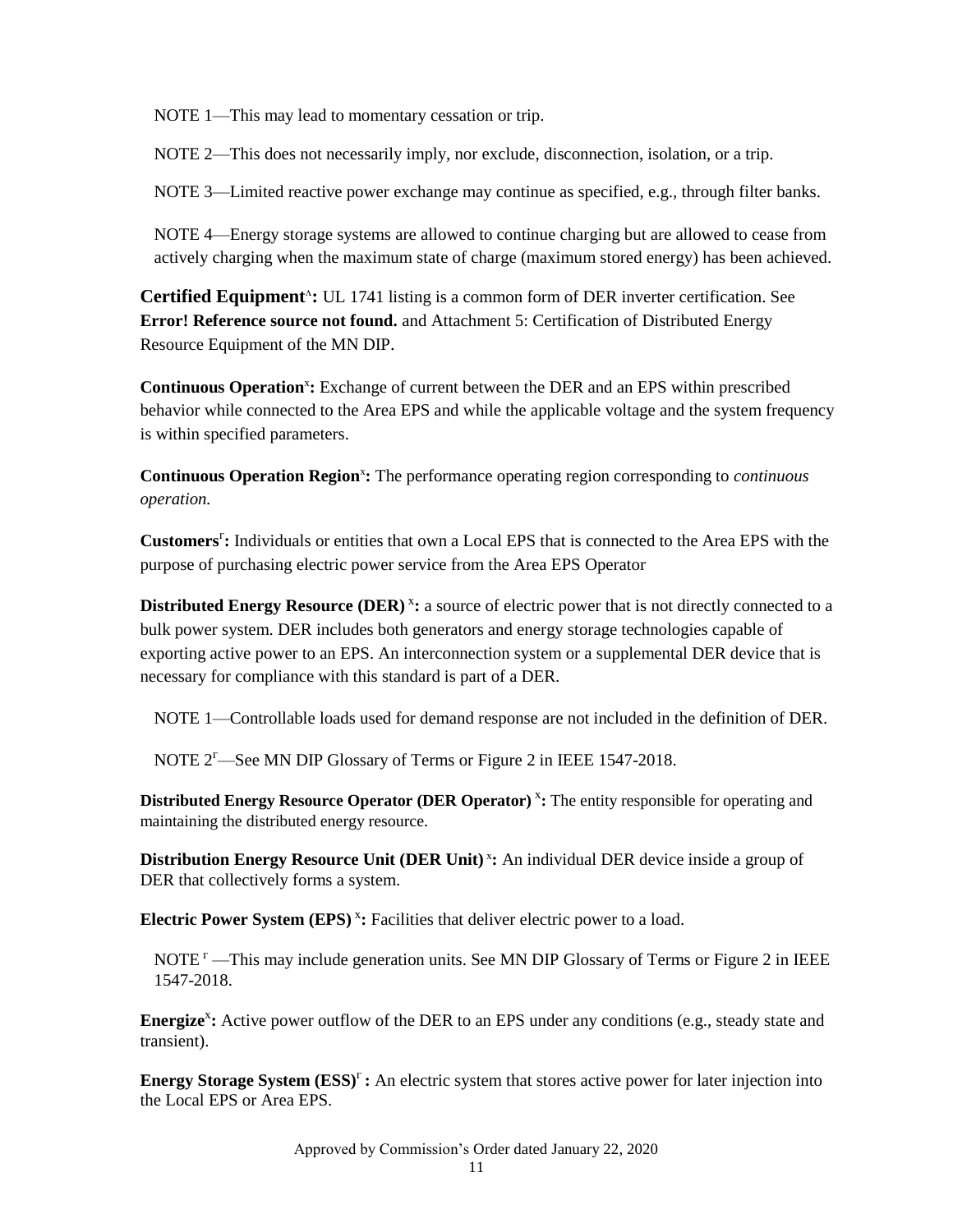NOTE 1—This may lead to momentary cessation or trip.

NOTE 2—This does not necessarily imply, nor exclude, disconnection, isolation, or a trip.

NOTE 3—Limited reactive power exchange may continue as specified, e.g., through filter banks.

NOTE 4—Energy storage systems are allowed to continue charging but are allowed to cease from actively charging when the maximum state of charge (maximum stored energy) has been achieved.

**Certified Equipment**[^]**:** UL 1741 listing is a common form of DER inverter certification. See **Error! Reference source not found.** and Attachment 5: Certification of Distributed Energy Resource Equipment of the MN DIP.

**Continuous Operation**[x]**:** Exchange of current between the DER and an EPS within prescribed behavior while connected to the Area EPS and while the applicable voltage and the system frequency is within specified parameters.

**Continuous Operation Region**[x]**:** The performance operating region corresponding to *continuous operation.*

**Customers**[Γ]**:** Individuals or entities that own a Local EPS that is connected to the Area EPS with the purpose of purchasing electric power service from the Area EPS Operator

**Distributed Energy Resource (DER)** [x]**:** a source of electric power that is not directly connected to a bulk power system. DER includes both generators and energy storage technologies capable of exporting active power to an EPS. An interconnection system or a supplemental DER device that is necessary for compliance with this standard is part of a DER.

NOTE 1—Controllable loads used for demand response are not included in the definition of DER.

NOTE 2[Γ]—See MN DIP Glossary of Terms or Figure 2 in IEEE 1547-2018.

**Distributed Energy Resource Operator (DER Operator)** [x]**:** The entity responsible for operating and maintaining the distributed energy resource.

**Distribution Energy Resource Unit (DER Unit)** [x]**:** An individual DER device inside a group of DER that collectively forms a system.

**Electric Power System (EPS)** [x]**:** Facilities that deliver electric power to a load.

NOTE [Γ] —This may include generation units. See MN DIP Glossary of Terms or Figure 2 in IEEE 1547-2018.

**Energize**[x]**:** Active power outflow of the DER to an EPS under any conditions (e.g., steady state and transient).

**Energy Storage System (ESS)**[Γ] **:** An electric system that stores active power for later injection into the Local EPS or Area EPS.

Approved by Commission's Order dated January 22, 2020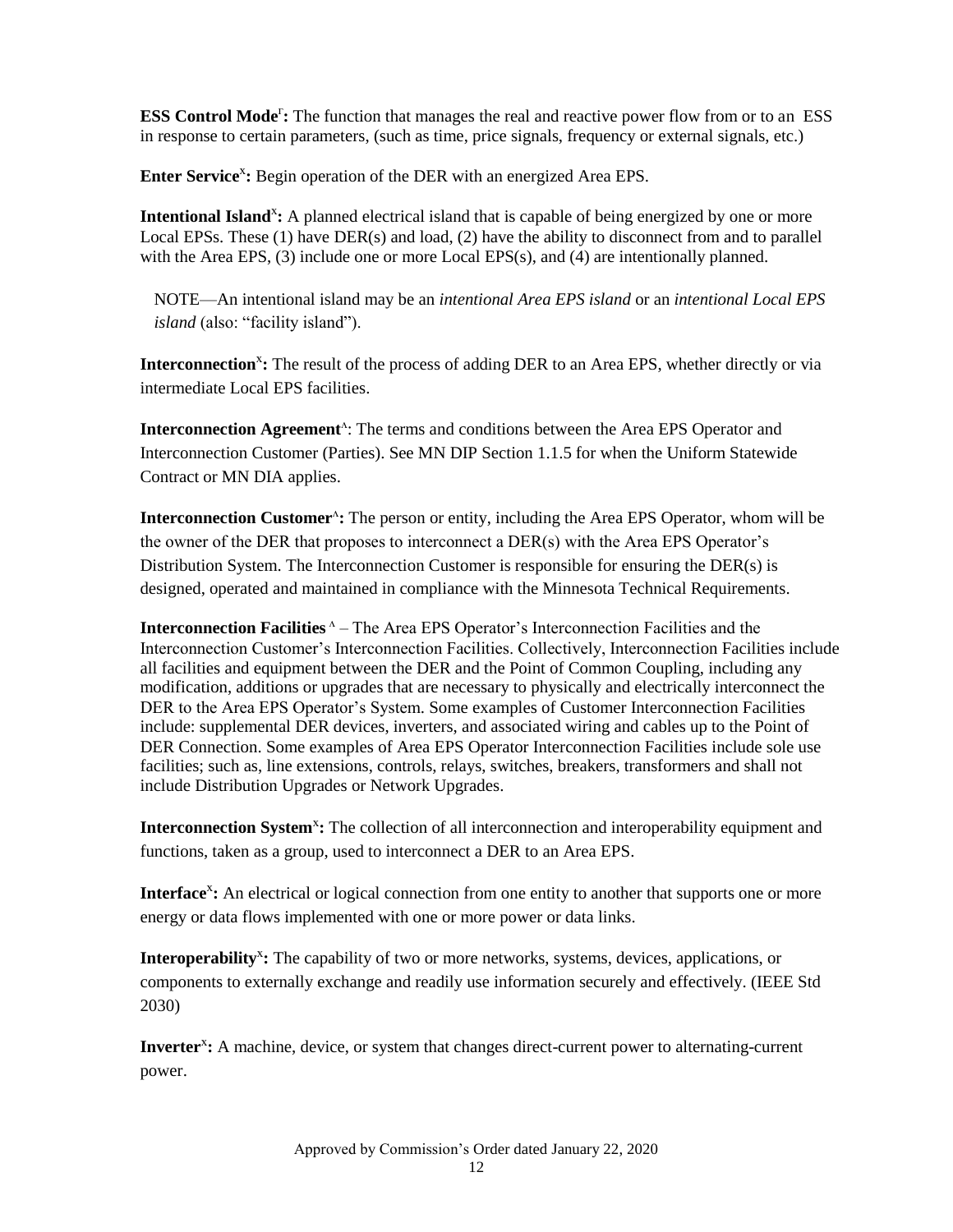**ESS Control Mode**[Γ]**:** The function that manages the real and reactive power flow from or to an ESS in response to certain parameters, (such as time, price signals, frequency or external signals, etc.)

**Enter Service**[x]**:** Begin operation of the DER with an energized Area EPS.

**Intentional Island**[x]**:** A planned electrical island that is capable of being energized by one or more Local EPSs. These (1) have DER(s) and load, (2) have the ability to disconnect from and to parallel with the Area EPS, (3) include one or more Local EPS(s), and (4) are intentionally planned.

NOTE—An intentional island may be an *intentional Area EPS island* or an *intentional Local EPS island* (also: "facility island").

**Interconnection**[x]**:** The result of the process of adding DER to an Area EPS, whether directly or via intermediate Local EPS facilities.

**Interconnection Agreement**[Λ]: The terms and conditions between the Area EPS Operator and Interconnection Customer (Parties). See MN DIP Section 1.1.5 for when the Uniform Statewide Contract or MN DIA applies.

**Interconnection Customer**[Λ]**:** The person or entity, including the Area EPS Operator, whom will be the owner of the DER that proposes to interconnect a DER(s) with the Area EPS Operator's Distribution System. The Interconnection Customer is responsible for ensuring the DER(s) is designed, operated and maintained in compliance with the Minnesota Technical Requirements.

**Interconnection Facilities** [Λ] – The Area EPS Operator's Interconnection Facilities and the Interconnection Customer's Interconnection Facilities. Collectively, Interconnection Facilities include all facilities and equipment between the DER and the Point of Common Coupling, including any modification, additions or upgrades that are necessary to physically and electrically interconnect the DER to the Area EPS Operator's System. Some examples of Customer Interconnection Facilities include: supplemental DER devices, inverters, and associated wiring and cables up to the Point of DER Connection. Some examples of Area EPS Operator Interconnection Facilities include sole use facilities; such as, line extensions, controls, relays, switches, breakers, transformers and shall not include Distribution Upgrades or Network Upgrades.

**Interconnection System**[x]**:** The collection of all interconnection and interoperability equipment and functions, taken as a group, used to interconnect a DER to an Area EPS.

**Interface**[x]**:** An electrical or logical connection from one entity to another that supports one or more energy or data flows implemented with one or more power or data links.

**Interoperability**[x]**:** The capability of two or more networks, systems, devices, applications, or components to externally exchange and readily use information securely and effectively. (IEEE Std 2030)

**Inverter**[x]**:** A machine, device, or system that changes direct-current power to alternating-current power.

Approved by Commission's Order dated January 22, 2020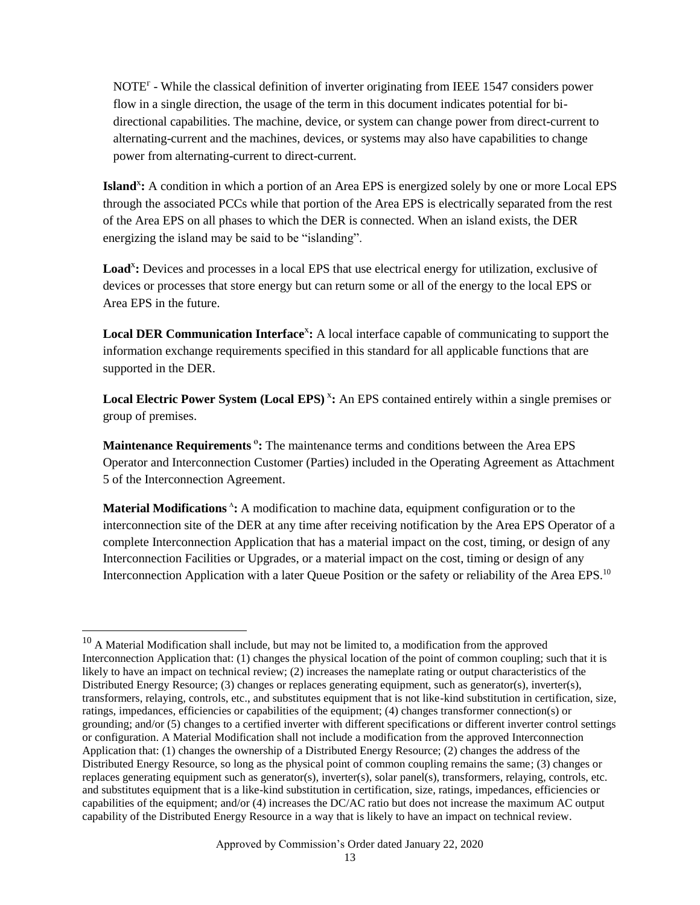NOTE[r] - While the classical definition of inverter originating from IEEE 1547 considers power flow in a single direction, the usage of the term in this document indicates potential for bi-directional capabilities. The machine, device, or system can change power from direct-current to alternating-current and the machines, devices, or systems may also have capabilities to change power from alternating-current to direct-current.

**Island[x]:** A condition in which a portion of an Area EPS is energized solely by one or more Local EPS through the associated PCCs while that portion of the Area EPS is electrically separated from the rest of the Area EPS on all phases to which the DER is connected. When an island exists, the DER energizing the island may be said to be "islanding".

**Load[x]:** Devices and processes in a local EPS that use electrical energy for utilization, exclusive of devices or processes that store energy but can return some or all of the energy to the local EPS or Area EPS in the future.

**Local DER Communication Interface[x]:** A local interface capable of communicating to support the information exchange requirements specified in this standard for all applicable functions that are supported in the DER.

**Local Electric Power System (Local EPS)[x]:** An EPS contained entirely within a single premises or group of premises.

**Maintenance Requirements[o]:** The maintenance terms and conditions between the Area EPS Operator and Interconnection Customer (Parties) included in the Operating Agreement as Attachment 5 of the Interconnection Agreement.

**Material Modifications[^]:** A modification to machine data, equipment configuration or to the interconnection site of the DER at any time after receiving notification by the Area EPS Operator of a complete Interconnection Application that has a material impact on the cost, timing, or design of any Interconnection Facilities or Upgrades, or a material impact on the cost, timing or design of any Interconnection Application with a later Queue Position or the safety or reliability of the Area EPS.[10]

[10] A Material Modification shall include, but may not be limited to, a modification from the approved Interconnection Application that: (1) changes the physical location of the point of common coupling; such that it is likely to have an impact on technical review; (2) increases the nameplate rating or output characteristics of the Distributed Energy Resource; (3) changes or replaces generating equipment, such as generator(s), inverter(s), transformers, relaying, controls, etc., and substitutes equipment that is not like-kind substitution in certification, size, ratings, impedances, efficiencies or capabilities of the equipment; (4) changes transformer connection(s) or grounding; and/or (5) changes to a certified inverter with different specifications or different inverter control settings or configuration. A Material Modification shall not include a modification from the approved Interconnection Application that: (1) changes the ownership of a Distributed Energy Resource; (2) changes the address of the Distributed Energy Resource, so long as the physical point of common coupling remains the same; (3) changes or replaces generating equipment such as generator(s), inverter(s), solar panel(s), transformers, relaying, controls, etc. and substitutes equipment that is a like-kind substitution in certification, size, ratings, impedances, efficiencies or capabilities of the equipment; and/or (4) increases the DC/AC ratio but does not increase the maximum AC output capability of the Distributed Energy Resource in a way that is likely to have an impact on technical review.

Approved by Commission's Order dated January 22, 2020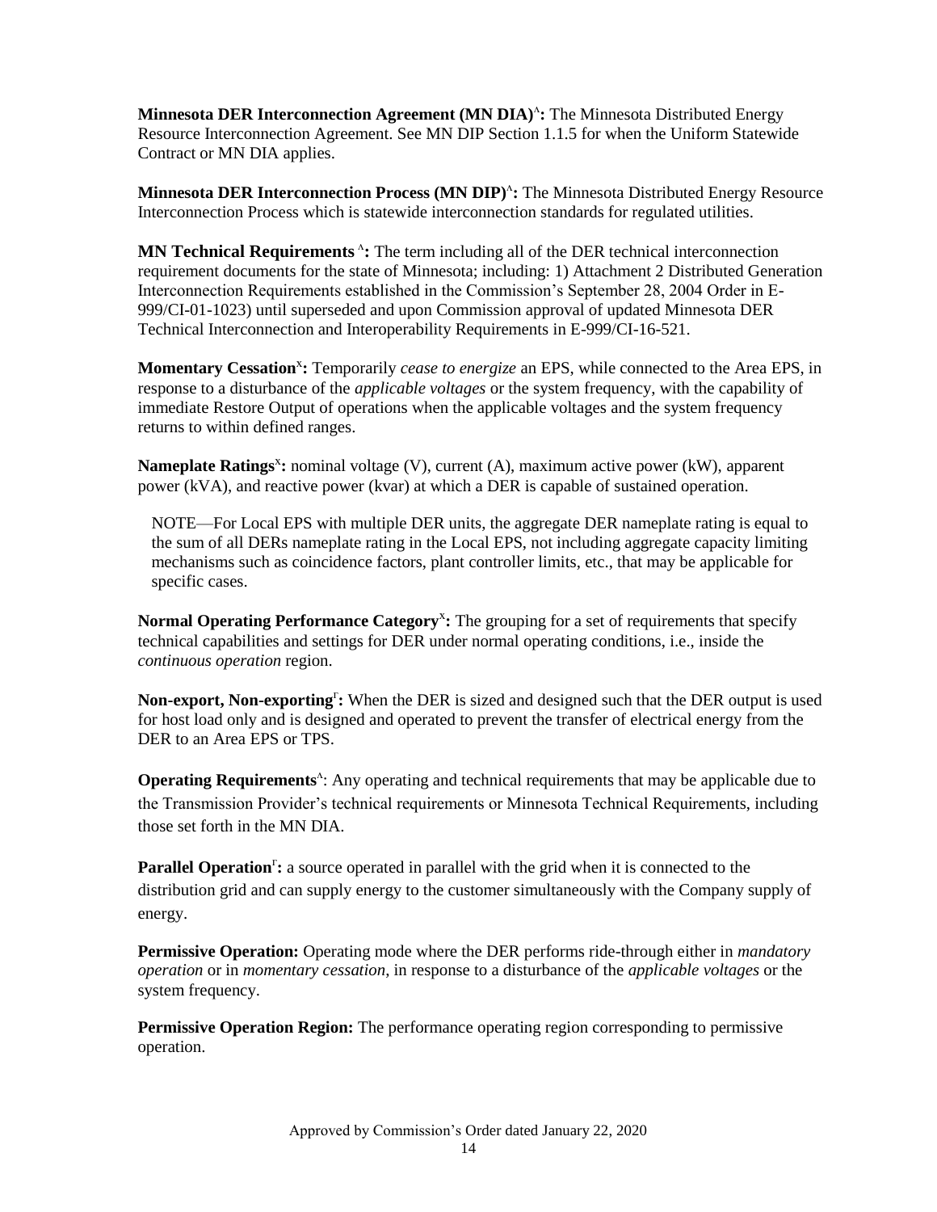**Minnesota DER Interconnection Agreement (MN DIA)[Λ]:** The Minnesota Distributed Energy Resource Interconnection Agreement. See MN DIP Section 1.1.5 for when the Uniform Statewide Contract or MN DIA applies.

**Minnesota DER Interconnection Process (MN DIP)[Λ]:** The Minnesota Distributed Energy Resource Interconnection Process which is statewide interconnection standards for regulated utilities.

**MN Technical Requirements [Λ]:** The term including all of the DER technical interconnection requirement documents for the state of Minnesota; including: 1) Attachment 2 Distributed Generation Interconnection Requirements established in the Commission's September 28, 2004 Order in E-999/CI-01-1023) until superseded and upon Commission approval of updated Minnesota DER Technical Interconnection and Interoperability Requirements in E-999/CI-16-521.

**Momentary Cessation[X]:** Temporarily *cease to energize* an EPS, while connected to the Area EPS, in response to a disturbance of the *applicable voltages* or the system frequency, with the capability of immediate Restore Output of operations when the applicable voltages and the system frequency returns to within defined ranges.

**Nameplate Ratings[X]:** nominal voltage (V), current (A), maximum active power (kW), apparent power (kVA), and reactive power (kvar) at which a DER is capable of sustained operation.

> NOTE—For Local EPS with multiple DER units, the aggregate DER nameplate rating is equal to the sum of all DERs nameplate rating in the Local EPS, not including aggregate capacity limiting mechanisms such as coincidence factors, plant controller limits, etc., that may be applicable for specific cases.

**Normal Operating Performance Category[X]:** The grouping for a set of requirements that specify technical capabilities and settings for DER under normal operating conditions, i.e., inside the *continuous operation* region.

**Non-export, Non-exporting[Γ]:** When the DER is sized and designed such that the DER output is used for host load only and is designed and operated to prevent the transfer of electrical energy from the DER to an Area EPS or TPS.

**Operating Requirements**[Λ]: Any operating and technical requirements that may be applicable due to the Transmission Provider's technical requirements or Minnesota Technical Requirements, including those set forth in the MN DIA.

**Parallel Operation[Γ]:** a source operated in parallel with the grid when it is connected to the distribution grid and can supply energy to the customer simultaneously with the Company supply of energy.

**Permissive Operation:** Operating mode where the DER performs ride-through either in *mandatory operation* or in *momentary cessation*, in response to a disturbance of the *applicable voltages* or the system frequency.

**Permissive Operation Region:** The performance operating region corresponding to permissive operation.

Approved by Commission's Order dated January 22, 2020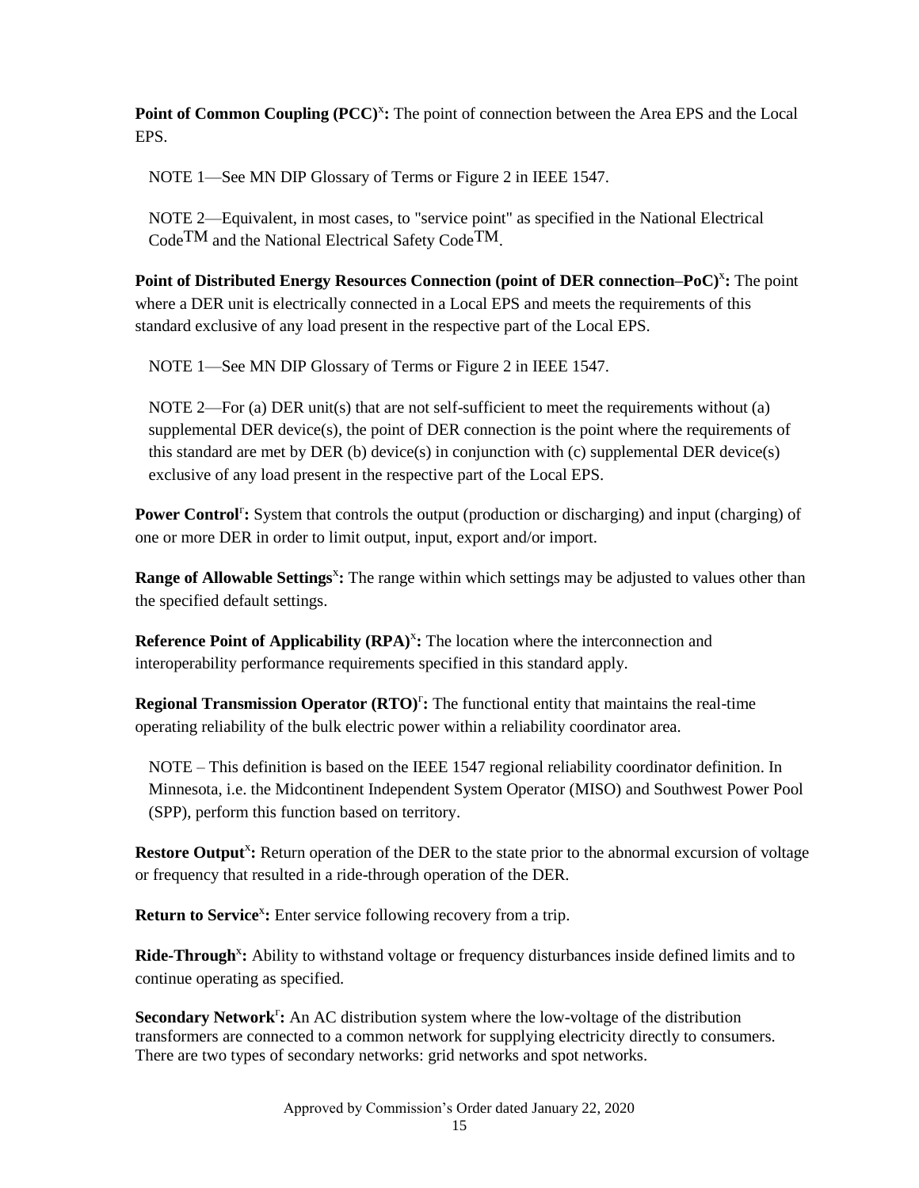**Point of Common Coupling (PCC)[x]:** The point of connection between the Area EPS and the Local EPS.

NOTE 1—See MN DIP Glossary of Terms or Figure 2 in IEEE 1547.

NOTE 2—Equivalent, in most cases, to "service point" as specified in the National Electrical Code™ and the National Electrical Safety Code™.

**Point of Distributed Energy Resources Connection (point of DER connection–PoC)[x]:** The point where a DER unit is electrically connected in a Local EPS and meets the requirements of this standard exclusive of any load present in the respective part of the Local EPS.

NOTE 1—See MN DIP Glossary of Terms or Figure 2 in IEEE 1547.

NOTE 2—For (a) DER unit(s) that are not self-sufficient to meet the requirements without (a) supplemental DER device(s), the point of DER connection is the point where the requirements of this standard are met by DER (b) device(s) in conjunction with (c) supplemental DER device(s) exclusive of any load present in the respective part of the Local EPS.

**Power Control[r]:** System that controls the output (production or discharging) and input (charging) of one or more DER in order to limit output, input, export and/or import.

**Range of Allowable Settings[x]:** The range within which settings may be adjusted to values other than the specified default settings.

**Reference Point of Applicability (RPA)[x]:** The location where the interconnection and interoperability performance requirements specified in this standard apply.

**Regional Transmission Operator (RTO)[r]:** The functional entity that maintains the real-time operating reliability of the bulk electric power within a reliability coordinator area.

NOTE – This definition is based on the IEEE 1547 regional reliability coordinator definition. In Minnesota, i.e. the Midcontinent Independent System Operator (MISO) and Southwest Power Pool (SPP), perform this function based on territory.

**Restore Output[x]:** Return operation of the DER to the state prior to the abnormal excursion of voltage or frequency that resulted in a ride-through operation of the DER.

**Return to Service[x]:** Enter service following recovery from a trip.

**Ride-Through[x]:** Ability to withstand voltage or frequency disturbances inside defined limits and to continue operating as specified.

**Secondary Network[r]:** An AC distribution system where the low-voltage of the distribution transformers are connected to a common network for supplying electricity directly to consumers. There are two types of secondary networks: grid networks and spot networks.

Approved by Commission's Order dated January 22, 2020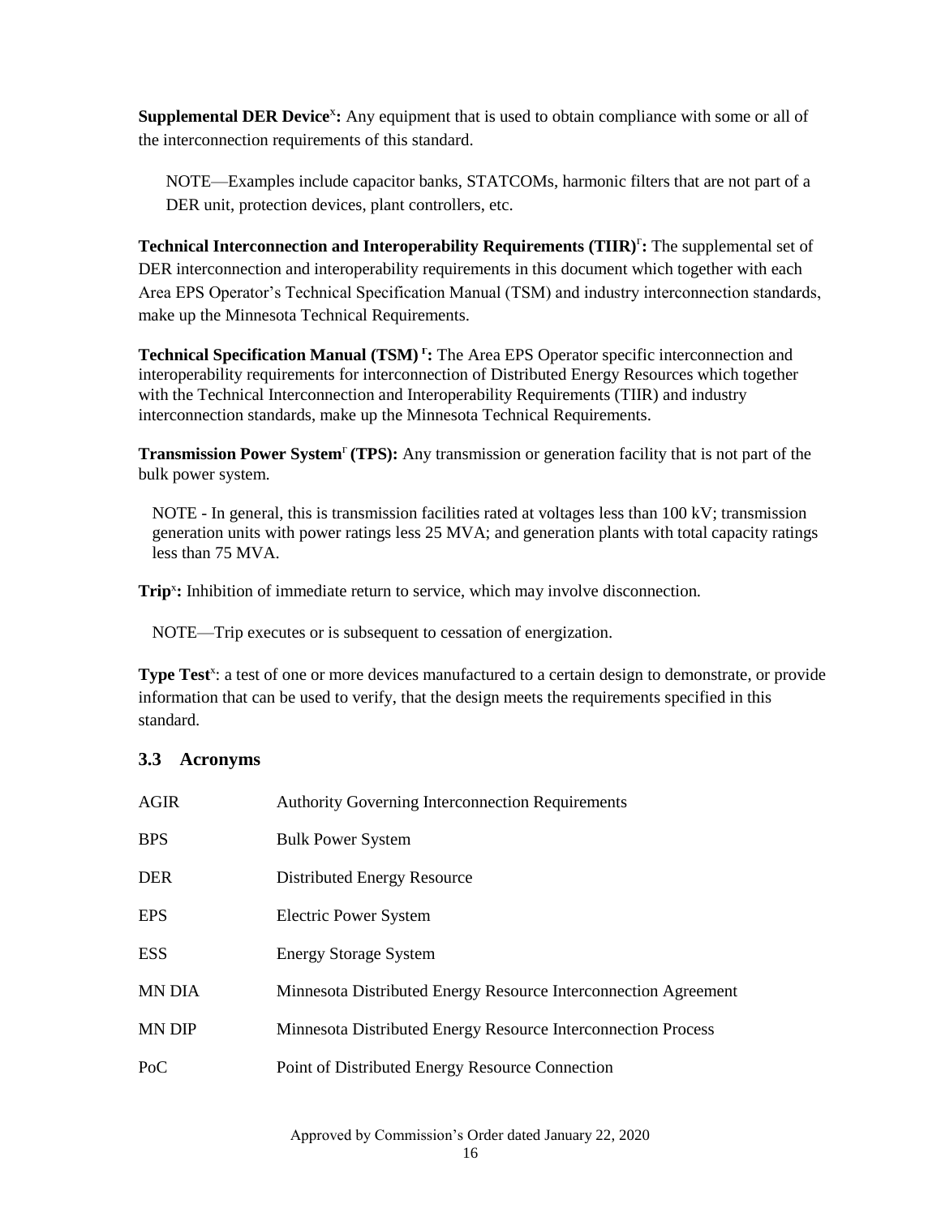**Supplemental DER Device**[x]**:** Any equipment that is used to obtain compliance with some or all of the interconnection requirements of this standard.

NOTE—Examples include capacitor banks, STATCOMs, harmonic filters that are not part of a DER unit, protection devices, plant controllers, etc.

**Technical Interconnection and Interoperability Requirements (TIIR)**[r]**:** The supplemental set of DER interconnection and interoperability requirements in this document which together with each Area EPS Operator's Technical Specification Manual (TSM) and industry interconnection standards, make up the Minnesota Technical Requirements.

**Technical Specification Manual (TSM)**[r]**:** The Area EPS Operator specific interconnection and interoperability requirements for interconnection of Distributed Energy Resources which together with the Technical Interconnection and Interoperability Requirements (TIIR) and industry interconnection standards, make up the Minnesota Technical Requirements.

**Transmission Power System**[r] **(TPS):** Any transmission or generation facility that is not part of the bulk power system.

NOTE - In general, this is transmission facilities rated at voltages less than 100 kV; transmission generation units with power ratings less 25 MVA; and generation plants with total capacity ratings less than 75 MVA.

**Trip**[x]**:** Inhibition of immediate return to service, which may involve disconnection.

NOTE—Trip executes or is subsequent to cessation of energization.

**Type Test**[x]: a test of one or more devices manufactured to a certain design to demonstrate, or provide information that can be used to verify, that the design meets the requirements specified in this standard.

## 3.3 Acronyms

| | |
|---|---|
| AGIR | Authority Governing Interconnection Requirements |
| BPS | Bulk Power System |
| DER | Distributed Energy Resource |
| EPS | Electric Power System |
| ESS | Energy Storage System |
| MN DIA | Minnesota Distributed Energy Resource Interconnection Agreement |
| MN DIP | Minnesota Distributed Energy Resource Interconnection Process |
| PoC | Point of Distributed Energy Resource Connection |

Approved by Commission's Order dated January 22, 2020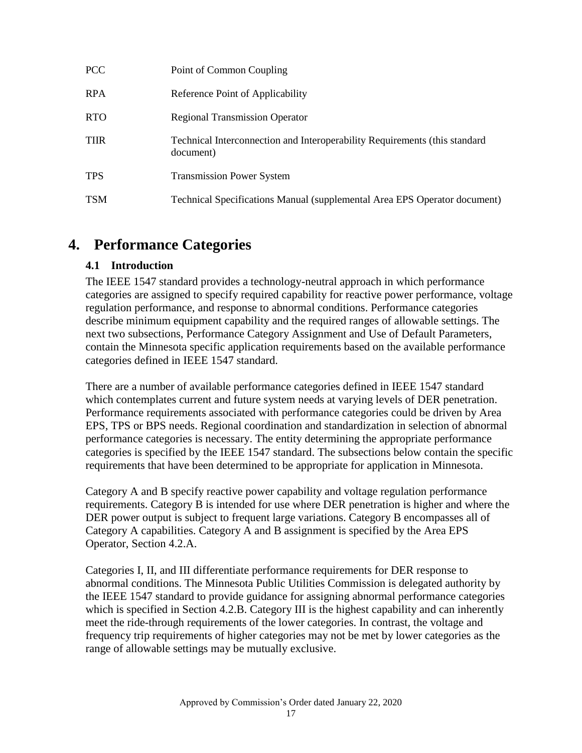| | |
|---|---|
| PCC | Point of Common Coupling |
| RPA | Reference Point of Applicability |
| RTO | Regional Transmission Operator |
| TIIR | Technical Interconnection and Interoperability Requirements (this standard document) |
| TPS | Transmission Power System |
| TSM | Technical Specifications Manual (supplemental Area EPS Operator document) |

# 4. Performance Categories

## 4.1 Introduction

The IEEE 1547 standard provides a technology-neutral approach in which performance categories are assigned to specify required capability for reactive power performance, voltage regulation performance, and response to abnormal conditions. Performance categories describe minimum equipment capability and the required ranges of allowable settings. The next two subsections, Performance Category Assignment and Use of Default Parameters, contain the Minnesota specific application requirements based on the available performance categories defined in IEEE 1547 standard.

There are a number of available performance categories defined in IEEE 1547 standard which contemplates current and future system needs at varying levels of DER penetration. Performance requirements associated with performance categories could be driven by Area EPS, TPS or BPS needs. Regional coordination and standardization in selection of abnormal performance categories is necessary. The entity determining the appropriate performance categories is specified by the IEEE 1547 standard. The subsections below contain the specific requirements that have been determined to be appropriate for application in Minnesota.

Category A and B specify reactive power capability and voltage regulation performance requirements. Category B is intended for use where DER penetration is higher and where the DER power output is subject to frequent large variations. Category B encompasses all of Category A capabilities. Category A and B assignment is specified by the Area EPS Operator, Section 4.2.A.

Categories I, II, and III differentiate performance requirements for DER response to abnormal conditions. The Minnesota Public Utilities Commission is delegated authority by the IEEE 1547 standard to provide guidance for assigning abnormal performance categories which is specified in Section 4.2.B. Category III is the highest capability and can inherently meet the ride-through requirements of the lower categories. In contrast, the voltage and frequency trip requirements of higher categories may not be met by lower categories as the range of allowable settings may be mutually exclusive.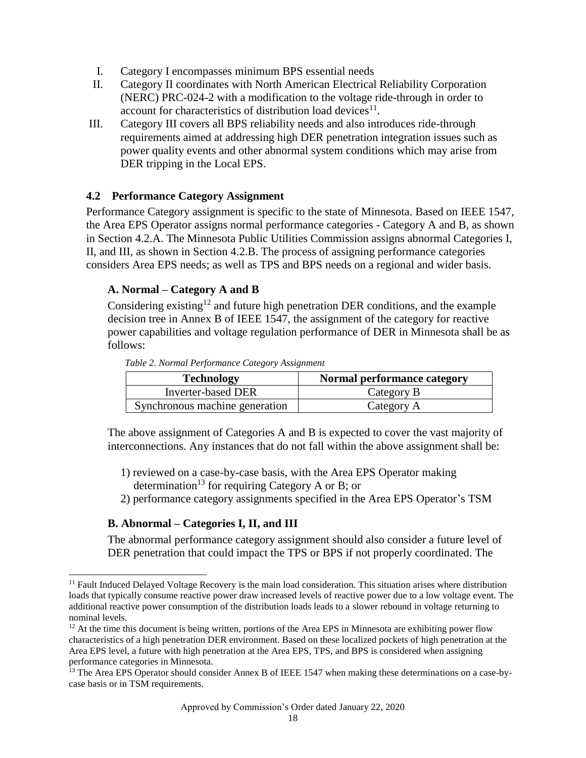I. Category I encompasses minimum BPS essential needs
II. Category II coordinates with North American Electrical Reliability Corporation (NERC) PRC-024-2 with a modification to the voltage ride-through in order to account for characteristics of distribution load devices[11].
III. Category III covers all BPS reliability needs and also introduces ride-through requirements aimed at addressing high DER penetration integration issues such as power quality events and other abnormal system conditions which may arise from DER tripping in the Local EPS.

## 4.2 Performance Category Assignment

Performance Category assignment is specific to the state of Minnesota. Based on IEEE 1547, the Area EPS Operator assigns normal performance categories - Category A and B, as shown in Section 4.2.A. The Minnesota Public Utilities Commission assigns abnormal Categories I, II, and III, as shown in Section 4.2.B. The process of assigning performance categories considers Area EPS needs; as well as TPS and BPS needs on a regional and wider basis.

### A. Normal – Category A and B

Considering existing[12] and future high penetration DER conditions, and the example decision tree in Annex B of IEEE 1547, the assignment of the category for reactive power capabilities and voltage regulation performance of DER in Minnesota shall be as follows:

*Table 2. Normal Performance Category Assignment*

| Technology | Normal performance category |
|---|---|
| Inverter-based DER | Category B |
| Synchronous machine generation | Category A |

The above assignment of Categories A and B is expected to cover the vast majority of interconnections. Any instances that do not fall within the above assignment shall be:

1) reviewed on a case-by-case basis, with the Area EPS Operator making determination[13] for requiring Category A or B; or
2) performance category assignments specified in the Area EPS Operator's TSM

### B. Abnormal – Categories I, II, and III

The abnormal performance category assignment should also consider a future level of DER penetration that could impact the TPS or BPS if not properly coordinated. The

---

[11] Fault Induced Delayed Voltage Recovery is the main load consideration. This situation arises where distribution loads that typically consume reactive power draw increased levels of reactive power due to a low voltage event. The additional reactive power consumption of the distribution loads leads to a slower rebound in voltage returning to nominal levels.

[12] At the time this document is being written, portions of the Area EPS in Minnesota are exhibiting power flow characteristics of a high penetration DER environment. Based on these localized pockets of high penetration at the Area EPS level, a future with high penetration at the Area EPS, TPS, and BPS is considered when assigning performance categories in Minnesota.

[13] The Area EPS Operator should consider Annex B of IEEE 1547 when making these determinations on a case-by-case basis or in TSM requirements.

Approved by Commission's Order dated January 22, 2020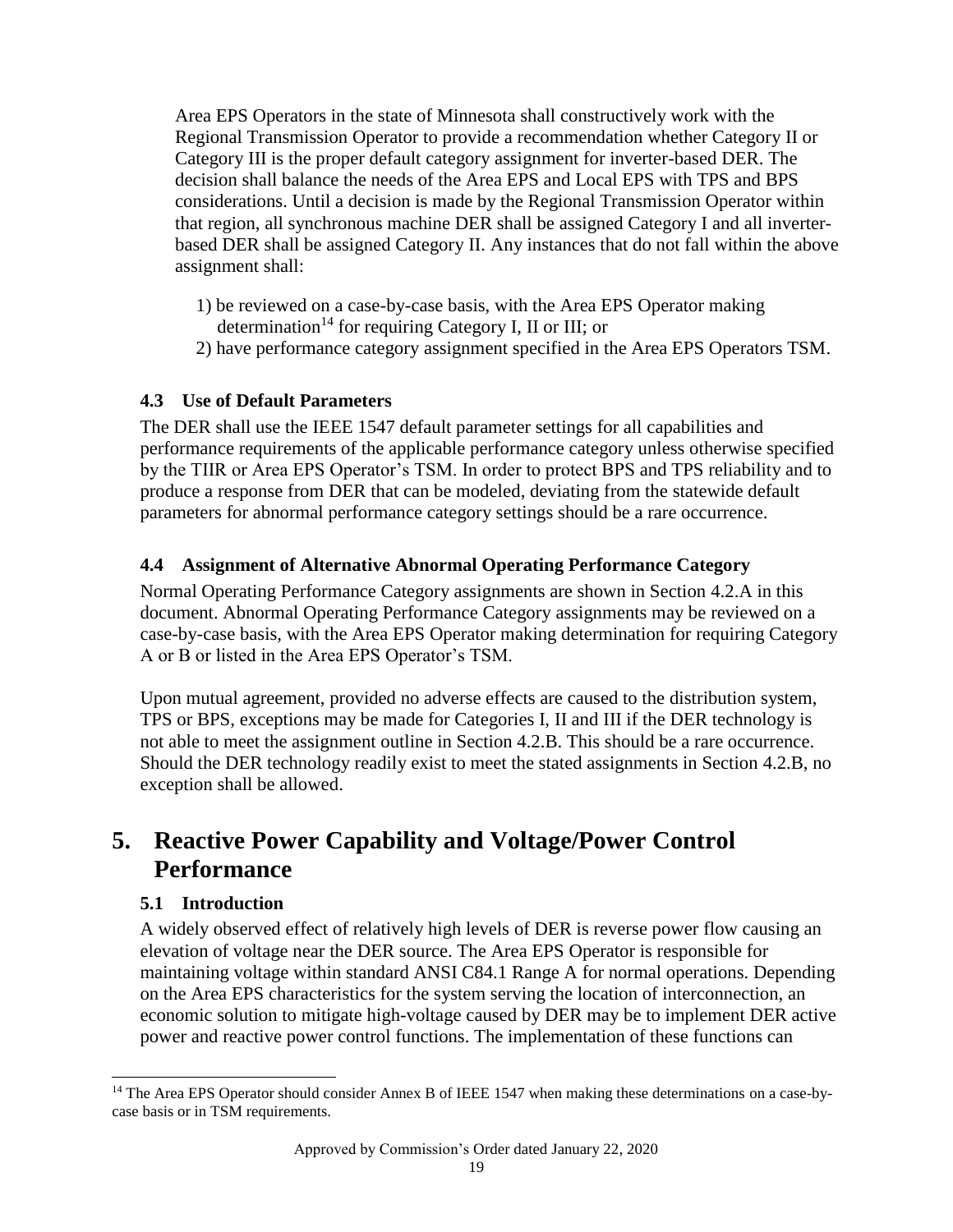Area EPS Operators in the state of Minnesota shall constructively work with the Regional Transmission Operator to provide a recommendation whether Category II or Category III is the proper default category assignment for inverter-based DER. The decision shall balance the needs of the Area EPS and Local EPS with TPS and BPS considerations. Until a decision is made by the Regional Transmission Operator within that region, all synchronous machine DER shall be assigned Category I and all inverter-based DER shall be assigned Category II. Any instances that do not fall within the above assignment shall:

1) be reviewed on a case-by-case basis, with the Area EPS Operator making determination[14] for requiring Category I, II or III; or
2) have performance category assignment specified in the Area EPS Operators TSM.

### 4.3 Use of Default Parameters

The DER shall use the IEEE 1547 default parameter settings for all capabilities and performance requirements of the applicable performance category unless otherwise specified by the TIIR or Area EPS Operator's TSM. In order to protect BPS and TPS reliability and to produce a response from DER that can be modeled, deviating from the statewide default parameters for abnormal performance category settings should be a rare occurrence.

### 4.4 Assignment of Alternative Abnormal Operating Performance Category

Normal Operating Performance Category assignments are shown in Section 4.2.A in this document. Abnormal Operating Performance Category assignments may be reviewed on a case-by-case basis, with the Area EPS Operator making determination for requiring Category A or B or listed in the Area EPS Operator's TSM.

Upon mutual agreement, provided no adverse effects are caused to the distribution system, TPS or BPS, exceptions may be made for Categories I, II and III if the DER technology is not able to meet the assignment outline in Section 4.2.B. This should be a rare occurrence. Should the DER technology readily exist to meet the stated assignments in Section 4.2.B, no exception shall be allowed.

## 5. Reactive Power Capability and Voltage/Power Control Performance

### 5.1 Introduction

A widely observed effect of relatively high levels of DER is reverse power flow causing an elevation of voltage near the DER source. The Area EPS Operator is responsible for maintaining voltage within standard ANSI C84.1 Range A for normal operations. Depending on the Area EPS characteristics for the system serving the location of interconnection, an economic solution to mitigate high-voltage caused by DER may be to implement DER active power and reactive power control functions. The implementation of these functions can

[14] The Area EPS Operator should consider Annex B of IEEE 1547 when making these determinations on a case-by-case basis or in TSM requirements.

Approved by Commission's Order dated January 22, 2020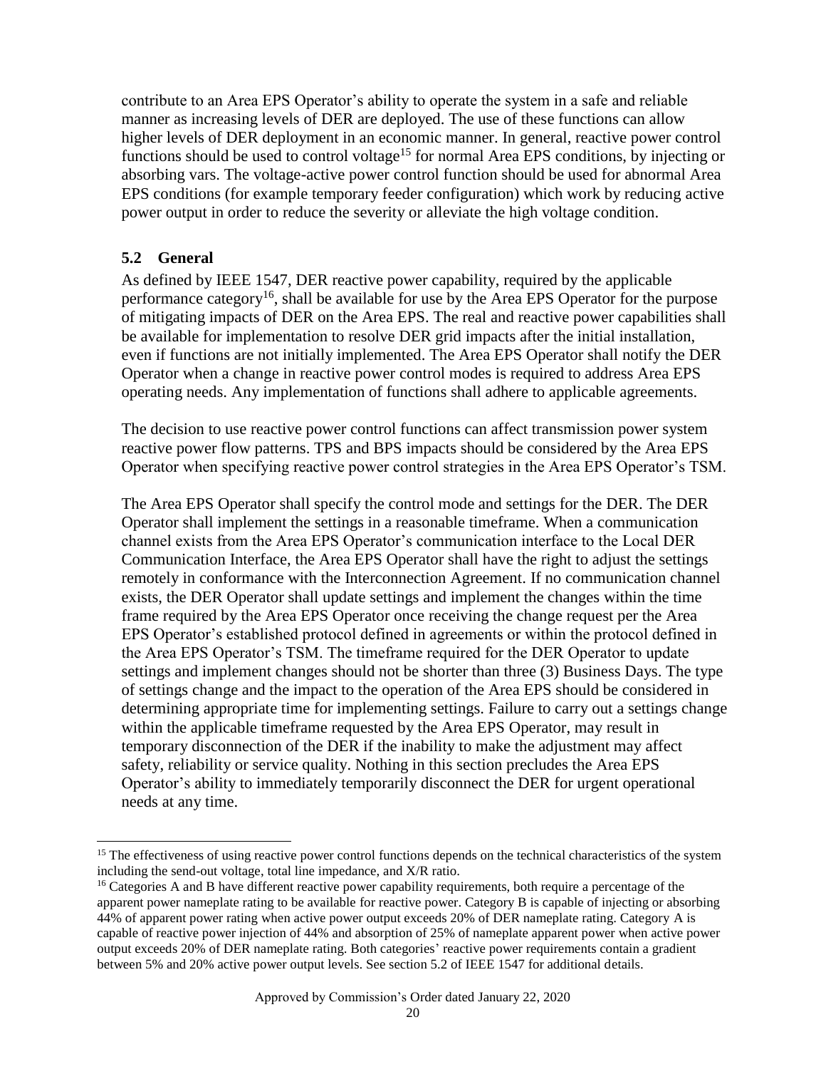contribute to an Area EPS Operator's ability to operate the system in a safe and reliable manner as increasing levels of DER are deployed. The use of these functions can allow higher levels of DER deployment in an economic manner. In general, reactive power control functions should be used to control voltage[15] for normal Area EPS conditions, by injecting or absorbing vars. The voltage-active power control function should be used for abnormal Area EPS conditions (for example temporary feeder configuration) which work by reducing active power output in order to reduce the severity or alleviate the high voltage condition.

### 5.2 General

As defined by IEEE 1547, DER reactive power capability, required by the applicable performance category[16], shall be available for use by the Area EPS Operator for the purpose of mitigating impacts of DER on the Area EPS. The real and reactive power capabilities shall be available for implementation to resolve DER grid impacts after the initial installation, even if functions are not initially implemented. The Area EPS Operator shall notify the DER Operator when a change in reactive power control modes is required to address Area EPS operating needs. Any implementation of functions shall adhere to applicable agreements.

The decision to use reactive power control functions can affect transmission power system reactive power flow patterns. TPS and BPS impacts should be considered by the Area EPS Operator when specifying reactive power control strategies in the Area EPS Operator's TSM.

The Area EPS Operator shall specify the control mode and settings for the DER. The DER Operator shall implement the settings in a reasonable timeframe. When a communication channel exists from the Area EPS Operator's communication interface to the Local DER Communication Interface, the Area EPS Operator shall have the right to adjust the settings remotely in conformance with the Interconnection Agreement. If no communication channel exists, the DER Operator shall update settings and implement the changes within the time frame required by the Area EPS Operator once receiving the change request per the Area EPS Operator's established protocol defined in agreements or within the protocol defined in the Area EPS Operator's TSM. The timeframe required for the DER Operator to update settings and implement changes should not be shorter than three (3) Business Days. The type of settings change and the impact to the operation of the Area EPS should be considered in determining appropriate time for implementing settings. Failure to carry out a settings change within the applicable timeframe requested by the Area EPS Operator, may result in temporary disconnection of the DER if the inability to make the adjustment may affect safety, reliability or service quality. Nothing in this section precludes the Area EPS Operator's ability to immediately temporarily disconnect the DER for urgent operational needs at any time.

---

[15] The effectiveness of using reactive power control functions depends on the technical characteristics of the system including the send-out voltage, total line impedance, and X/R ratio.

[16] Categories A and B have different reactive power capability requirements, both require a percentage of the apparent power nameplate rating to be available for reactive power. Category B is capable of injecting or absorbing 44% of apparent power rating when active power output exceeds 20% of DER nameplate rating. Category A is capable of reactive power injection of 44% and absorption of 25% of nameplate apparent power when active power output exceeds 20% of DER nameplate rating. Both categories' reactive power requirements contain a gradient between 5% and 20% active power output levels. See section 5.2 of IEEE 1547 for additional details.

Approved by Commission's Order dated January 22, 2020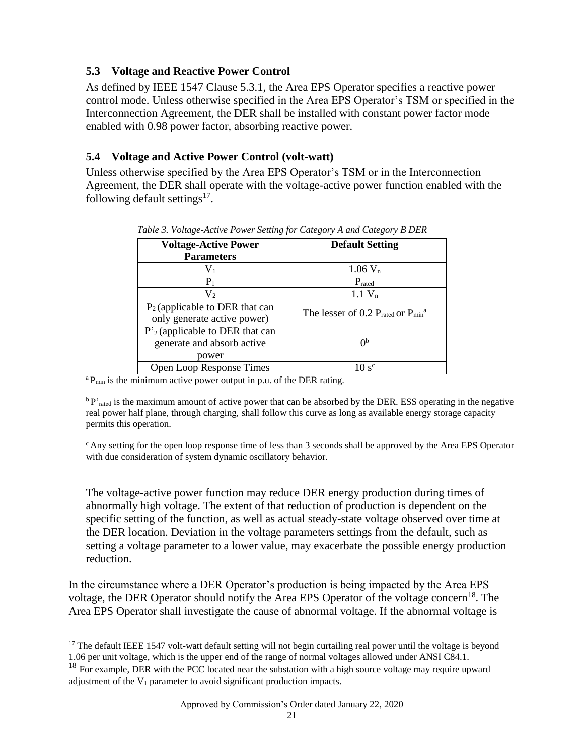### 5.3 Voltage and Reactive Power Control

As defined by IEEE 1547 Clause 5.3.1, the Area EPS Operator specifies a reactive power control mode. Unless otherwise specified in the Area EPS Operator's TSM or specified in the Interconnection Agreement, the DER shall be installed with constant power factor mode enabled with 0.98 power factor, absorbing reactive power.

### 5.4 Voltage and Active Power Control (volt-watt)

Unless otherwise specified by the Area EPS Operator's TSM or in the Interconnection Agreement, the DER shall operate with the voltage-active power function enabled with the following default settings[17].

*Table 3. Voltage-Active Power Setting for Category A and Category B DER*

| Voltage-Active Power Parameters | Default Setting |
|---|---|
| $V_1$ | $1.06\ V_n$ |
| $P_1$ | $P_{rated}$ |
| $V_2$ | $1.1\ V_n$ |
| $P_2$ (applicable to DER that can only generate active power) | The lesser of $0.2\ P_{rated}$ or $P_{min}$[a] |
| $P'_2$ (applicable to DER that can generate and absorb active power | 0[b] |
| Open Loop Response Times | 10 s[c] |

[a] $P_{min}$ is the minimum active power output in p.u. of the DER rating.

[b] $P'_{rated}$ is the maximum amount of active power that can be absorbed by the DER. ESS operating in the negative real power half plane, through charging, shall follow this curve as long as available energy storage capacity permits this operation.

[c] Any setting for the open loop response time of less than 3 seconds shall be approved by the Area EPS Operator with due consideration of system dynamic oscillatory behavior.

The voltage-active power function may reduce DER energy production during times of abnormally high voltage. The extent of that reduction of production is dependent on the specific setting of the function, as well as actual steady-state voltage observed over time at the DER location. Deviation in the voltage parameters settings from the default, such as setting a voltage parameter to a lower value, may exacerbate the possible energy production reduction.

In the circumstance where a DER Operator's production is being impacted by the Area EPS voltage, the DER Operator should notify the Area EPS Operator of the voltage concern[18]. The Area EPS Operator shall investigate the cause of abnormal voltage. If the abnormal voltage is

---

[17] The default IEEE 1547 volt-watt default setting will not begin curtailing real power until the voltage is beyond 1.06 per unit voltage, which is the upper end of the range of normal voltages allowed under ANSI C84.1.

[18] For example, DER with the PCC located near the substation with a high source voltage may require upward adjustment of the $V_1$ parameter to avoid significant production impacts.

Approved by Commission's Order dated January 22, 2020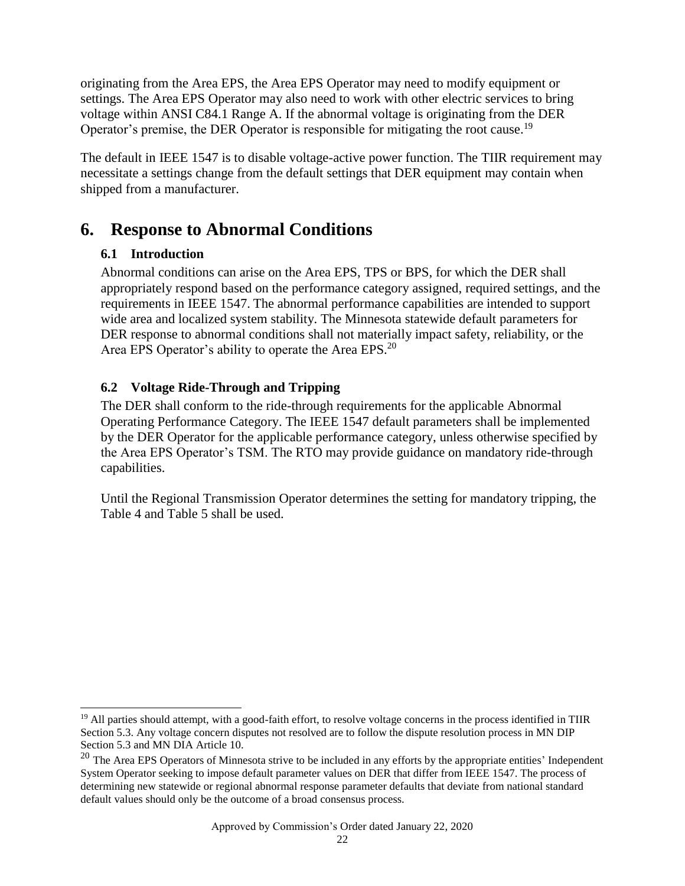originating from the Area EPS, the Area EPS Operator may need to modify equipment or settings. The Area EPS Operator may also need to work with other electric services to bring voltage within ANSI C84.1 Range A. If the abnormal voltage is originating from the DER Operator's premise, the DER Operator is responsible for mitigating the root cause.[19]

The default in IEEE 1547 is to disable voltage-active power function. The TIIR requirement may necessitate a settings change from the default settings that DER equipment may contain when shipped from a manufacturer.

# 6. Response to Abnormal Conditions

## 6.1 Introduction

Abnormal conditions can arise on the Area EPS, TPS or BPS, for which the DER shall appropriately respond based on the performance category assigned, required settings, and the requirements in IEEE 1547. The abnormal performance capabilities are intended to support wide area and localized system stability. The Minnesota statewide default parameters for DER response to abnormal conditions shall not materially impact safety, reliability, or the Area EPS Operator's ability to operate the Area EPS.[20]

## 6.2 Voltage Ride-Through and Tripping

The DER shall conform to the ride-through requirements for the applicable Abnormal Operating Performance Category. The IEEE 1547 default parameters shall be implemented by the DER Operator for the applicable performance category, unless otherwise specified by the Area EPS Operator's TSM. The RTO may provide guidance on mandatory ride-through capabilities.

Until the Regional Transmission Operator determines the setting for mandatory tripping, the Table 4 and Table 5 shall be used.

---

[19] All parties should attempt, with a good-faith effort, to resolve voltage concerns in the process identified in TIIR Section 5.3. Any voltage concern disputes not resolved are to follow the dispute resolution process in MN DIP Section 5.3 and MN DIA Article 10.

[20] The Area EPS Operators of Minnesota strive to be included in any efforts by the appropriate entities' Independent System Operator seeking to impose default parameter values on DER that differ from IEEE 1547. The process of determining new statewide or regional abnormal response parameter defaults that deviate from national standard default values should only be the outcome of a broad consensus process.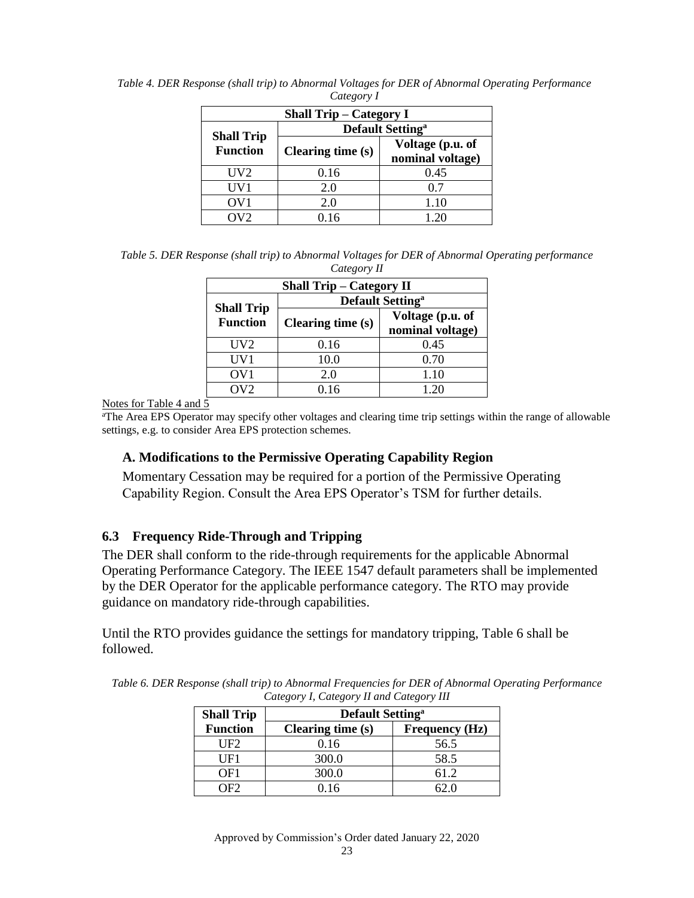*Table 4. DER Response (shall trip) to Abnormal Voltages for DER of Abnormal Operating Performance Category I*

| Shall Trip – Category I | | |
|---|---|---|
| **Shall Trip Function** | **Default Setting[a]** | |
| | **Clearing time (s)** | **Voltage (p.u. of nominal voltage)** |
| UV2 | 0.16 | 0.45 |
| UV1 | 2.0 | 0.7 |
| OV1 | 2.0 | 1.10 |
| OV2 | 0.16 | 1.20 |

*Table 5. DER Response (shall trip) to Abnormal Voltages for DER of Abnormal Operating performance Category II*

| Shall Trip – Category II | | |
|---|---|---|
| **Shall Trip Function** | **Default Setting[a]** | |
| | **Clearing time (s)** | **Voltage (p.u. of nominal voltage)** |
| UV2 | 0.16 | 0.45 |
| UV1 | 10.0 | 0.70 |
| OV1 | 2.0 | 1.10 |
| OV2 | 0.16 | 1.20 |

Notes for Table 4 and 5

[a]The Area EPS Operator may specify other voltages and clearing time trip settings within the range of allowable settings, e.g. to consider Area EPS protection schemes.

### A. Modifications to the Permissive Operating Capability Region

Momentary Cessation may be required for a portion of the Permissive Operating Capability Region. Consult the Area EPS Operator's TSM for further details.

## 6.3 Frequency Ride-Through and Tripping

The DER shall conform to the ride-through requirements for the applicable Abnormal Operating Performance Category. The IEEE 1547 default parameters shall be implemented by the DER Operator for the applicable performance category. The RTO may provide guidance on mandatory ride-through capabilities.

Until the RTO provides guidance the settings for mandatory tripping, Table 6 shall be followed.

*Table 6. DER Response (shall trip) to Abnormal Frequencies for DER of Abnormal Operating Performance Category I, Category II and Category III*

| **Shall Trip Function** | **Default Setting[a]** | |
|---|---|---|
| | **Clearing time (s)** | **Frequency (Hz)** |
| UF2 | 0.16 | 56.5 |
| UF1 | 300.0 | 58.5 |
| OF1 | 300.0 | 61.2 |
| OF2 | 0.16 | 62.0 |

Approved by Commission's Order dated January 22, 2020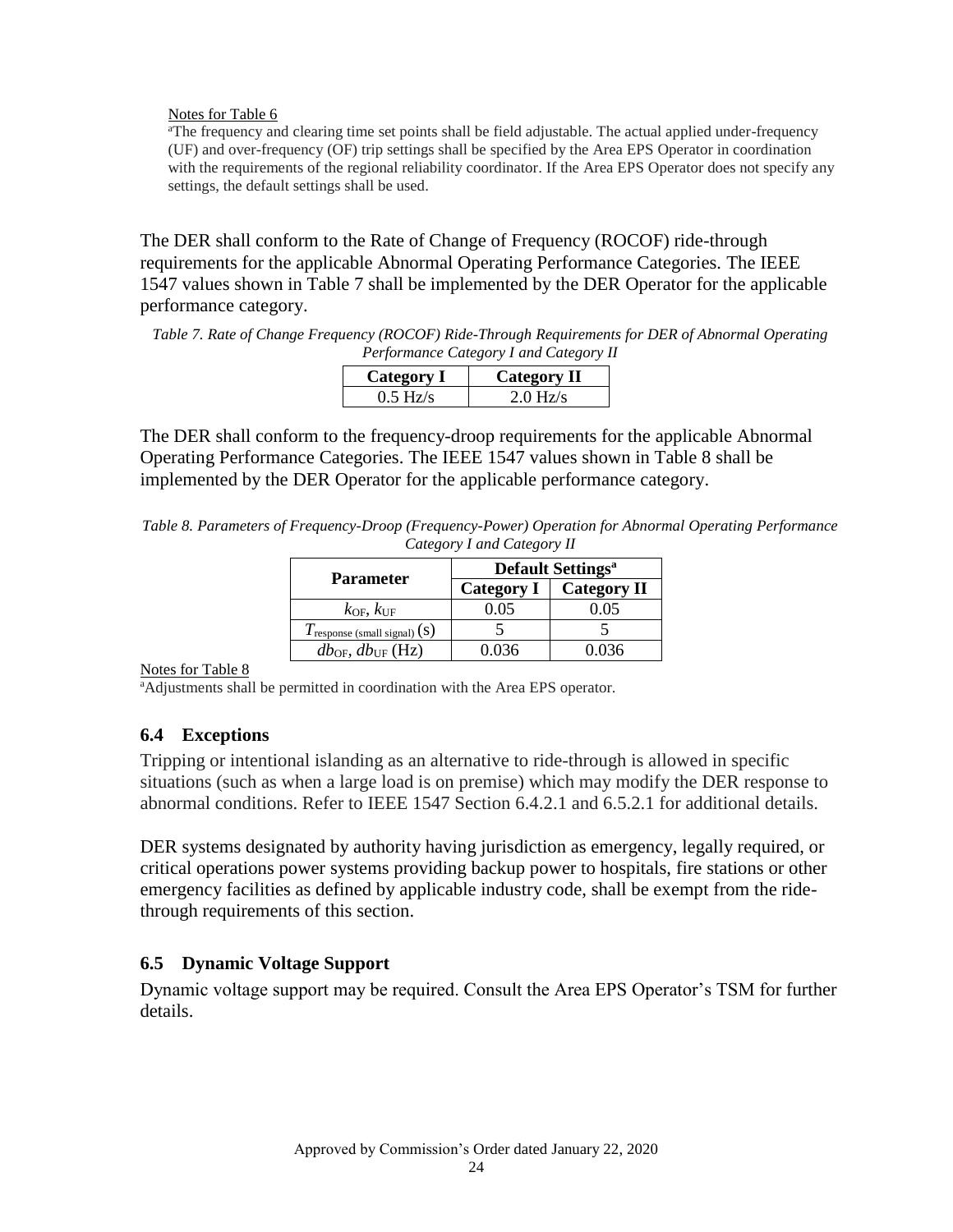Notes for Table 6

[a]The frequency and clearing time set points shall be field adjustable. The actual applied under-frequency (UF) and over-frequency (OF) trip settings shall be specified by the Area EPS Operator in coordination with the requirements of the regional reliability coordinator. If the Area EPS Operator does not specify any settings, the default settings shall be used.

The DER shall conform to the Rate of Change of Frequency (ROCOF) ride-through requirements for the applicable Abnormal Operating Performance Categories. The IEEE 1547 values shown in Table 7 shall be implemented by the DER Operator for the applicable performance category.

*Table 7. Rate of Change Frequency (ROCOF) Ride-Through Requirements for DER of Abnormal Operating Performance Category I and Category II*

| Category I | Category II |
|---|---|
| 0.5 Hz/s | 2.0 Hz/s |

The DER shall conform to the frequency-droop requirements for the applicable Abnormal Operating Performance Categories. The IEEE 1547 values shown in Table 8 shall be implemented by the DER Operator for the applicable performance category.

*Table 8. Parameters of Frequency-Droop (Frequency-Power) Operation for Abnormal Operating Performance Category I and Category II*

| Parameter | Default Settings[a] | |
|---|---|---|
| | Category I | Category II |
| $k_{OF}$, $k_{UF}$ | 0.05 | 0.05 |
| $T_{response\ (small\ signal)}$ (s) | 5 | 5 |
| $db_{OF}$, $db_{UF}$ (Hz) | 0.036 | 0.036 |

Notes for Table 8

[a]Adjustments shall be permitted in coordination with the Area EPS operator.

## 6.4 Exceptions

Tripping or intentional islanding as an alternative to ride-through is allowed in specific situations (such as when a large load is on premise) which may modify the DER response to abnormal conditions. Refer to IEEE 1547 Section 6.4.2.1 and 6.5.2.1 for additional details.

DER systems designated by authority having jurisdiction as emergency, legally required, or critical operations power systems providing backup power to hospitals, fire stations or other emergency facilities as defined by applicable industry code, shall be exempt from the ride-through requirements of this section.

## 6.5 Dynamic Voltage Support

Dynamic voltage support may be required. Consult the Area EPS Operator's TSM for further details.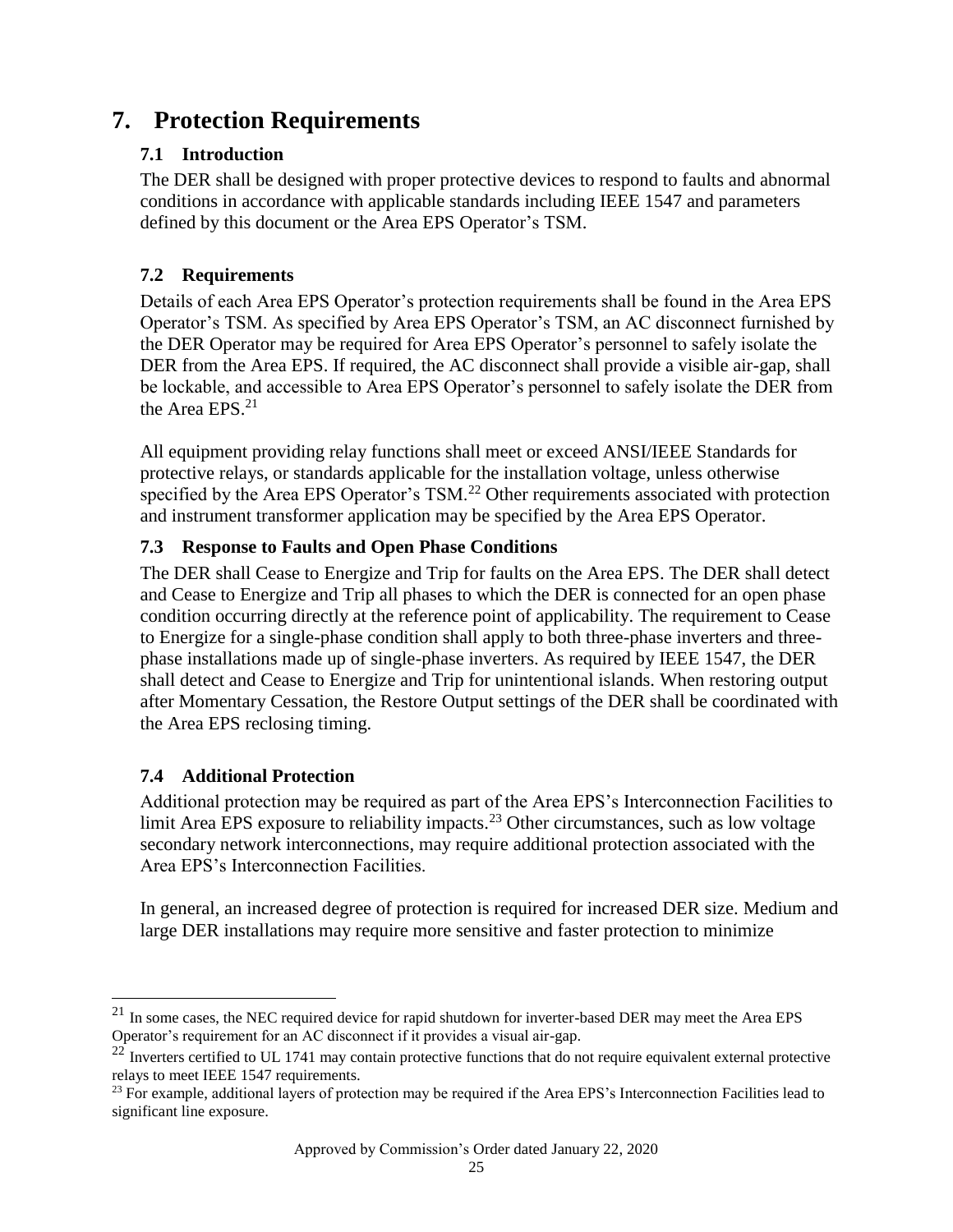# 7. Protection Requirements

## 7.1 Introduction

The DER shall be designed with proper protective devices to respond to faults and abnormal conditions in accordance with applicable standards including IEEE 1547 and parameters defined by this document or the Area EPS Operator's TSM.

## 7.2 Requirements

Details of each Area EPS Operator's protection requirements shall be found in the Area EPS Operator's TSM. As specified by Area EPS Operator's TSM, an AC disconnect furnished by the DER Operator may be required for Area EPS Operator's personnel to safely isolate the DER from the Area EPS. If required, the AC disconnect shall provide a visible air-gap, shall be lockable, and accessible to Area EPS Operator's personnel to safely isolate the DER from the Area EPS.[21]

All equipment providing relay functions shall meet or exceed ANSI/IEEE Standards for protective relays, or standards applicable for the installation voltage, unless otherwise specified by the Area EPS Operator's TSM.[22] Other requirements associated with protection and instrument transformer application may be specified by the Area EPS Operator.

## 7.3 Response to Faults and Open Phase Conditions

The DER shall Cease to Energize and Trip for faults on the Area EPS. The DER shall detect and Cease to Energize and Trip all phases to which the DER is connected for an open phase condition occurring directly at the reference point of applicability. The requirement to Cease to Energize for a single-phase condition shall apply to both three-phase inverters and three-phase installations made up of single-phase inverters. As required by IEEE 1547, the DER shall detect and Cease to Energize and Trip for unintentional islands. When restoring output after Momentary Cessation, the Restore Output settings of the DER shall be coordinated with the Area EPS reclosing timing.

## 7.4 Additional Protection

Additional protection may be required as part of the Area EPS's Interconnection Facilities to limit Area EPS exposure to reliability impacts.[23] Other circumstances, such as low voltage secondary network interconnections, may require additional protection associated with the Area EPS's Interconnection Facilities.

In general, an increased degree of protection is required for increased DER size. Medium and large DER installations may require more sensitive and faster protection to minimize

---

[21] In some cases, the NEC required device for rapid shutdown for inverter-based DER may meet the Area EPS Operator's requirement for an AC disconnect if it provides a visual air-gap.

[22] Inverters certified to UL 1741 may contain protective functions that do not require equivalent external protective relays to meet IEEE 1547 requirements.

[23] For example, additional layers of protection may be required if the Area EPS's Interconnection Facilities lead to significant line exposure.

Approved by Commission's Order dated January 22, 2020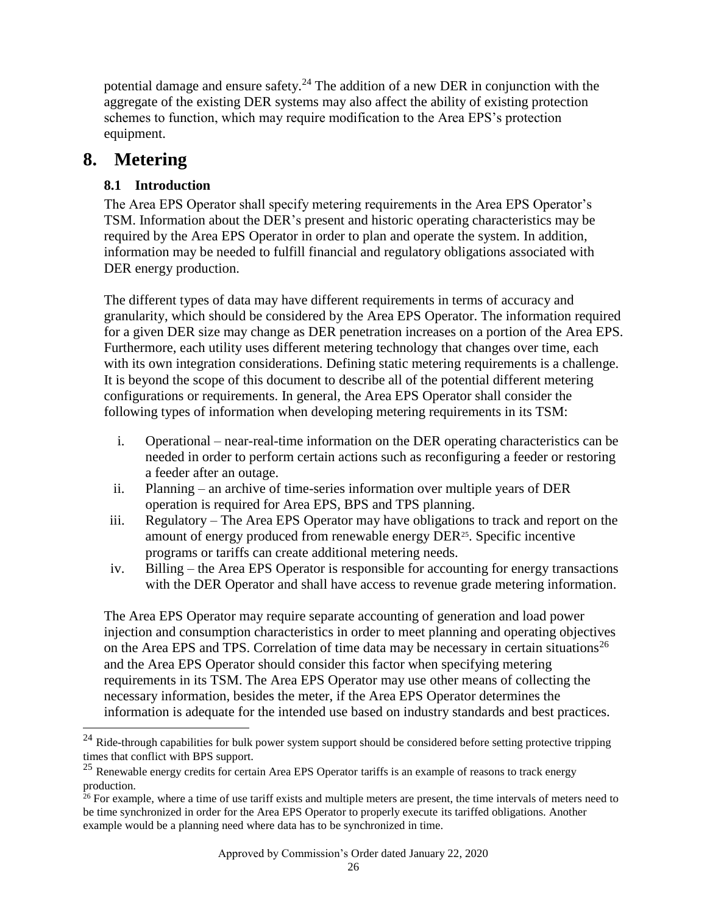potential damage and ensure safety.[24] The addition of a new DER in conjunction with the aggregate of the existing DER systems may also affect the ability of existing protection schemes to function, which may require modification to the Area EPS's protection equipment.

# 8. Metering

## 8.1 Introduction

The Area EPS Operator shall specify metering requirements in the Area EPS Operator's TSM. Information about the DER's present and historic operating characteristics may be required by the Area EPS Operator in order to plan and operate the system. In addition, information may be needed to fulfill financial and regulatory obligations associated with DER energy production.

The different types of data may have different requirements in terms of accuracy and granularity, which should be considered by the Area EPS Operator. The information required for a given DER size may change as DER penetration increases on a portion of the Area EPS. Furthermore, each utility uses different metering technology that changes over time, each with its own integration considerations. Defining static metering requirements is a challenge. It is beyond the scope of this document to describe all of the potential different metering configurations or requirements. In general, the Area EPS Operator shall consider the following types of information when developing metering requirements in its TSM:

i. Operational – near-real-time information on the DER operating characteristics can be needed in order to perform certain actions such as reconfiguring a feeder or restoring a feeder after an outage.

ii. Planning – an archive of time-series information over multiple years of DER operation is required for Area EPS, BPS and TPS planning.

iii. Regulatory – The Area EPS Operator may have obligations to track and report on the amount of energy produced from renewable energy DER[25]. Specific incentive programs or tariffs can create additional metering needs.

iv. Billing – the Area EPS Operator is responsible for accounting for energy transactions with the DER Operator and shall have access to revenue grade metering information.

The Area EPS Operator may require separate accounting of generation and load power injection and consumption characteristics in order to meet planning and operating objectives on the Area EPS and TPS. Correlation of time data may be necessary in certain situations[26] and the Area EPS Operator should consider this factor when specifying metering requirements in its TSM. The Area EPS Operator may use other means of collecting the necessary information, besides the meter, if the Area EPS Operator determines the information is adequate for the intended use based on industry standards and best practices.

---

[24] Ride-through capabilities for bulk power system support should be considered before setting protective tripping times that conflict with BPS support.

[25] Renewable energy credits for certain Area EPS Operator tariffs is an example of reasons to track energy production.

[26] For example, where a time of use tariff exists and multiple meters are present, the time intervals of meters need to be time synchronized in order for the Area EPS Operator to properly execute its tariffed obligations. Another example would be a planning need where data has to be synchronized in time.

Approved by Commission's Order dated January 22, 2020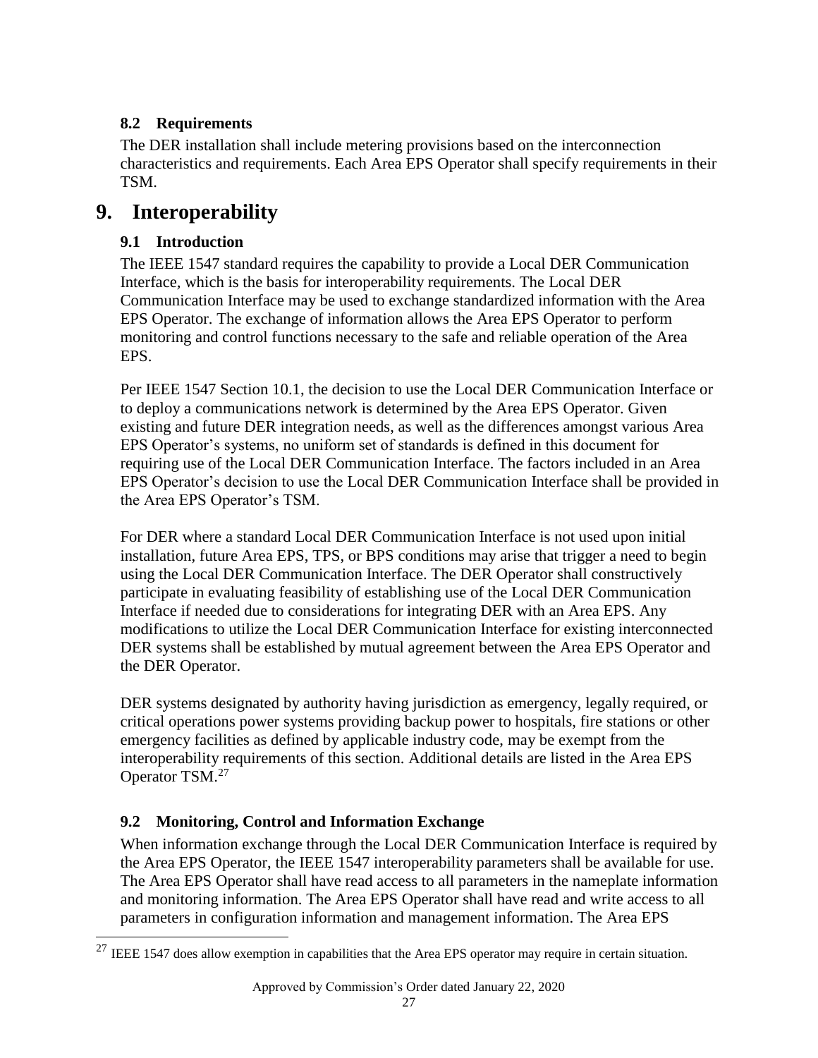### 8.2 Requirements

The DER installation shall include metering provisions based on the interconnection characteristics and requirements. Each Area EPS Operator shall specify requirements in their TSM.

## 9. Interoperability

### 9.1 Introduction

The IEEE 1547 standard requires the capability to provide a Local DER Communication Interface, which is the basis for interoperability requirements. The Local DER Communication Interface may be used to exchange standardized information with the Area EPS Operator. The exchange of information allows the Area EPS Operator to perform monitoring and control functions necessary to the safe and reliable operation of the Area EPS.

Per IEEE 1547 Section 10.1, the decision to use the Local DER Communication Interface or to deploy a communications network is determined by the Area EPS Operator. Given existing and future DER integration needs, as well as the differences amongst various Area EPS Operator's systems, no uniform set of standards is defined in this document for requiring use of the Local DER Communication Interface. The factors included in an Area EPS Operator's decision to use the Local DER Communication Interface shall be provided in the Area EPS Operator's TSM.

For DER where a standard Local DER Communication Interface is not used upon initial installation, future Area EPS, TPS, or BPS conditions may arise that trigger a need to begin using the Local DER Communication Interface. The DER Operator shall constructively participate in evaluating feasibility of establishing use of the Local DER Communication Interface if needed due to considerations for integrating DER with an Area EPS. Any modifications to utilize the Local DER Communication Interface for existing interconnected DER systems shall be established by mutual agreement between the Area EPS Operator and the DER Operator.

DER systems designated by authority having jurisdiction as emergency, legally required, or critical operations power systems providing backup power to hospitals, fire stations or other emergency facilities as defined by applicable industry code, may be exempt from the interoperability requirements of this section. Additional details are listed in the Area EPS Operator TSM.[27]

### 9.2 Monitoring, Control and Information Exchange

When information exchange through the Local DER Communication Interface is required by the Area EPS Operator, the IEEE 1547 interoperability parameters shall be available for use. The Area EPS Operator shall have read access to all parameters in the nameplate information and monitoring information. The Area EPS Operator shall have read and write access to all parameters in configuration information and management information. The Area EPS

[27] IEEE 1547 does allow exemption in capabilities that the Area EPS operator may require in certain situation.

Approved by Commission's Order dated January 22, 2020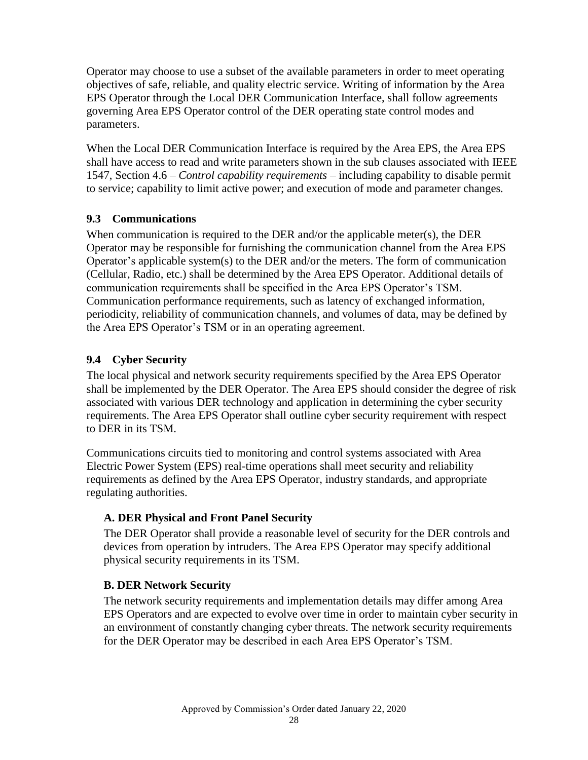Operator may choose to use a subset of the available parameters in order to meet operating objectives of safe, reliable, and quality electric service. Writing of information by the Area EPS Operator through the Local DER Communication Interface, shall follow agreements governing Area EPS Operator control of the DER operating state control modes and parameters.

When the Local DER Communication Interface is required by the Area EPS, the Area EPS shall have access to read and write parameters shown in the sub clauses associated with IEEE 1547, Section 4.6 – *Control capability requirements* – including capability to disable permit to service; capability to limit active power; and execution of mode and parameter changes.

### 9.3 Communications

When communication is required to the DER and/or the applicable meter(s), the DER Operator may be responsible for furnishing the communication channel from the Area EPS Operator's applicable system(s) to the DER and/or the meters. The form of communication (Cellular, Radio, etc.) shall be determined by the Area EPS Operator. Additional details of communication requirements shall be specified in the Area EPS Operator's TSM. Communication performance requirements, such as latency of exchanged information, periodicity, reliability of communication channels, and volumes of data, may be defined by the Area EPS Operator's TSM or in an operating agreement.

### 9.4 Cyber Security

The local physical and network security requirements specified by the Area EPS Operator shall be implemented by the DER Operator. The Area EPS should consider the degree of risk associated with various DER technology and application in determining the cyber security requirements. The Area EPS Operator shall outline cyber security requirement with respect to DER in its TSM.

Communications circuits tied to monitoring and control systems associated with Area Electric Power System (EPS) real-time operations shall meet security and reliability requirements as defined by the Area EPS Operator, industry standards, and appropriate regulating authorities.

#### A. DER Physical and Front Panel Security

The DER Operator shall provide a reasonable level of security for the DER controls and devices from operation by intruders. The Area EPS Operator may specify additional physical security requirements in its TSM.

#### B. DER Network Security

The network security requirements and implementation details may differ among Area EPS Operators and are expected to evolve over time in order to maintain cyber security in an environment of constantly changing cyber threats. The network security requirements for the DER Operator may be described in each Area EPS Operator's TSM.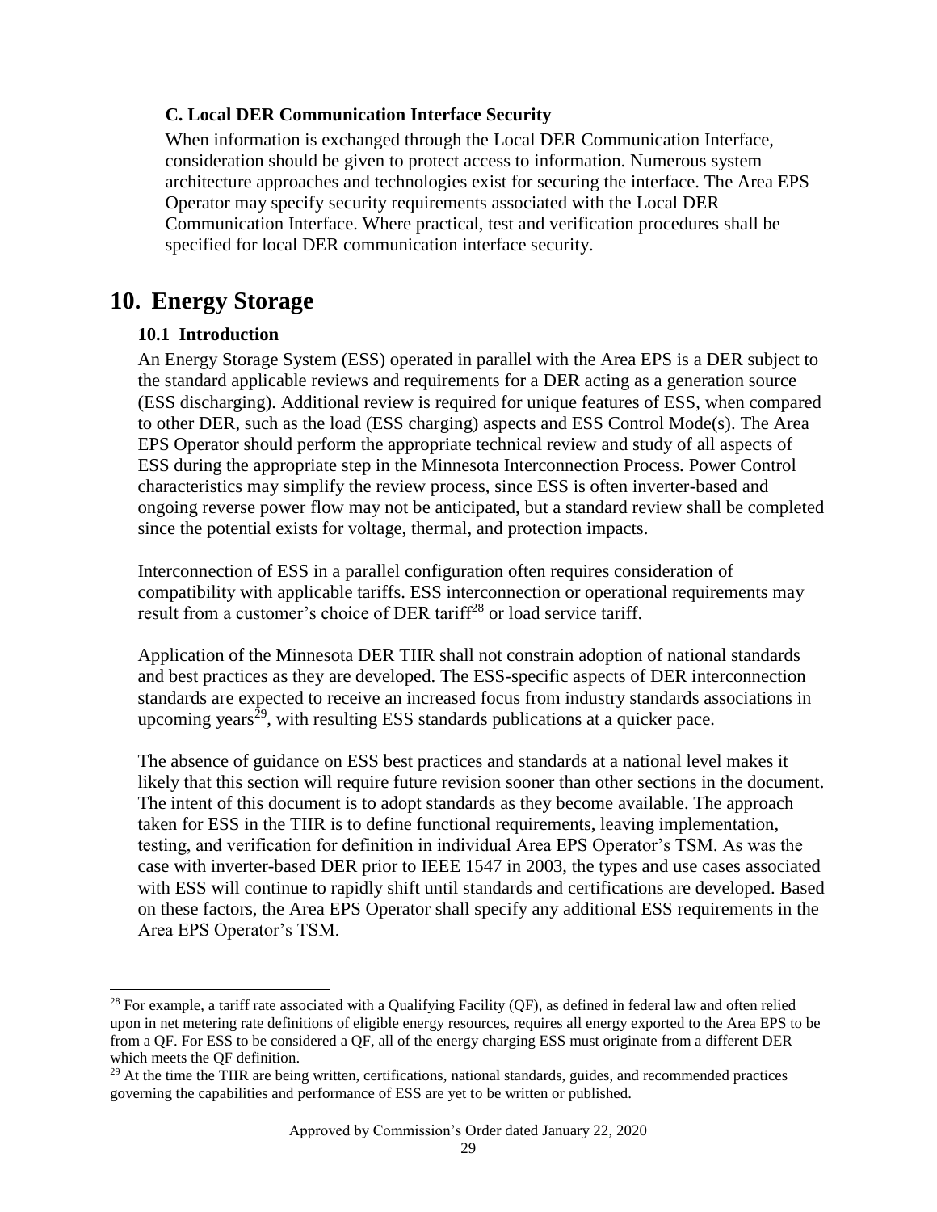### C. Local DER Communication Interface Security

When information is exchanged through the Local DER Communication Interface, consideration should be given to protect access to information. Numerous system architecture approaches and technologies exist for securing the interface. The Area EPS Operator may specify security requirements associated with the Local DER Communication Interface. Where practical, test and verification procedures shall be specified for local DER communication interface security.

# 10. Energy Storage

## 10.1 Introduction

An Energy Storage System (ESS) operated in parallel with the Area EPS is a DER subject to the standard applicable reviews and requirements for a DER acting as a generation source (ESS discharging). Additional review is required for unique features of ESS, when compared to other DER, such as the load (ESS charging) aspects and ESS Control Mode(s). The Area EPS Operator should perform the appropriate technical review and study of all aspects of ESS during the appropriate step in the Minnesota Interconnection Process. Power Control characteristics may simplify the review process, since ESS is often inverter-based and ongoing reverse power flow may not be anticipated, but a standard review shall be completed since the potential exists for voltage, thermal, and protection impacts.

Interconnection of ESS in a parallel configuration often requires consideration of compatibility with applicable tariffs. ESS interconnection or operational requirements may result from a customer's choice of DER tariff[28] or load service tariff.

Application of the Minnesota DER TIIR shall not constrain adoption of national standards and best practices as they are developed. The ESS-specific aspects of DER interconnection standards are expected to receive an increased focus from industry standards associations in upcoming years[29], with resulting ESS standards publications at a quicker pace.

The absence of guidance on ESS best practices and standards at a national level makes it likely that this section will require future revision sooner than other sections in the document. The intent of this document is to adopt standards as they become available. The approach taken for ESS in the TIIR is to define functional requirements, leaving implementation, testing, and verification for definition in individual Area EPS Operator's TSM. As was the case with inverter-based DER prior to IEEE 1547 in 2003, the types and use cases associated with ESS will continue to rapidly shift until standards and certifications are developed. Based on these factors, the Area EPS Operator shall specify any additional ESS requirements in the Area EPS Operator's TSM.

---

[28] For example, a tariff rate associated with a Qualifying Facility (QF), as defined in federal law and often relied upon in net metering rate definitions of eligible energy resources, requires all energy exported to the Area EPS to be from a QF. For ESS to be considered a QF, all of the energy charging ESS must originate from a different DER which meets the QF definition.

[29] At the time the TIIR are being written, certifications, national standards, guides, and recommended practices governing the capabilities and performance of ESS are yet to be written or published.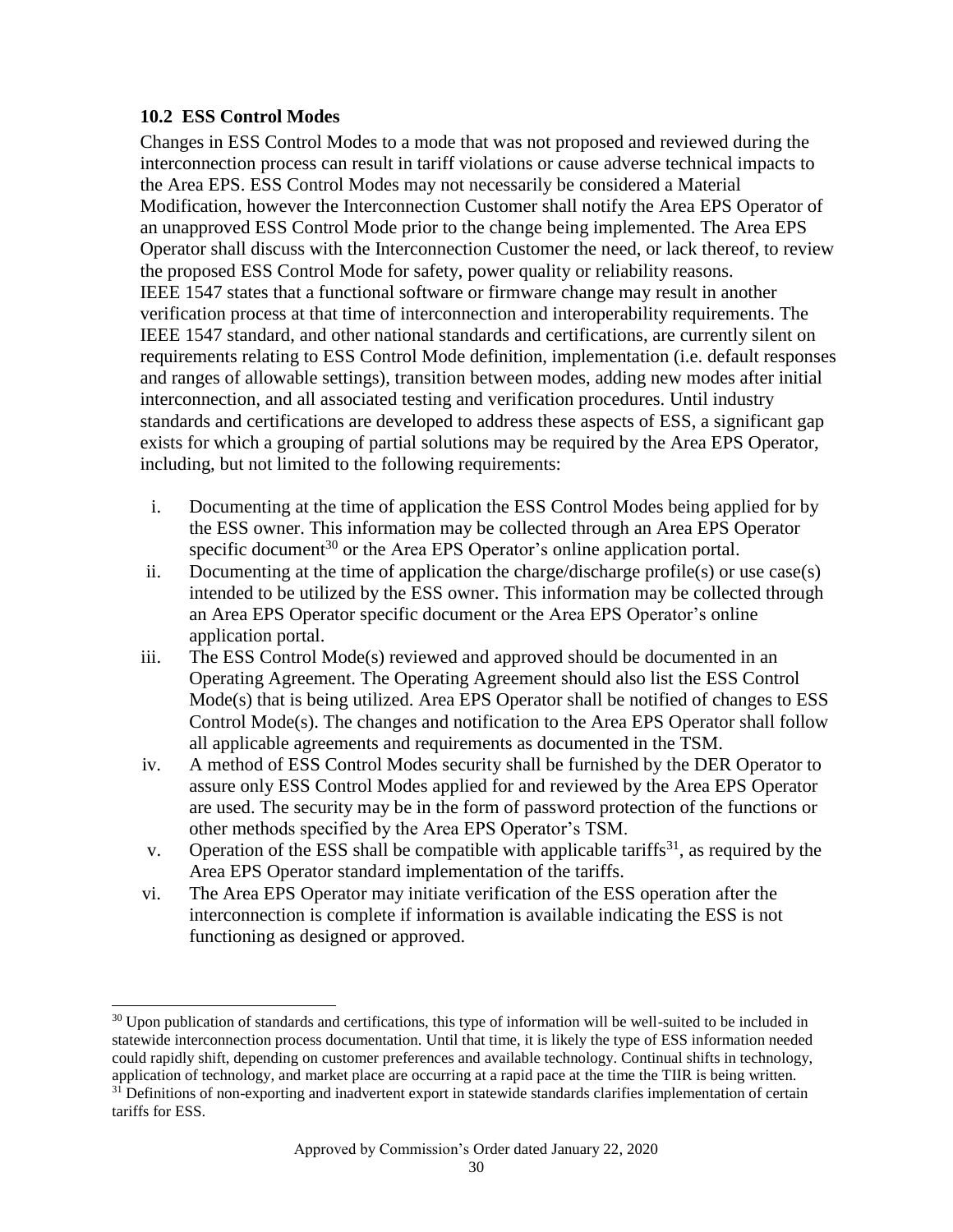### 10.2 ESS Control Modes

Changes in ESS Control Modes to a mode that was not proposed and reviewed during the interconnection process can result in tariff violations or cause adverse technical impacts to the Area EPS. ESS Control Modes may not necessarily be considered a Material Modification, however the Interconnection Customer shall notify the Area EPS Operator of an unapproved ESS Control Mode prior to the change being implemented. The Area EPS Operator shall discuss with the Interconnection Customer the need, or lack thereof, to review the proposed ESS Control Mode for safety, power quality or reliability reasons.
IEEE 1547 states that a functional software or firmware change may result in another verification process at that time of interconnection and interoperability requirements. The IEEE 1547 standard, and other national standards and certifications, are currently silent on requirements relating to ESS Control Mode definition, implementation (i.e. default responses and ranges of allowable settings), transition between modes, adding new modes after initial interconnection, and all associated testing and verification procedures. Until industry standards and certifications are developed to address these aspects of ESS, a significant gap exists for which a grouping of partial solutions may be required by the Area EPS Operator, including, but not limited to the following requirements:

- i. Documenting at the time of application the ESS Control Modes being applied for by the ESS owner. This information may be collected through an Area EPS Operator specific document[30] or the Area EPS Operator's online application portal.
- ii. Documenting at the time of application the charge/discharge profile(s) or use case(s) intended to be utilized by the ESS owner. This information may be collected through an Area EPS Operator specific document or the Area EPS Operator's online application portal.
- iii. The ESS Control Mode(s) reviewed and approved should be documented in an Operating Agreement. The Operating Agreement should also list the ESS Control Mode(s) that is being utilized. Area EPS Operator shall be notified of changes to ESS Control Mode(s). The changes and notification to the Area EPS Operator shall follow all applicable agreements and requirements as documented in the TSM.
- iv. A method of ESS Control Modes security shall be furnished by the DER Operator to assure only ESS Control Modes applied for and reviewed by the Area EPS Operator are used. The security may be in the form of password protection of the functions or other methods specified by the Area EPS Operator's TSM.
- v. Operation of the ESS shall be compatible with applicable tariffs[31], as required by the Area EPS Operator standard implementation of the tariffs.
- vi. The Area EPS Operator may initiate verification of the ESS operation after the interconnection is complete if information is available indicating the ESS is not functioning as designed or approved.

[30] Upon publication of standards and certifications, this type of information will be well-suited to be included in statewide interconnection process documentation. Until that time, it is likely the type of ESS information needed could rapidly shift, depending on customer preferences and available technology. Continual shifts in technology, application of technology, and market place are occurring at a rapid pace at the time the TIIR is being written.

[31] Definitions of non-exporting and inadvertent export in statewide standards clarifies implementation of certain tariffs for ESS.

Approved by Commission's Order dated January 22, 2020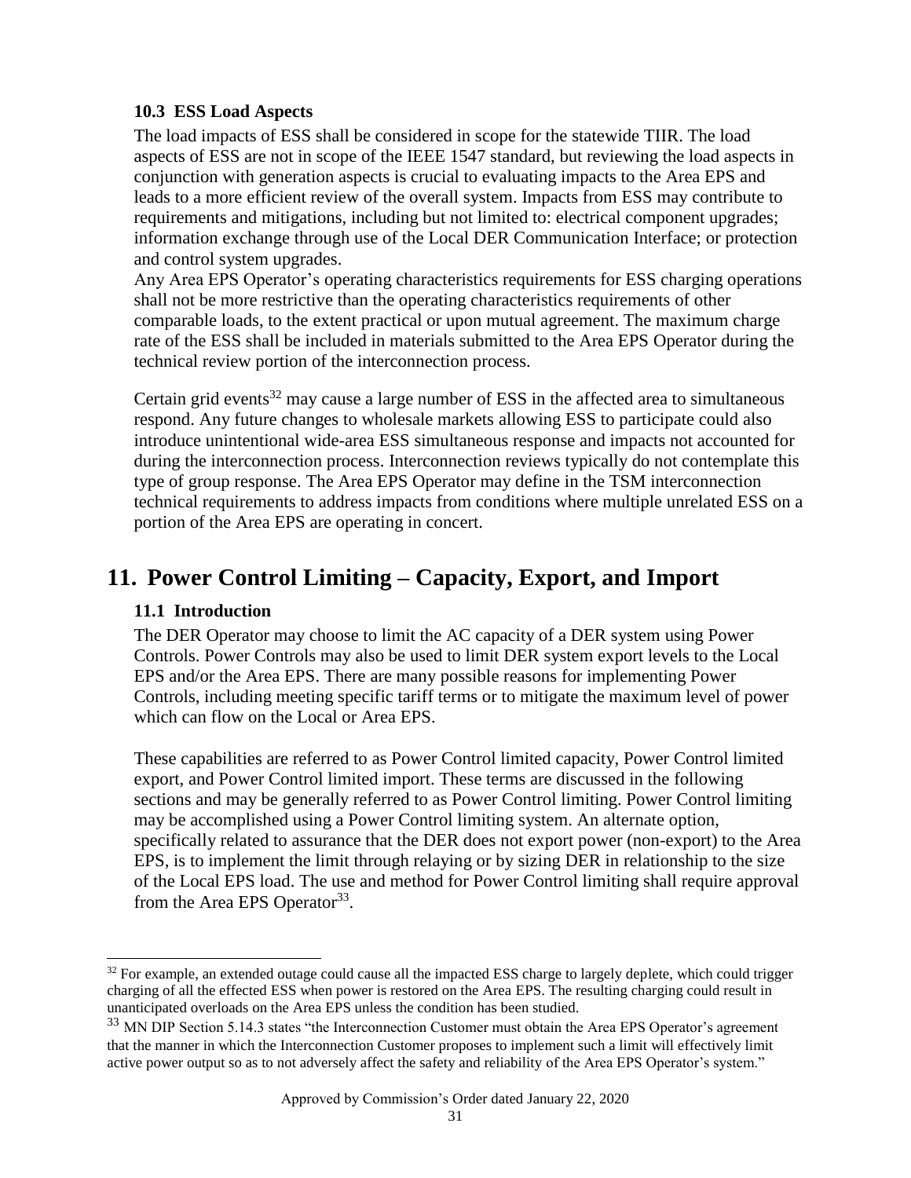### 10.3 ESS Load Aspects

The load impacts of ESS shall be considered in scope for the statewide TIIR. The load aspects of ESS are not in scope of the IEEE 1547 standard, but reviewing the load aspects in conjunction with generation aspects is crucial to evaluating impacts to the Area EPS and leads to a more efficient review of the overall system. Impacts from ESS may contribute to requirements and mitigations, including but not limited to: electrical component upgrades; information exchange through use of the Local DER Communication Interface; or protection and control system upgrades.

Any Area EPS Operator's operating characteristics requirements for ESS charging operations shall not be more restrictive than the operating characteristics requirements of other comparable loads, to the extent practical or upon mutual agreement. The maximum charge rate of the ESS shall be included in materials submitted to the Area EPS Operator during the technical review portion of the interconnection process.

Certain grid events[32] may cause a large number of ESS in the affected area to simultaneous respond. Any future changes to wholesale markets allowing ESS to participate could also introduce unintentional wide-area ESS simultaneous response and impacts not accounted for during the interconnection process. Interconnection reviews typically do not contemplate this type of group response. The Area EPS Operator may define in the TSM interconnection technical requirements to address impacts from conditions where multiple unrelated ESS on a portion of the Area EPS are operating in concert.

## 11. Power Control Limiting – Capacity, Export, and Import

### 11.1 Introduction

The DER Operator may choose to limit the AC capacity of a DER system using Power Controls. Power Controls may also be used to limit DER system export levels to the Local EPS and/or the Area EPS. There are many possible reasons for implementing Power Controls, including meeting specific tariff terms or to mitigate the maximum level of power which can flow on the Local or Area EPS.

These capabilities are referred to as Power Control limited capacity, Power Control limited export, and Power Control limited import. These terms are discussed in the following sections and may be generally referred to as Power Control limiting. Power Control limiting may be accomplished using a Power Control limiting system. An alternate option, specifically related to assurance that the DER does not export power (non-export) to the Area EPS, is to implement the limit through relaying or by sizing DER in relationship to the size of the Local EPS load. The use and method for Power Control limiting shall require approval from the Area EPS Operator[33].

---

[32] For example, an extended outage could cause all the impacted ESS charge to largely deplete, which could trigger charging of all the effected ESS when power is restored on the Area EPS. The resulting charging could result in unanticipated overloads on the Area EPS unless the condition has been studied.

[33] MN DIP Section 5.14.3 states "the Interconnection Customer must obtain the Area EPS Operator's agreement that the manner in which the Interconnection Customer proposes to implement such a limit will effectively limit active power output so as to not adversely affect the safety and reliability of the Area EPS Operator's system."

Approved by Commission's Order dated January 22, 2020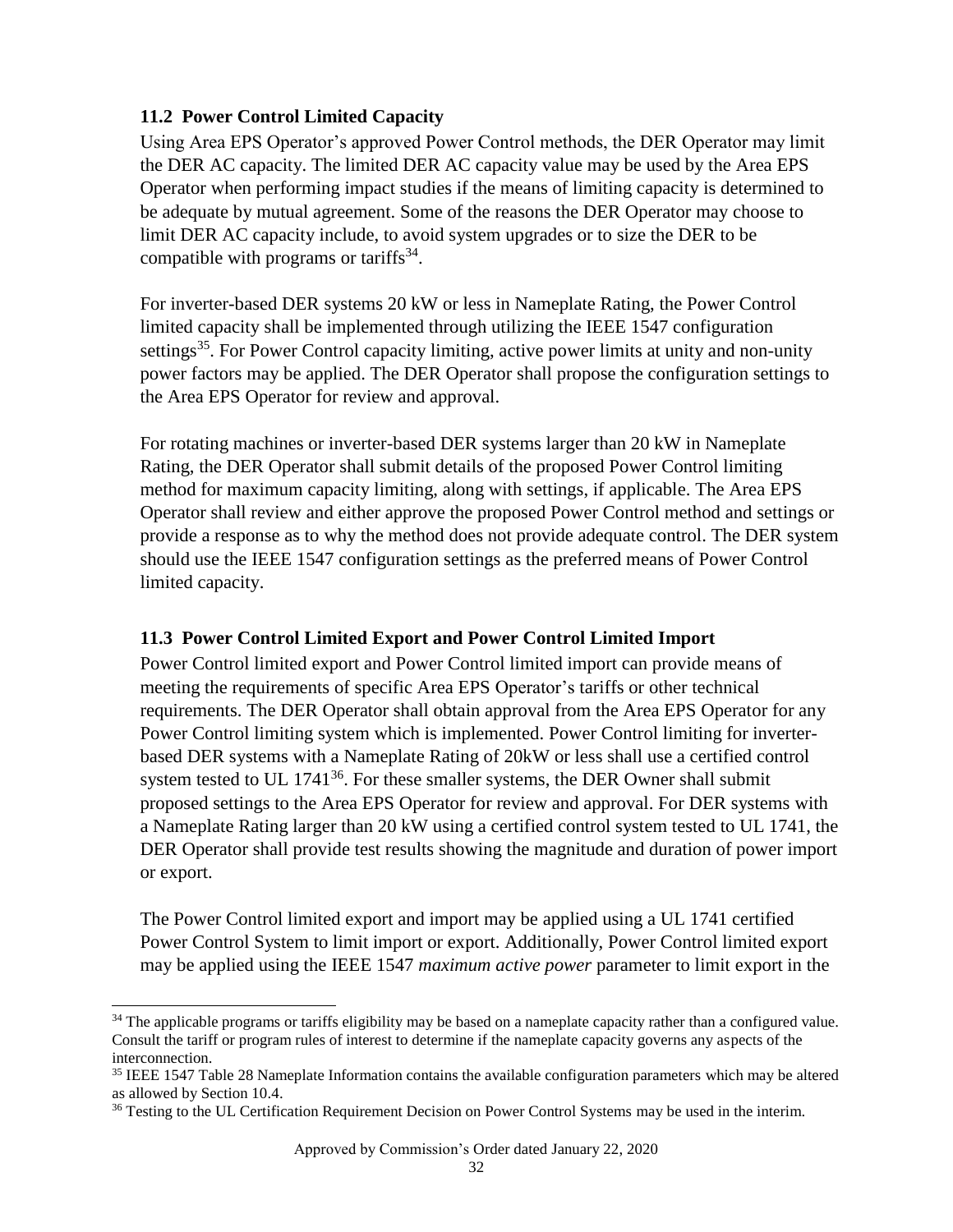### 11.2 Power Control Limited Capacity

Using Area EPS Operator's approved Power Control methods, the DER Operator may limit the DER AC capacity. The limited DER AC capacity value may be used by the Area EPS Operator when performing impact studies if the means of limiting capacity is determined to be adequate by mutual agreement. Some of the reasons the DER Operator may choose to limit DER AC capacity include, to avoid system upgrades or to size the DER to be compatible with programs or tariffs[34].

For inverter-based DER systems 20 kW or less in Nameplate Rating, the Power Control limited capacity shall be implemented through utilizing the IEEE 1547 configuration settings[35]. For Power Control capacity limiting, active power limits at unity and non-unity power factors may be applied. The DER Operator shall propose the configuration settings to the Area EPS Operator for review and approval.

For rotating machines or inverter-based DER systems larger than 20 kW in Nameplate Rating, the DER Operator shall submit details of the proposed Power Control limiting method for maximum capacity limiting, along with settings, if applicable. The Area EPS Operator shall review and either approve the proposed Power Control method and settings or provide a response as to why the method does not provide adequate control. The DER system should use the IEEE 1547 configuration settings as the preferred means of Power Control limited capacity.

### 11.3 Power Control Limited Export and Power Control Limited Import

Power Control limited export and Power Control limited import can provide means of meeting the requirements of specific Area EPS Operator's tariffs or other technical requirements. The DER Operator shall obtain approval from the Area EPS Operator for any Power Control limiting system which is implemented. Power Control limiting for inverter-based DER systems with a Nameplate Rating of 20kW or less shall use a certified control system tested to UL 1741[36]. For these smaller systems, the DER Owner shall submit proposed settings to the Area EPS Operator for review and approval. For DER systems with a Nameplate Rating larger than 20 kW using a certified control system tested to UL 1741, the DER Operator shall provide test results showing the magnitude and duration of power import or export.

The Power Control limited export and import may be applied using a UL 1741 certified Power Control System to limit import or export. Additionally, Power Control limited export may be applied using the IEEE 1547 *maximum active power* parameter to limit export in the

---

[34] The applicable programs or tariffs eligibility may be based on a nameplate capacity rather than a configured value. Consult the tariff or program rules of interest to determine if the nameplate capacity governs any aspects of the interconnection.

[35] IEEE 1547 Table 28 Nameplate Information contains the available configuration parameters which may be altered as allowed by Section 10.4.

[36] Testing to the UL Certification Requirement Decision on Power Control Systems may be used in the interim.

Approved by Commission's Order dated January 22, 2020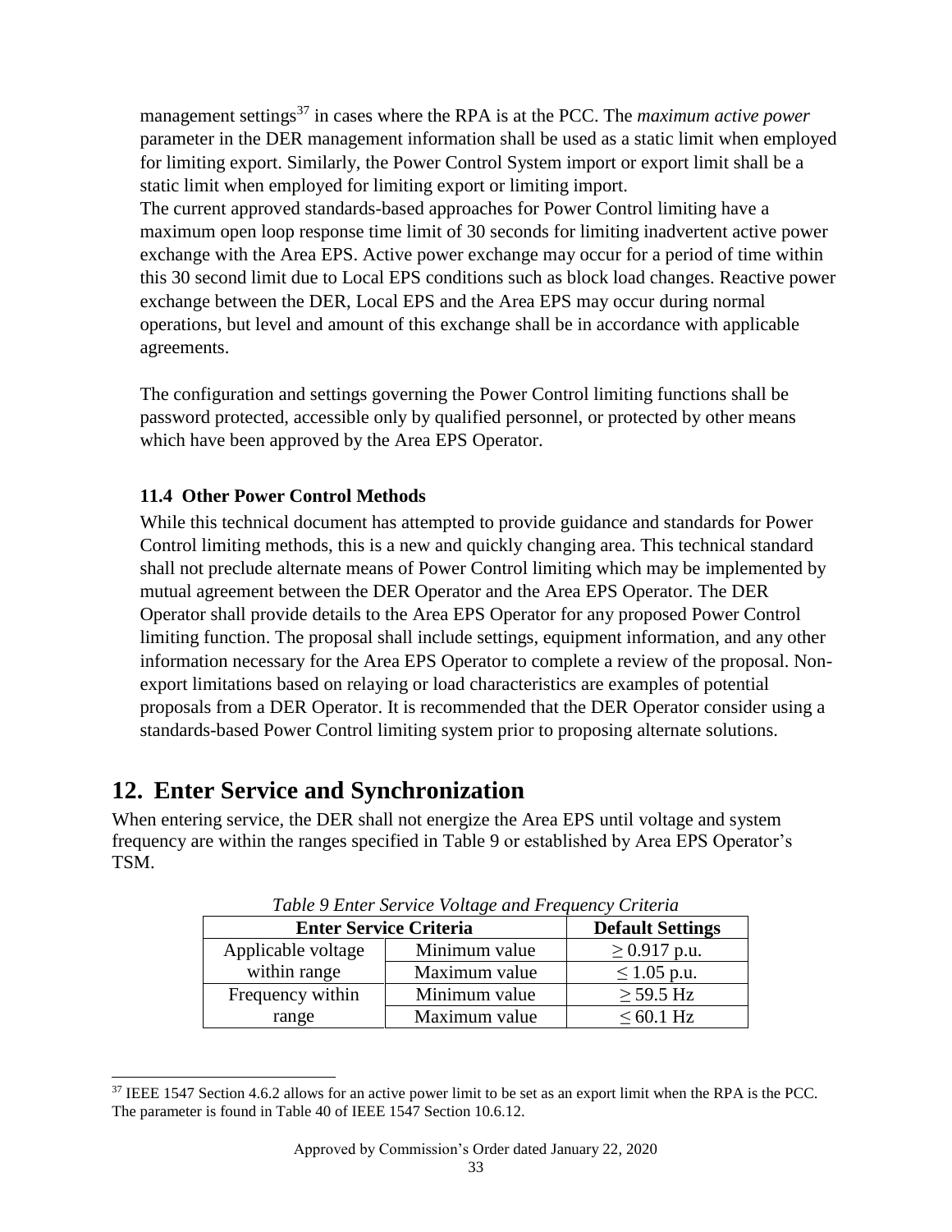management settings[37] in cases where the RPA is at the PCC. The *maximum active power* parameter in the DER management information shall be used as a static limit when employed for limiting export. Similarly, the Power Control System import or export limit shall be a static limit when employed for limiting export or limiting import.
The current approved standards-based approaches for Power Control limiting have a maximum open loop response time limit of 30 seconds for limiting inadvertent active power exchange with the Area EPS. Active power exchange may occur for a period of time within this 30 second limit due to Local EPS conditions such as block load changes. Reactive power exchange between the DER, Local EPS and the Area EPS may occur during normal operations, but level and amount of this exchange shall be in accordance with applicable agreements.

The configuration and settings governing the Power Control limiting functions shall be password protected, accessible only by qualified personnel, or protected by other means which have been approved by the Area EPS Operator.

### 11.4 Other Power Control Methods

While this technical document has attempted to provide guidance and standards for Power Control limiting methods, this is a new and quickly changing area. This technical standard shall not preclude alternate means of Power Control limiting which may be implemented by mutual agreement between the DER Operator and the Area EPS Operator. The DER Operator shall provide details to the Area EPS Operator for any proposed Power Control limiting function. The proposal shall include settings, equipment information, and any other information necessary for the Area EPS Operator to complete a review of the proposal. Non-export limitations based on relaying or load characteristics are examples of potential proposals from a DER Operator. It is recommended that the DER Operator consider using a standards-based Power Control limiting system prior to proposing alternate solutions.

## 12. Enter Service and Synchronization

When entering service, the DER shall not energize the Area EPS until voltage and system frequency are within the ranges specified in Table 9 or established by Area EPS Operator's TSM.

*Table 9 Enter Service Voltage and Frequency Criteria*

| Enter Service Criteria | | Default Settings |
|---|---|---|
| Applicable voltage within range | Minimum value | ≥ 0.917 p.u. |
| | Maximum value | ≤ 1.05 p.u. |
| Frequency within range | Minimum value | ≥ 59.5 Hz |
| | Maximum value | ≤ 60.1 Hz |

[37] IEEE 1547 Section 4.6.2 allows for an active power limit to be set as an export limit when the RPA is the PCC. The parameter is found in Table 40 of IEEE 1547 Section 10.6.12.

Approved by Commission's Order dated January 22, 2020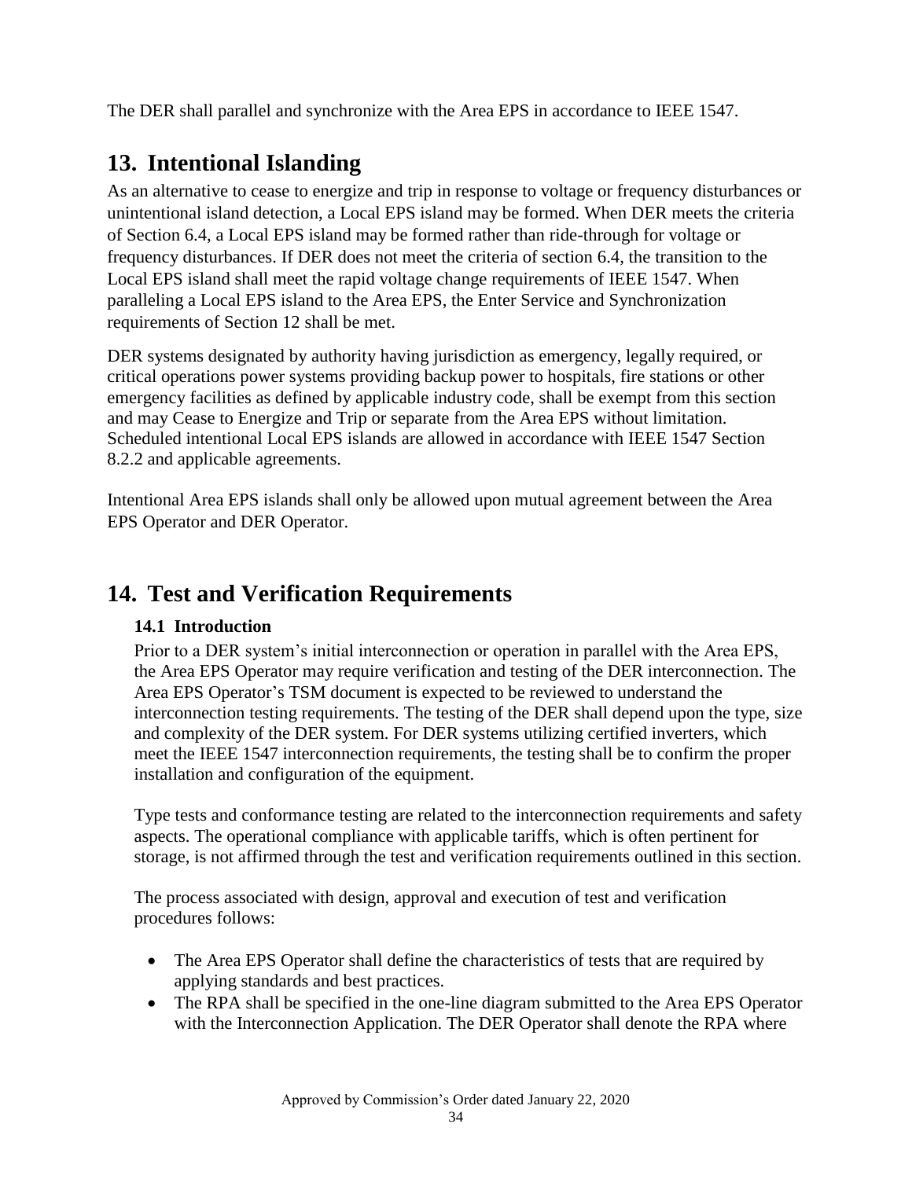The DER shall parallel and synchronize with the Area EPS in accordance to IEEE 1547.

# 13. Intentional Islanding

As an alternative to cease to energize and trip in response to voltage or frequency disturbances or unintentional island detection, a Local EPS island may be formed. When DER meets the criteria of Section 6.4, a Local EPS island may be formed rather than ride-through for voltage or frequency disturbances. If DER does not meet the criteria of section 6.4, the transition to the Local EPS island shall meet the rapid voltage change requirements of IEEE 1547. When paralleling a Local EPS island to the Area EPS, the Enter Service and Synchronization requirements of Section 12 shall be met.

DER systems designated by authority having jurisdiction as emergency, legally required, or critical operations power systems providing backup power to hospitals, fire stations or other emergency facilities as defined by applicable industry code, shall be exempt from this section and may Cease to Energize and Trip or separate from the Area EPS without limitation. Scheduled intentional Local EPS islands are allowed in accordance with IEEE 1547 Section 8.2.2 and applicable agreements.

Intentional Area EPS islands shall only be allowed upon mutual agreement between the Area EPS Operator and DER Operator.

# 14. Test and Verification Requirements

## 14.1 Introduction

Prior to a DER system's initial interconnection or operation in parallel with the Area EPS, the Area EPS Operator may require verification and testing of the DER interconnection. The Area EPS Operator's TSM document is expected to be reviewed to understand the interconnection testing requirements. The testing of the DER shall depend upon the type, size and complexity of the DER system. For DER systems utilizing certified inverters, which meet the IEEE 1547 interconnection requirements, the testing shall be to confirm the proper installation and configuration of the equipment.

Type tests and conformance testing are related to the interconnection requirements and safety aspects. The operational compliance with applicable tariffs, which is often pertinent for storage, is not affirmed through the test and verification requirements outlined in this section.

The process associated with design, approval and execution of test and verification procedures follows:

- The Area EPS Operator shall define the characteristics of tests that are required by applying standards and best practices.
- The RPA shall be specified in the one-line diagram submitted to the Area EPS Operator with the Interconnection Application. The DER Operator shall denote the RPA where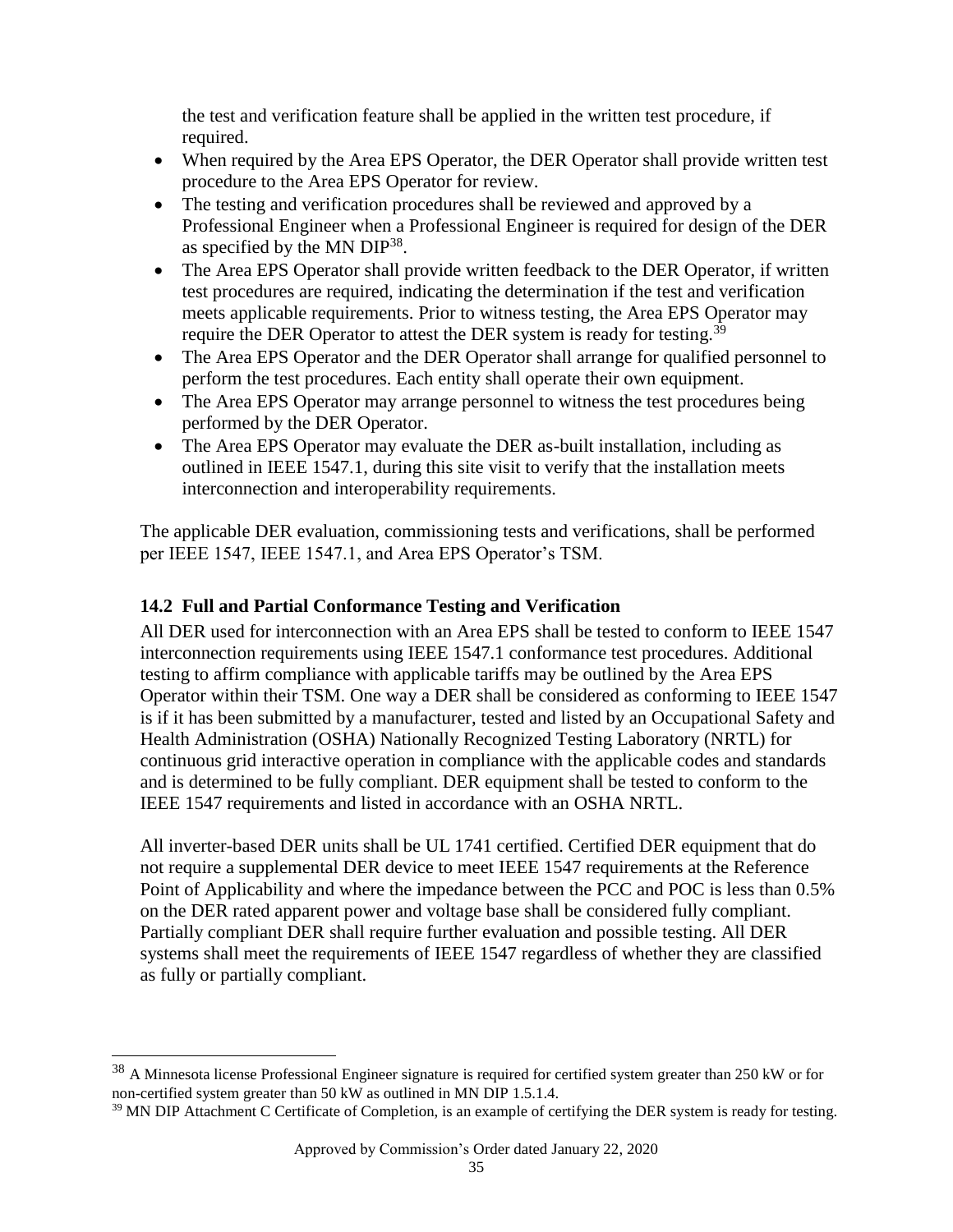the test and verification feature shall be applied in the written test procedure, if required.

- When required by the Area EPS Operator, the DER Operator shall provide written test procedure to the Area EPS Operator for review.
- The testing and verification procedures shall be reviewed and approved by a Professional Engineer when a Professional Engineer is required for design of the DER as specified by the MN DIP[38].
- The Area EPS Operator shall provide written feedback to the DER Operator, if written test procedures are required, indicating the determination if the test and verification meets applicable requirements. Prior to witness testing, the Area EPS Operator may require the DER Operator to attest the DER system is ready for testing.[39]
- The Area EPS Operator and the DER Operator shall arrange for qualified personnel to perform the test procedures. Each entity shall operate their own equipment.
- The Area EPS Operator may arrange personnel to witness the test procedures being performed by the DER Operator.
- The Area EPS Operator may evaluate the DER as-built installation, including as outlined in IEEE 1547.1, during this site visit to verify that the installation meets interconnection and interoperability requirements.

The applicable DER evaluation, commissioning tests and verifications, shall be performed per IEEE 1547, IEEE 1547.1, and Area EPS Operator's TSM.

## 14.2 Full and Partial Conformance Testing and Verification

All DER used for interconnection with an Area EPS shall be tested to conform to IEEE 1547 interconnection requirements using IEEE 1547.1 conformance test procedures. Additional testing to affirm compliance with applicable tariffs may be outlined by the Area EPS Operator within their TSM. One way a DER shall be considered as conforming to IEEE 1547 is if it has been submitted by a manufacturer, tested and listed by an Occupational Safety and Health Administration (OSHA) Nationally Recognized Testing Laboratory (NRTL) for continuous grid interactive operation in compliance with the applicable codes and standards and is determined to be fully compliant. DER equipment shall be tested to conform to the IEEE 1547 requirements and listed in accordance with an OSHA NRTL.

All inverter-based DER units shall be UL 1741 certified. Certified DER equipment that do not require a supplemental DER device to meet IEEE 1547 requirements at the Reference Point of Applicability and where the impedance between the PCC and POC is less than 0.5% on the DER rated apparent power and voltage base shall be considered fully compliant. Partially compliant DER shall require further evaluation and possible testing. All DER systems shall meet the requirements of IEEE 1547 regardless of whether they are classified as fully or partially compliant.

---

[38] A Minnesota license Professional Engineer signature is required for certified system greater than 250 kW or for non-certified system greater than 50 kW as outlined in MN DIP 1.5.1.4.

[39] MN DIP Attachment C Certificate of Completion, is an example of certifying the DER system is ready for testing.

Approved by Commission's Order dated January 22, 2020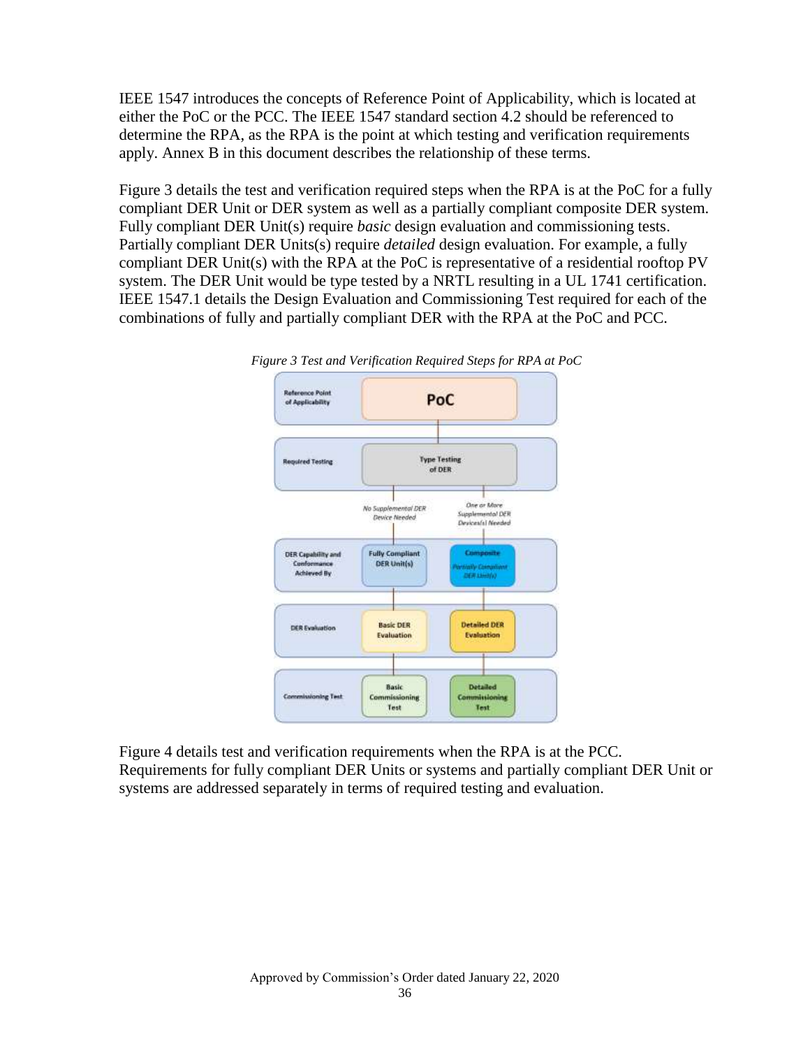IEEE 1547 introduces the concepts of Reference Point of Applicability, which is located at either the PoC or the PCC. The IEEE 1547 standard section 4.2 should be referenced to determine the RPA, as the RPA is the point at which testing and verification requirements apply. Annex B in this document describes the relationship of these terms.

Figure 3 details the test and verification required steps when the RPA is at the PoC for a fully compliant DER Unit or DER system as well as a partially compliant composite DER system. Fully compliant DER Unit(s) require *basic* design evaluation and commissioning tests. Partially compliant DER Units(s) require *detailed* design evaluation. For example, a fully compliant DER Unit(s) with the RPA at the PoC is representative of a residential rooftop PV system. The DER Unit would be type tested by a NRTL resulting in a UL 1741 certification. IEEE 1547.1 details the Design Evaluation and Commissioning Test required for each of the combinations of fully and partially compliant DER with the RPA at the PoC and PCC.

*Figure 3 Test and Verification Required Steps for RPA at PoC*

| Reference Point of Applicability | PoC | |
|---|---|---|
| Required Testing | Type Testing of DER | |
| | *No Supplemental DER Device Needed* | *One or More Supplemental DER Device(s) Needed* |
| DER Capability and Conformance Achieved By | Fully Compliant DER Unit(s) | Composite *Partially Compliant DER Unit(s)* |
| DER Evaluation | Basic DER Evaluation | Detailed DER Evaluation |
| Commissioning Test | Basic Commissioning Test | Detailed Commissioning Test |

Figure 4 details test and verification requirements when the RPA is at the PCC. Requirements for fully compliant DER Units or systems and partially compliant DER Unit or systems are addressed separately in terms of required testing and evaluation.

Approved by Commission's Order dated January 22, 2020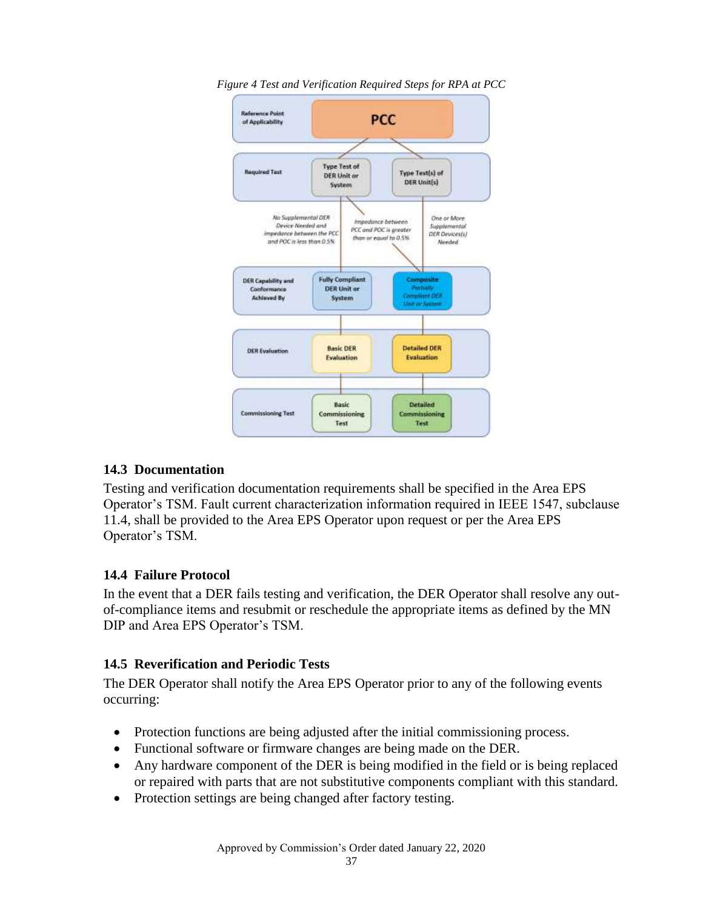*Figure 4 Test and Verification Required Steps for RPA at PCC*

### 14.3 Documentation

Testing and verification documentation requirements shall be specified in the Area EPS Operator's TSM. Fault current characterization information required in IEEE 1547, subclause 11.4, shall be provided to the Area EPS Operator upon request or per the Area EPS Operator's TSM.

### 14.4 Failure Protocol

In the event that a DER fails testing and verification, the DER Operator shall resolve any out-of-compliance items and resubmit or reschedule the appropriate items as defined by the MN DIP and Area EPS Operator's TSM.

### 14.5 Reverification and Periodic Tests

The DER Operator shall notify the Area EPS Operator prior to any of the following events occurring:

- Protection functions are being adjusted after the initial commissioning process.
- Functional software or firmware changes are being made on the DER.
- Any hardware component of the DER is being modified in the field or is being replaced or repaired with parts that are not substitutive components compliant with this standard.
- Protection settings are being changed after factory testing.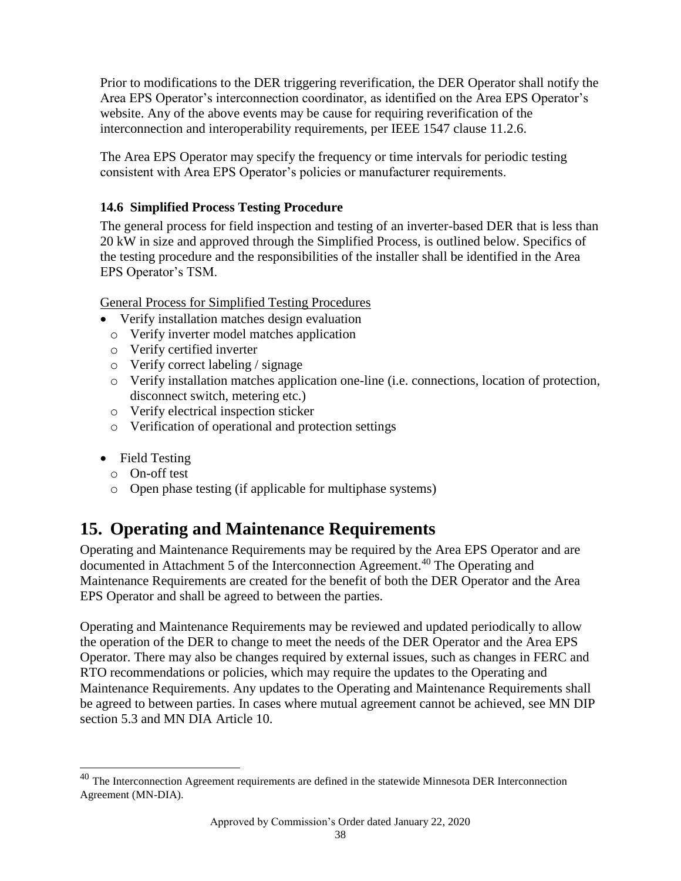Prior to modifications to the DER triggering reverification, the DER Operator shall notify the Area EPS Operator's interconnection coordinator, as identified on the Area EPS Operator's website. Any of the above events may be cause for requiring reverification of the interconnection and interoperability requirements, per IEEE 1547 clause 11.2.6.

The Area EPS Operator may specify the frequency or time intervals for periodic testing consistent with Area EPS Operator's policies or manufacturer requirements.

### 14.6 Simplified Process Testing Procedure

The general process for field inspection and testing of an inverter-based DER that is less than 20 kW in size and approved through the Simplified Process, is outlined below. Specifics of the testing procedure and the responsibilities of the installer shall be identified in the Area EPS Operator's TSM.

General Process for Simplified Testing Procedures

- Verify installation matches design evaluation
  - Verify inverter model matches application
  - Verify certified inverter
  - Verify correct labeling / signage
  - Verify installation matches application one-line (i.e. connections, location of protection, disconnect switch, metering etc.)
  - Verify electrical inspection sticker
  - Verification of operational and protection settings

- Field Testing
  - On-off test
  - Open phase testing (if applicable for multiphase systems)

## 15. Operating and Maintenance Requirements

Operating and Maintenance Requirements may be required by the Area EPS Operator and are documented in Attachment 5 of the Interconnection Agreement.[40] The Operating and Maintenance Requirements are created for the benefit of both the DER Operator and the Area EPS Operator and shall be agreed to between the parties.

Operating and Maintenance Requirements may be reviewed and updated periodically to allow the operation of the DER to change to meet the needs of the DER Operator and the Area EPS Operator. There may also be changes required by external issues, such as changes in FERC and RTO recommendations or policies, which may require the updates to the Operating and Maintenance Requirements. Any updates to the Operating and Maintenance Requirements shall be agreed to between parties. In cases where mutual agreement cannot be achieved, see MN DIP section 5.3 and MN DIA Article 10.

[40] The Interconnection Agreement requirements are defined in the statewide Minnesota DER Interconnection Agreement (MN-DIA).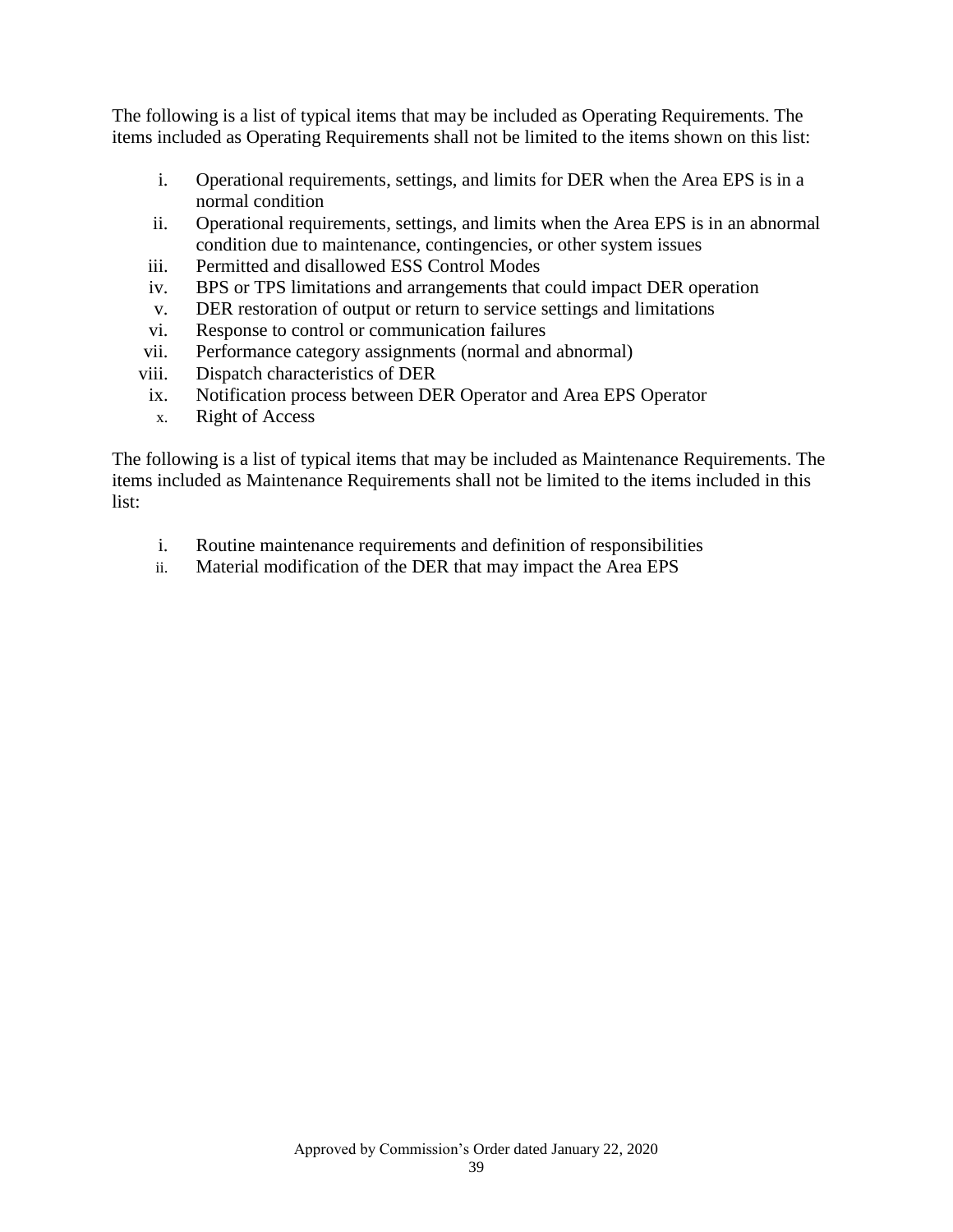The following is a list of typical items that may be included as Operating Requirements. The items included as Operating Requirements shall not be limited to the items shown on this list:

i. Operational requirements, settings, and limits for DER when the Area EPS is in a normal condition
ii. Operational requirements, settings, and limits when the Area EPS is in an abnormal condition due to maintenance, contingencies, or other system issues
iii. Permitted and disallowed ESS Control Modes
iv. BPS or TPS limitations and arrangements that could impact DER operation
v. DER restoration of output or return to service settings and limitations
vi. Response to control or communication failures
vii. Performance category assignments (normal and abnormal)
viii. Dispatch characteristics of DER
ix. Notification process between DER Operator and Area EPS Operator
x. Right of Access

The following is a list of typical items that may be included as Maintenance Requirements. The items included as Maintenance Requirements shall not be limited to the items included in this list:

i. Routine maintenance requirements and definition of responsibilities
ii. Material modification of the DER that may impact the Area EPS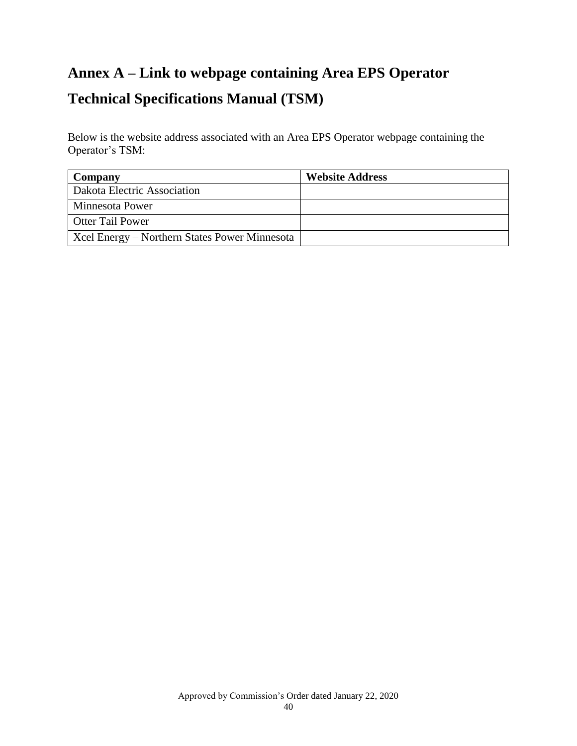# Annex A – Link to webpage containing Area EPS Operator Technical Specifications Manual (TSM)

Below is the website address associated with an Area EPS Operator webpage containing the Operator's TSM:

| Company | Website Address |
|---|---|
| Dakota Electric Association | |
| Minnesota Power | |
| Otter Tail Power | |
| Xcel Energy – Northern States Power Minnesota | |

Approved by Commission's Order dated January 22, 2020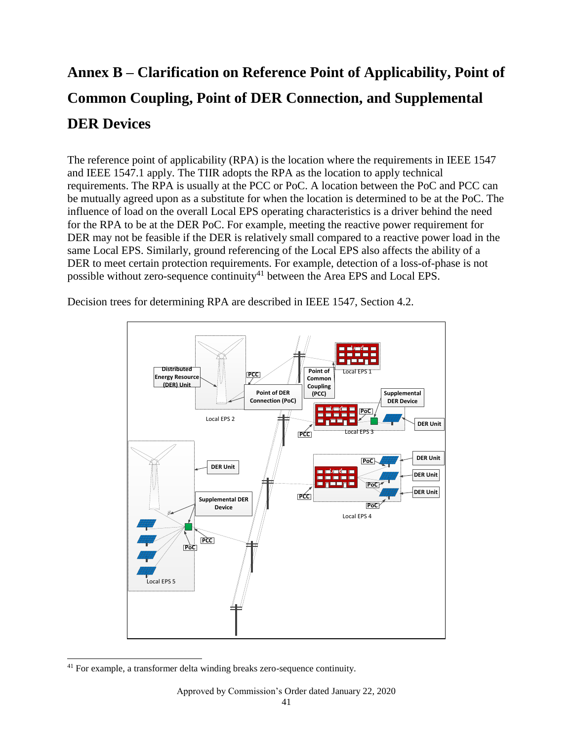# Annex B – Clarification on Reference Point of Applicability, Point of Common Coupling, Point of DER Connection, and Supplemental DER Devices

The reference point of applicability (RPA) is the location where the requirements in IEEE 1547 and IEEE 1547.1 apply. The TIIR adopts the RPA as the location to apply technical requirements. The RPA is usually at the PCC or PoC. A location between the PoC and PCC can be mutually agreed upon as a substitute for when the location is determined to be at the PoC. The influence of load on the overall Local EPS operating characteristics is a driver behind the need for the RPA to be at the DER PoC. For example, meeting the reactive power requirement for DER may not be feasible if the DER is relatively small compared to a reactive power load in the same Local EPS. Similarly, ground referencing of the Local EPS also affects the ability of a DER to meet certain protection requirements. For example, detection of a loss-of-phase is not possible without zero-sequence continuity[41] between the Area EPS and Local EPS.

Decision trees for determining RPA are described in IEEE 1547, Section 4.2.

[41] For example, a transformer delta winding breaks zero-sequence continuity.

Approved by Commission's Order dated January 22, 2020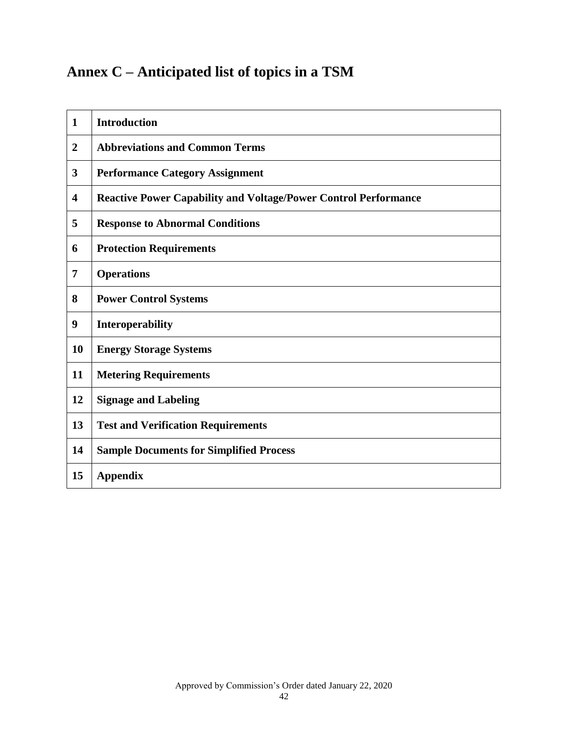## Annex C – Anticipated list of topics in a TSM

| | |
|---|---|
| **1** | **Introduction** |
| **2** | **Abbreviations and Common Terms** |
| **3** | **Performance Category Assignment** |
| **4** | **Reactive Power Capability and Voltage/Power Control Performance** |
| **5** | **Response to Abnormal Conditions** |
| **6** | **Protection Requirements** |
| **7** | **Operations** |
| **8** | **Power Control Systems** |
| **9** | **Interoperability** |
| **10** | **Energy Storage Systems** |
| **11** | **Metering Requirements** |
| **12** | **Signage and Labeling** |
| **13** | **Test and Verification Requirements** |
| **14** | **Sample Documents for Simplified Process** |
| **15** | **Appendix** |

Approved by Commission's Order dated January 22, 2020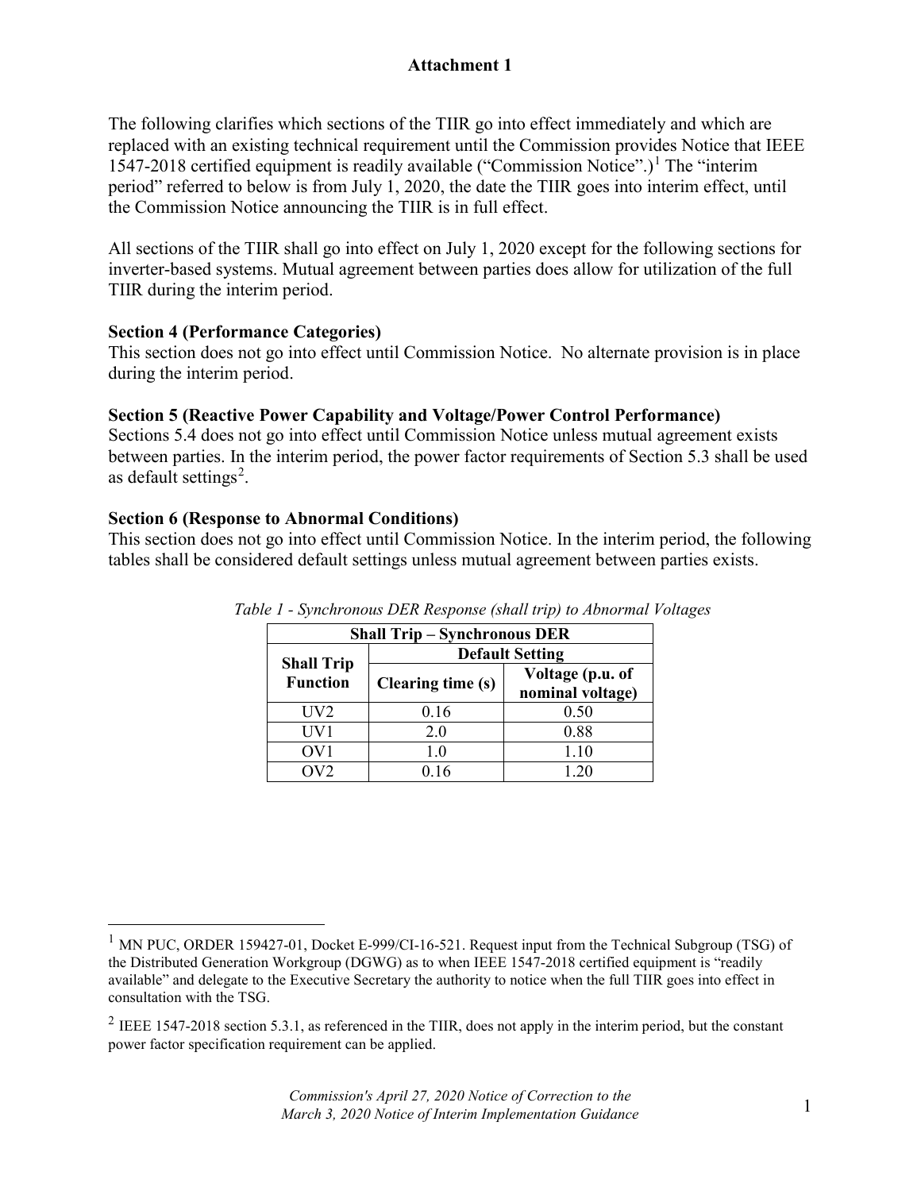# Attachment 1

The following clarifies which sections of the TIIR go into effect immediately and which are replaced with an existing technical requirement until the Commission provides Notice that IEEE 1547-2018 certified equipment is readily available ("Commission Notice".)[1] The "interim period" referred to below is from July 1, 2020, the date the TIIR goes into interim effect, until the Commission Notice announcing the TIIR is in full effect.

All sections of the TIIR shall go into effect on July 1, 2020 except for the following sections for inverter-based systems. Mutual agreement between parties does allow for utilization of the full TIIR during the interim period.

**Section 4 (Performance Categories)**
This section does not go into effect until Commission Notice. No alternate provision is in place during the interim period.

**Section 5 (Reactive Power Capability and Voltage/Power Control Performance)**
Sections 5.4 does not go into effect until Commission Notice unless mutual agreement exists between parties. In the interim period, the power factor requirements of Section 5.3 shall be used as default settings[2].

**Section 6 (Response to Abnormal Conditions)**
This section does not go into effect until Commission Notice. In the interim period, the following tables shall be considered default settings unless mutual agreement between parties exists.

*Table 1 - Synchronous DER Response (shall trip) to Abnormal Voltages*

| Shall Trip – Synchronous DER | | |
|---|---|---|
| **Shall Trip Function** | **Default Setting** | |
| | **Clearing time (s)** | **Voltage (p.u. of nominal voltage)** |
| UV2 | 0.16 | 0.50 |
| UV1 | 2.0 | 0.88 |
| OV1 | 1.0 | 1.10 |
| OV2 | 0.16 | 1.20 |

[1] MN PUC, ORDER 159427-01, Docket E-999/CI-16-521. Request input from the Technical Subgroup (TSG) of the Distributed Generation Workgroup (DGWG) as to when IEEE 1547-2018 certified equipment is "readily available" and delegate to the Executive Secretary the authority to notice when the full TIIR goes into effect in consultation with the TSG.

[2] IEEE 1547-2018 section 5.3.1, as referenced in the TIIR, does not apply in the interim period, but the constant power factor specification requirement can be applied.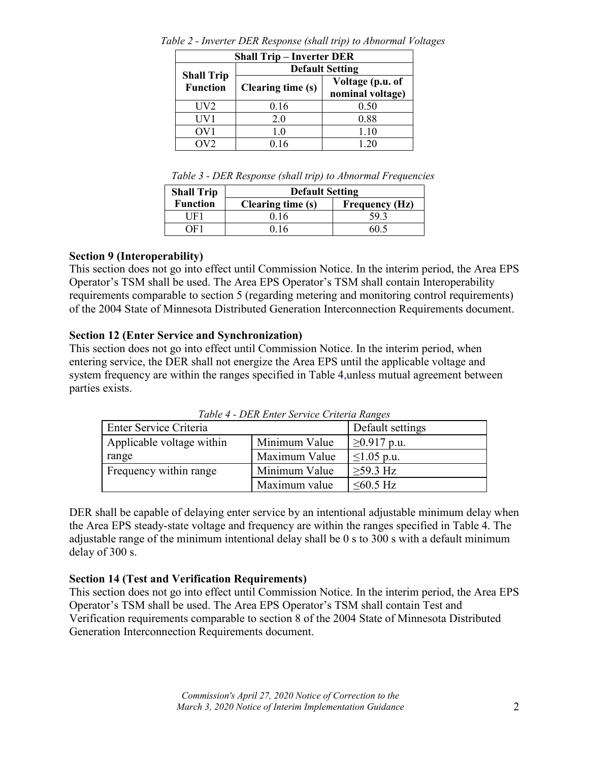*Table 2 - Inverter DER Response (shall trip) to Abnormal Voltages*

| Shall Trip – Inverter DER | | |
|---|---|---|
| **Shall Trip Function** | **Default Setting** | |
| | **Clearing time (s)** | **Voltage (p.u. of nominal voltage)** |
| UV2 | 0.16 | 0.50 |
| UV1 | 2.0 | 0.88 |
| OV1 | 1.0 | 1.10 |
| OV2 | 0.16 | 1.20 |

*Table 3 - DER Response (shall trip) to Abnormal Frequencies*

| Shall Trip Function | Default Setting | |
|---|---|---|
| | **Clearing time (s)** | **Frequency (Hz)** |
| UF1 | 0.16 | 59.3 |
| OF1 | 0.16 | 60.5 |

**Section 9 (Interoperability)**
This section does not go into effect until Commission Notice. In the interim period, the Area EPS Operator's TSM shall be used. The Area EPS Operator's TSM shall contain Interoperability requirements comparable to section 5 (regarding metering and monitoring control requirements) of the 2004 State of Minnesota Distributed Generation Interconnection Requirements document.

**Section 12 (Enter Service and Synchronization)**
This section does not go into effect until Commission Notice. In the interim period, when entering service, the DER shall not energize the Area EPS until the applicable voltage and system frequency are within the ranges specified in Table 4,unless mutual agreement between parties exists.

*Table 4 - DER Enter Service Criteria Ranges*

| Enter Service Criteria | | Default settings |
|---|---|---|
| Applicable voltage within range | Minimum Value | ≥0.917 p.u. |
| | Maximum Value | ≤1.05 p.u. |
| Frequency within range | Minimum Value | ≥59.3 Hz |
| | Maximum value | ≤60.5 Hz |

DER shall be capable of delaying enter service by an intentional adjustable minimum delay when the Area EPS steady-state voltage and frequency are within the ranges specified in Table 4. The adjustable range of the minimum intentional delay shall be 0 s to 300 s with a default minimum delay of 300 s.

**Section 14 (Test and Verification Requirements)**
This section does not go into effect until Commission Notice. In the interim period, the Area EPS Operator's TSM shall be used. The Area EPS Operator's TSM shall contain Test and Verification requirements comparable to section 8 of the 2004 State of Minnesota Distributed Generation Interconnection Requirements document.